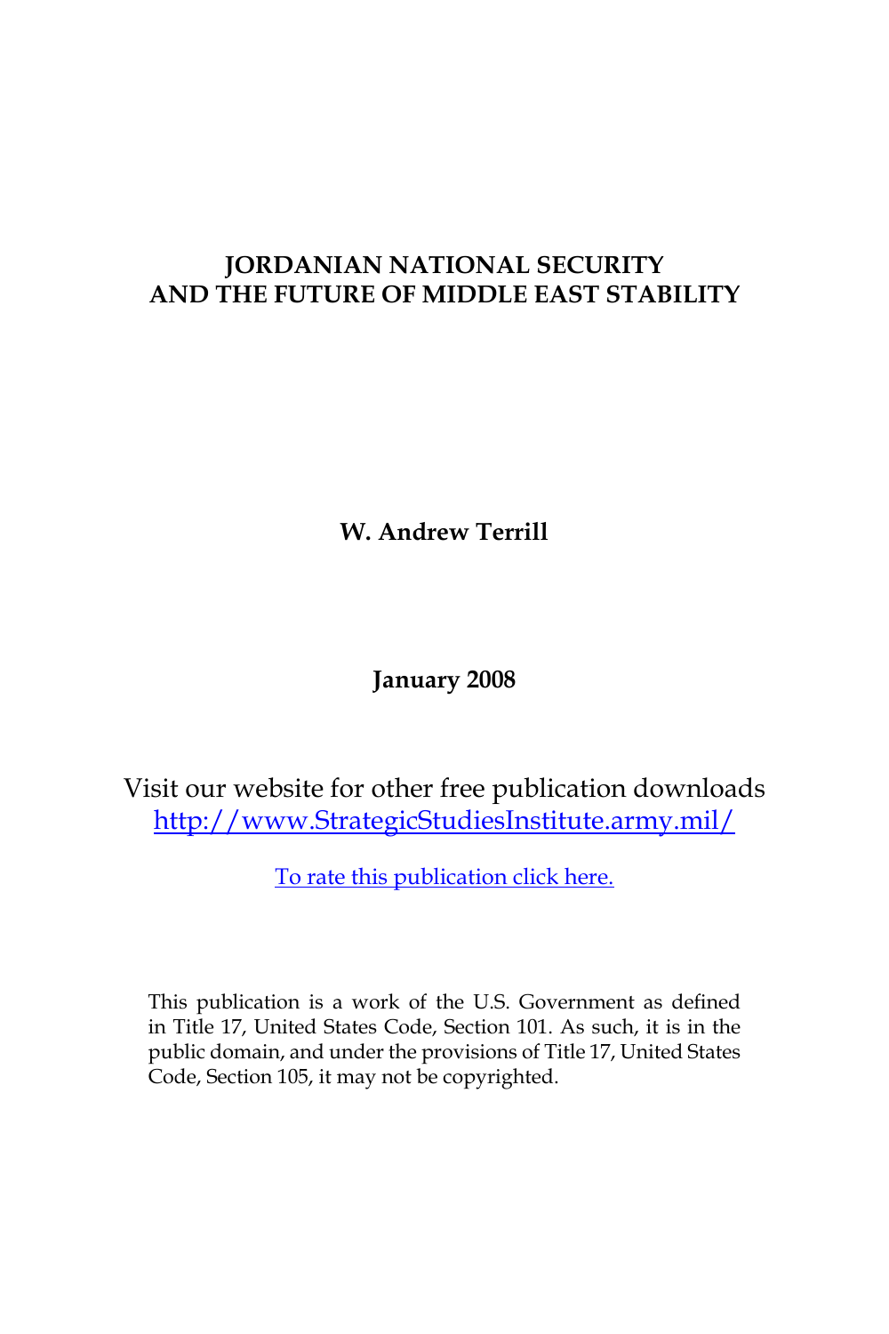# JORDANIAN NATIONAL SECURITY AND THE FUTURE OF MIDDLE EAST STABILITY

**W. Andrew Terrill**

**January 2008**

Visit our website for other free publication downloads
[http://www.StrategicStudiesInstitute.army.mil/](http://www.StrategicStudiesInstitute.army.mil/)

To rate this publication click here.

This publication is a work of the U.S. Government as defined in Title 17, United States Code, Section 101. As such, it is in the public domain, and under the provisions of Title 17, United States Code, Section 105, it may not be copyrighted.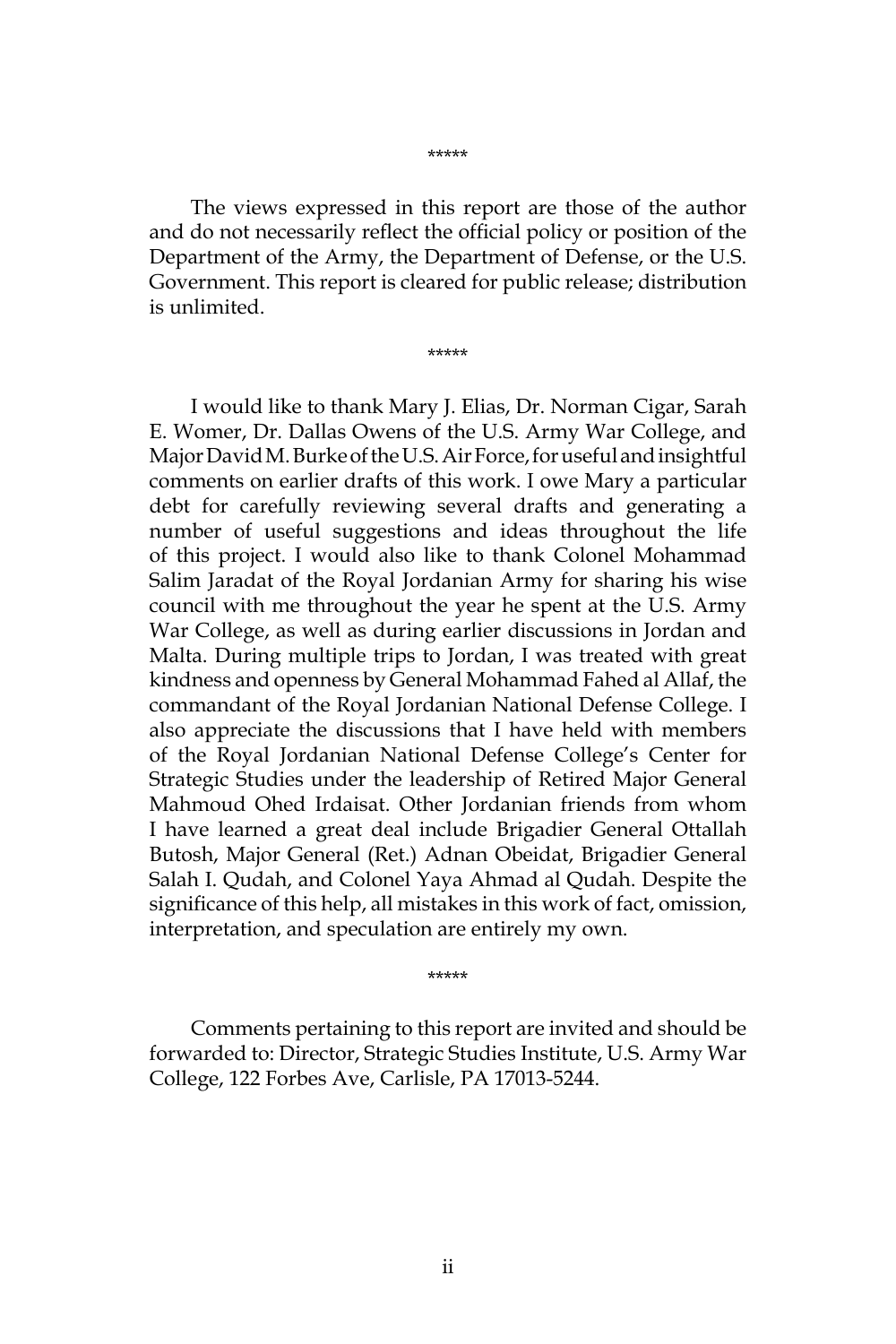*****

The views expressed in this report are those of the author and do not necessarily reflect the official policy or position of the Department of the Army, the Department of Defense, or the U.S. Government. This report is cleared for public release; distribution is unlimited.

*****

I would like to thank Mary J. Elias, Dr. Norman Cigar, Sarah E. Womer, Dr. Dallas Owens of the U.S. Army War College, and Major David M. Burke of the U.S. Air Force, for useful and insightful comments on earlier drafts of this work. I owe Mary a particular debt for carefully reviewing several drafts and generating a number of useful suggestions and ideas throughout the life of this project. I would also like to thank Colonel Mohammad Salim Jaradat of the Royal Jordanian Army for sharing his wise council with me throughout the year he spent at the U.S. Army War College, as well as during earlier discussions in Jordan and Malta. During multiple trips to Jordan, I was treated with great kindness and openness by General Mohammad Fahed al Allaf, the commandant of the Royal Jordanian National Defense College. I also appreciate the discussions that I have held with members of the Royal Jordanian National Defense College's Center for Strategic Studies under the leadership of Retired Major General Mahmoud Ohed Irdaisat. Other Jordanian friends from whom I have learned a great deal include Brigadier General Ottallah Butosh, Major General (Ret.) Adnan Obeidat, Brigadier General Salah I. Qudah, and Colonel Yaya Ahmad al Qudah. Despite the significance of this help, all mistakes in this work of fact, omission, interpretation, and speculation are entirely my own.

*****

Comments pertaining to this report are invited and should be forwarded to: Director, Strategic Studies Institute, U.S. Army War College, 122 Forbes Ave, Carlisle, PA 17013-5244.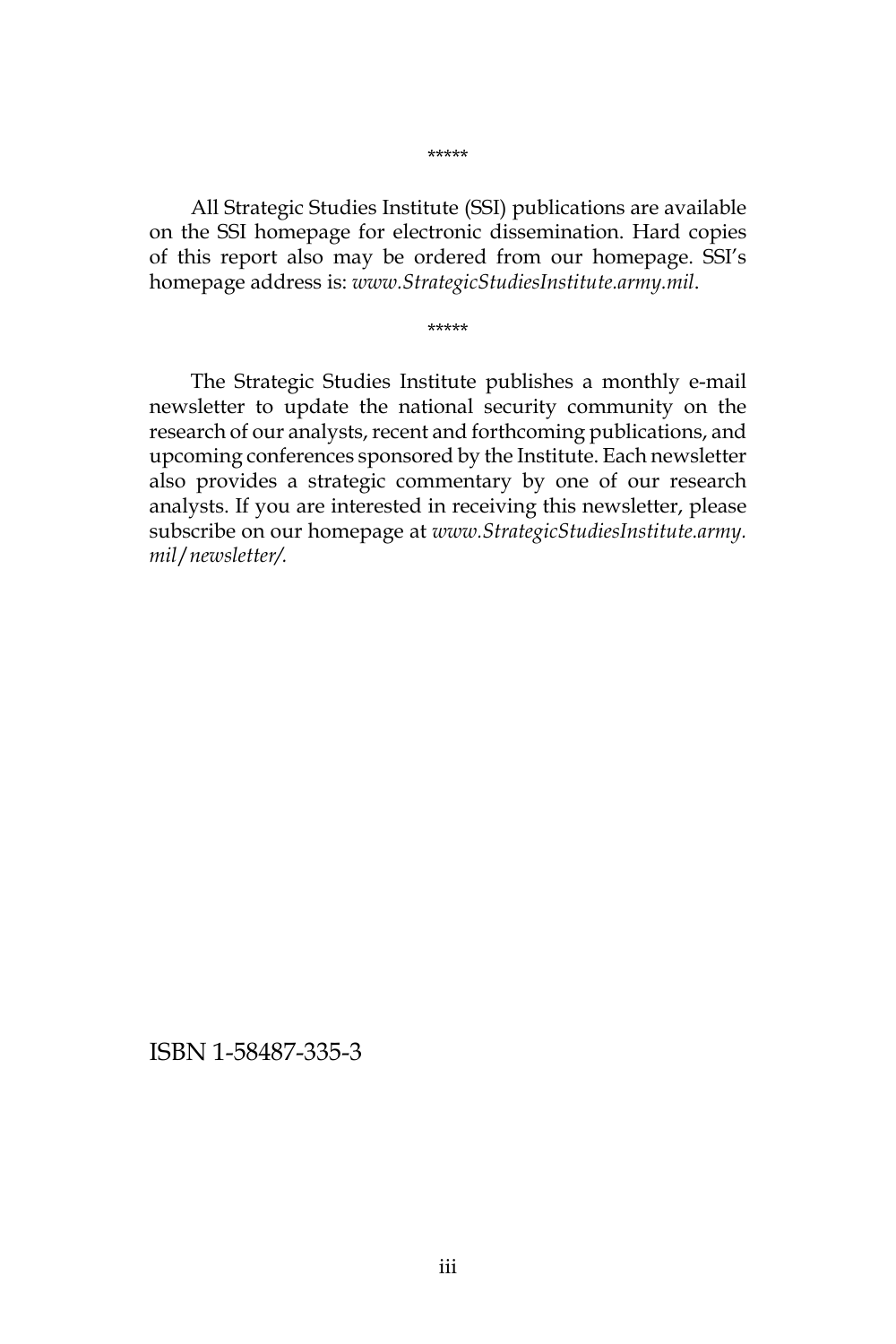*****

All Strategic Studies Institute (SSI) publications are available on the SSI homepage for electronic dissemination. Hard copies of this report also may be ordered from our homepage. SSI's homepage address is: *www.StrategicStudiesInstitute.army.mil*.

*****

The Strategic Studies Institute publishes a monthly e-mail newsletter to update the national security community on the research of our analysts, recent and forthcoming publications, and upcoming conferences sponsored by the Institute. Each newsletter also provides a strategic commentary by one of our research analysts. If you are interested in receiving this newsletter, please subscribe on our homepage at *www.StrategicStudiesInstitute.army.mil/newsletter/.*

ISBN 1-58487-335-3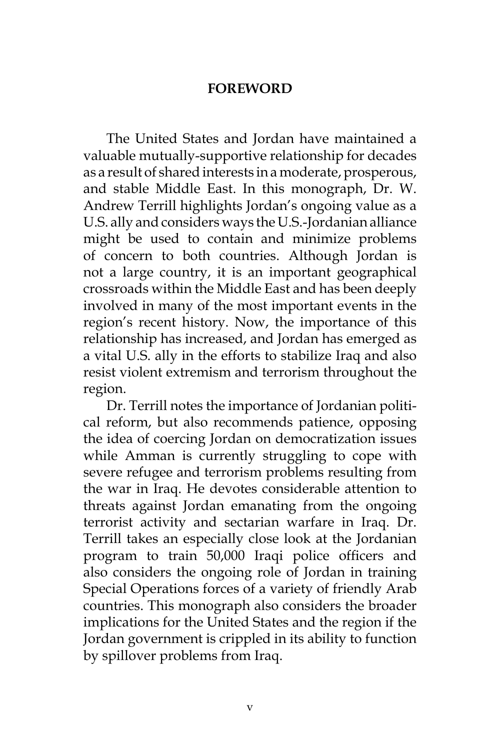# FOREWORD

The United States and Jordan have maintained a valuable mutually-supportive relationship for decades as a result of shared interests in a moderate, prosperous, and stable Middle East. In this monograph, Dr. W. Andrew Terrill highlights Jordan's ongoing value as a U.S. ally and considers ways the U.S.-Jordanian alliance might be used to contain and minimize problems of concern to both countries. Although Jordan is not a large country, it is an important geographical crossroads within the Middle East and has been deeply involved in many of the most important events in the region's recent history. Now, the importance of this relationship has increased, and Jordan has emerged as a vital U.S. ally in the efforts to stabilize Iraq and also resist violent extremism and terrorism throughout the region.

Dr. Terrill notes the importance of Jordanian political reform, but also recommends patience, opposing the idea of coercing Jordan on democratization issues while Amman is currently struggling to cope with severe refugee and terrorism problems resulting from the war in Iraq. He devotes considerable attention to threats against Jordan emanating from the ongoing terrorist activity and sectarian warfare in Iraq. Dr. Terrill takes an especially close look at the Jordanian program to train 50,000 Iraqi police officers and also considers the ongoing role of Jordan in training Special Operations forces of a variety of friendly Arab countries. This monograph also considers the broader implications for the United States and the region if the Jordan government is crippled in its ability to function by spillover problems from Iraq.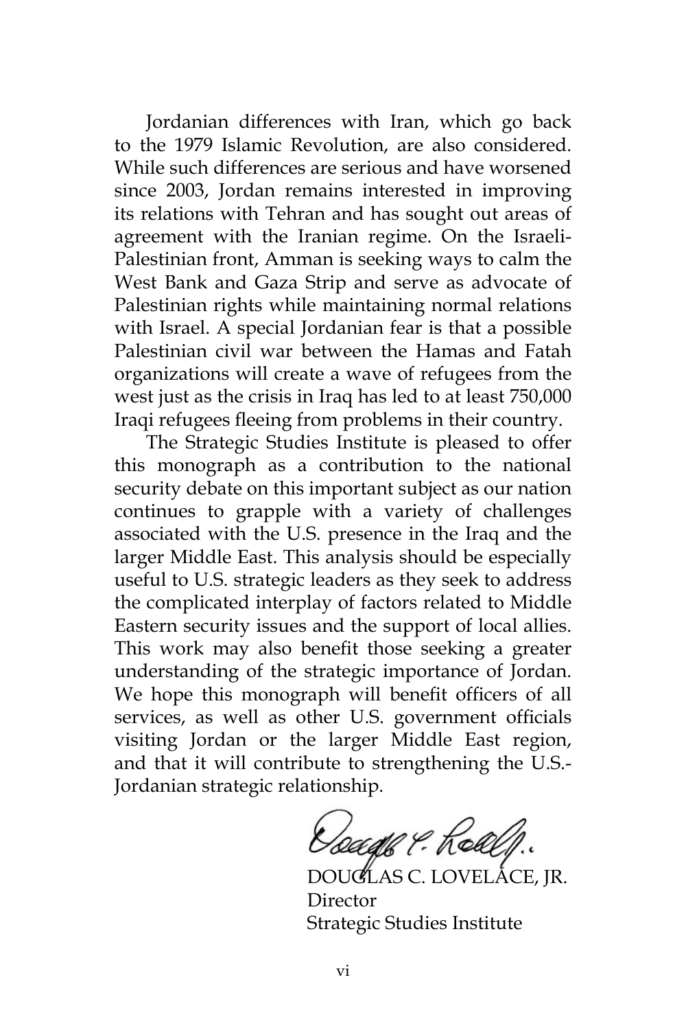Jordanian differences with Iran, which go back to the 1979 Islamic Revolution, are also considered. While such differences are serious and have worsened since 2003, Jordan remains interested in improving its relations with Tehran and has sought out areas of agreement with the Iranian regime. On the Israeli-Palestinian front, Amman is seeking ways to calm the West Bank and Gaza Strip and serve as advocate of Palestinian rights while maintaining normal relations with Israel. A special Jordanian fear is that a possible Palestinian civil war between the Hamas and Fatah organizations will create a wave of refugees from the west just as the crisis in Iraq has led to at least 750,000 Iraqi refugees fleeing from problems in their country.

The Strategic Studies Institute is pleased to offer this monograph as a contribution to the national security debate on this important subject as our nation continues to grapple with a variety of challenges associated with the U.S. presence in the Iraq and the larger Middle East. This analysis should be especially useful to U.S. strategic leaders as they seek to address the complicated interplay of factors related to Middle Eastern security issues and the support of local allies. This work may also benefit those seeking a greater understanding of the strategic importance of Jordan. We hope this monograph will benefit officers of all services, as well as other U.S. government officials visiting Jordan or the larger Middle East region, and that it will contribute to strengthening the U.S.-Jordanian strategic relationship.

DOUGLAS C. LOVELACE, JR.
Director
Strategic Studies Institute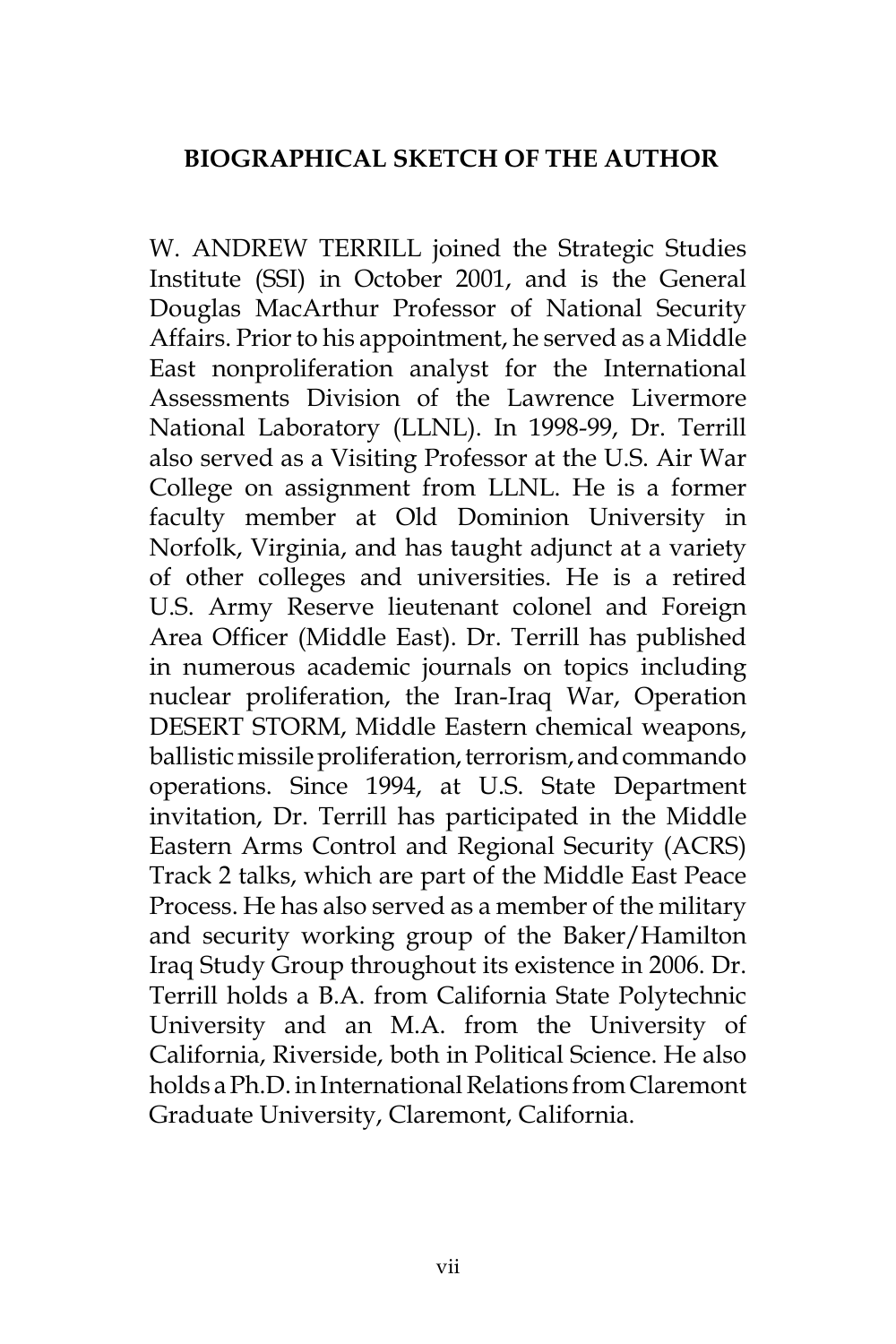## BIOGRAPHICAL SKETCH OF THE AUTHOR

W. ANDREW TERRILL joined the Strategic Studies Institute (SSI) in October 2001, and is the General Douglas MacArthur Professor of National Security Affairs. Prior to his appointment, he served as a Middle East nonproliferation analyst for the International Assessments Division of the Lawrence Livermore National Laboratory (LLNL). In 1998-99, Dr. Terrill also served as a Visiting Professor at the U.S. Air War College on assignment from LLNL. He is a former faculty member at Old Dominion University in Norfolk, Virginia, and has taught adjunct at a variety of other colleges and universities. He is a retired U.S. Army Reserve lieutenant colonel and Foreign Area Officer (Middle East). Dr. Terrill has published in numerous academic journals on topics including nuclear proliferation, the Iran-Iraq War, Operation DESERT STORM, Middle Eastern chemical weapons, ballistic missile proliferation, terrorism, and commando operations. Since 1994, at U.S. State Department invitation, Dr. Terrill has participated in the Middle Eastern Arms Control and Regional Security (ACRS) Track 2 talks, which are part of the Middle East Peace Process. He has also served as a member of the military and security working group of the Baker/Hamilton Iraq Study Group throughout its existence in 2006. Dr. Terrill holds a B.A. from California State Polytechnic University and an M.A. from the University of California, Riverside, both in Political Science. He also holds a Ph.D. in International Relations from Claremont Graduate University, Claremont, California.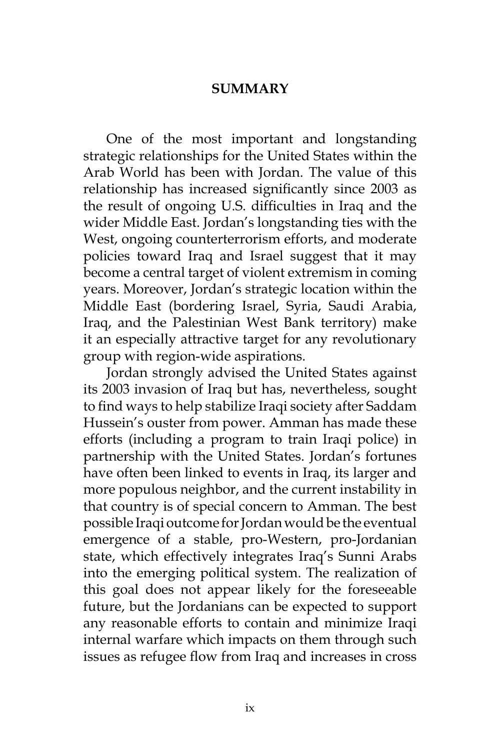# SUMMARY

One of the most important and longstanding strategic relationships for the United States within the Arab World has been with Jordan. The value of this relationship has increased significantly since 2003 as the result of ongoing U.S. difficulties in Iraq and the wider Middle East. Jordan's longstanding ties with the West, ongoing counterterrorism efforts, and moderate policies toward Iraq and Israel suggest that it may become a central target of violent extremism in coming years. Moreover, Jordan's strategic location within the Middle East (bordering Israel, Syria, Saudi Arabia, Iraq, and the Palestinian West Bank territory) make it an especially attractive target for any revolutionary group with region-wide aspirations.

Jordan strongly advised the United States against its 2003 invasion of Iraq but has, nevertheless, sought to find ways to help stabilize Iraqi society after Saddam Hussein's ouster from power. Amman has made these efforts (including a program to train Iraqi police) in partnership with the United States. Jordan's fortunes have often been linked to events in Iraq, its larger and more populous neighbor, and the current instability in that country is of special concern to Amman. The best possible Iraqi outcome for Jordan would be the eventual emergence of a stable, pro-Western, pro-Jordanian state, which effectively integrates Iraq's Sunni Arabs into the emerging political system. The realization of this goal does not appear likely for the foreseeable future, but the Jordanians can be expected to support any reasonable efforts to contain and minimize Iraqi internal warfare which impacts on them through such issues as refugee flow from Iraq and increases in cross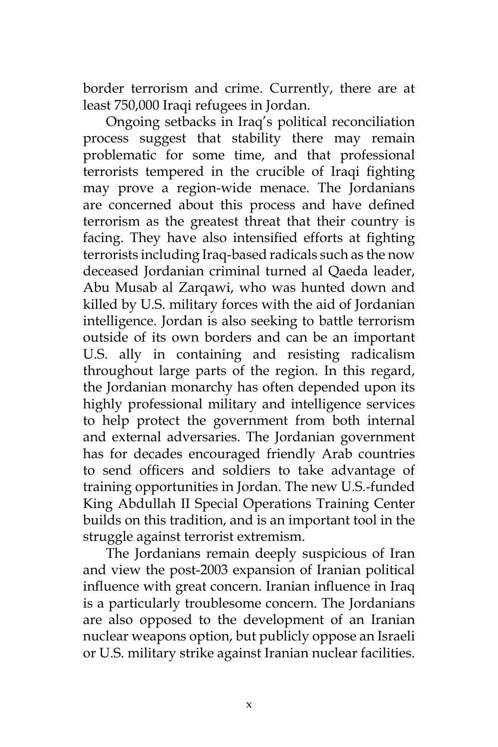border terrorism and crime. Currently, there are at least 750,000 Iraqi refugees in Jordan.

Ongoing setbacks in Iraq's political reconciliation process suggest that stability there may remain problematic for some time, and that professional terrorists tempered in the crucible of Iraqi fighting may prove a region-wide menace. The Jordanians are concerned about this process and have defined terrorism as the greatest threat that their country is facing. They have also intensified efforts at fighting terrorists including Iraq-based radicals such as the now deceased Jordanian criminal turned al Qaeda leader, Abu Musab al Zarqawi, who was hunted down and killed by U.S. military forces with the aid of Jordanian intelligence. Jordan is also seeking to battle terrorism outside of its own borders and can be an important U.S. ally in containing and resisting radicalism throughout large parts of the region. In this regard, the Jordanian monarchy has often depended upon its highly professional military and intelligence services to help protect the government from both internal and external adversaries. The Jordanian government has for decades encouraged friendly Arab countries to send officers and soldiers to take advantage of training opportunities in Jordan. The new U.S.-funded King Abdullah II Special Operations Training Center builds on this tradition, and is an important tool in the struggle against terrorist extremism.

The Jordanians remain deeply suspicious of Iran and view the post-2003 expansion of Iranian political influence with great concern. Iranian influence in Iraq is a particularly troublesome concern. The Jordanians are also opposed to the development of an Iranian nuclear weapons option, but publicly oppose an Israeli or U.S. military strike against Iranian nuclear facilities.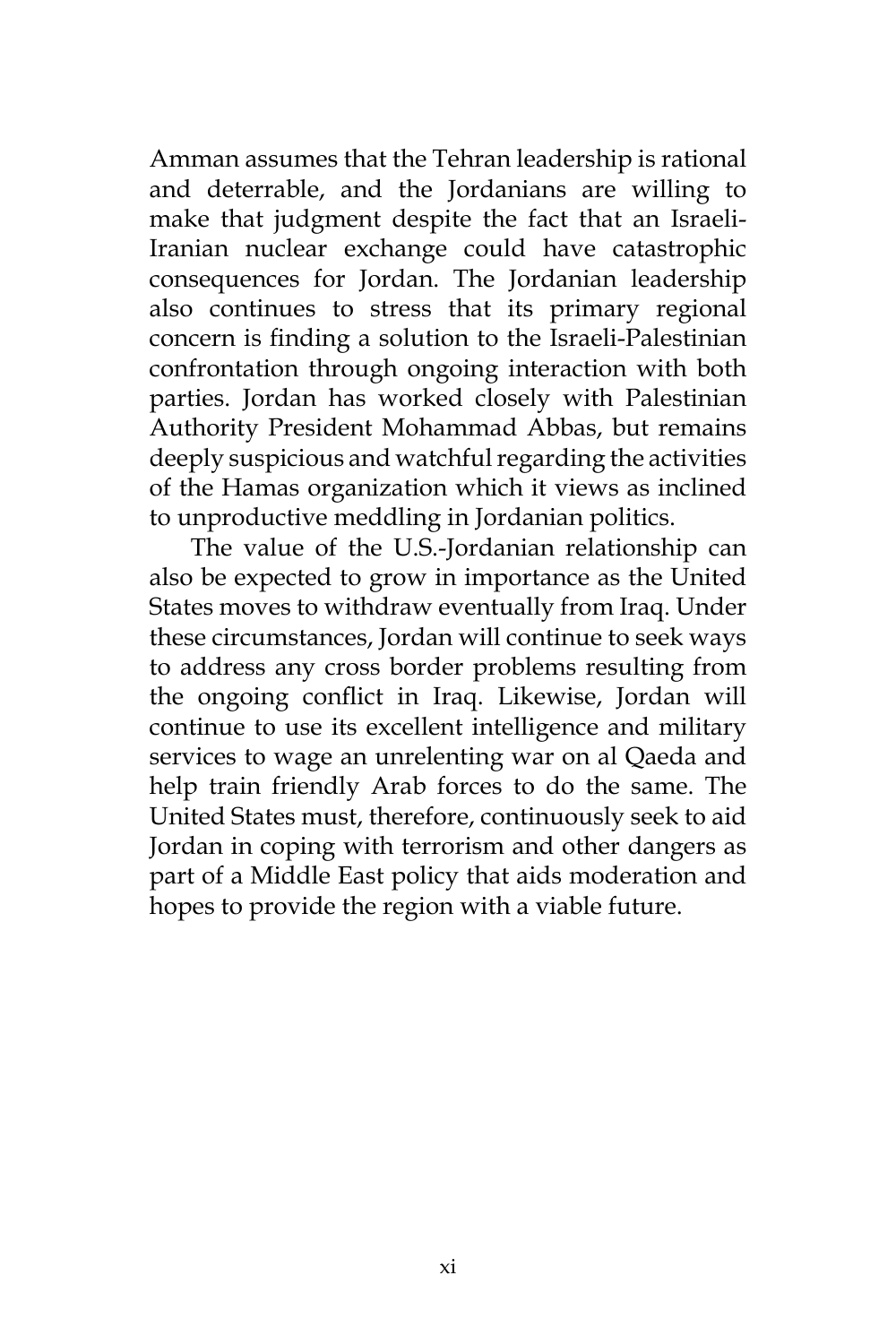Amman assumes that the Tehran leadership is rational and deterrable, and the Jordanians are willing to make that judgment despite the fact that an Israeli-Iranian nuclear exchange could have catastrophic consequences for Jordan. The Jordanian leadership also continues to stress that its primary regional concern is finding a solution to the Israeli-Palestinian confrontation through ongoing interaction with both parties. Jordan has worked closely with Palestinian Authority President Mohammad Abbas, but remains deeply suspicious and watchful regarding the activities of the Hamas organization which it views as inclined to unproductive meddling in Jordanian politics.

The value of the U.S.-Jordanian relationship can also be expected to grow in importance as the United States moves to withdraw eventually from Iraq. Under these circumstances, Jordan will continue to seek ways to address any cross border problems resulting from the ongoing conflict in Iraq. Likewise, Jordan will continue to use its excellent intelligence and military services to wage an unrelenting war on al Qaeda and help train friendly Arab forces to do the same. The United States must, therefore, continuously seek to aid Jordan in coping with terrorism and other dangers as part of a Middle East policy that aids moderation and hopes to provide the region with a viable future.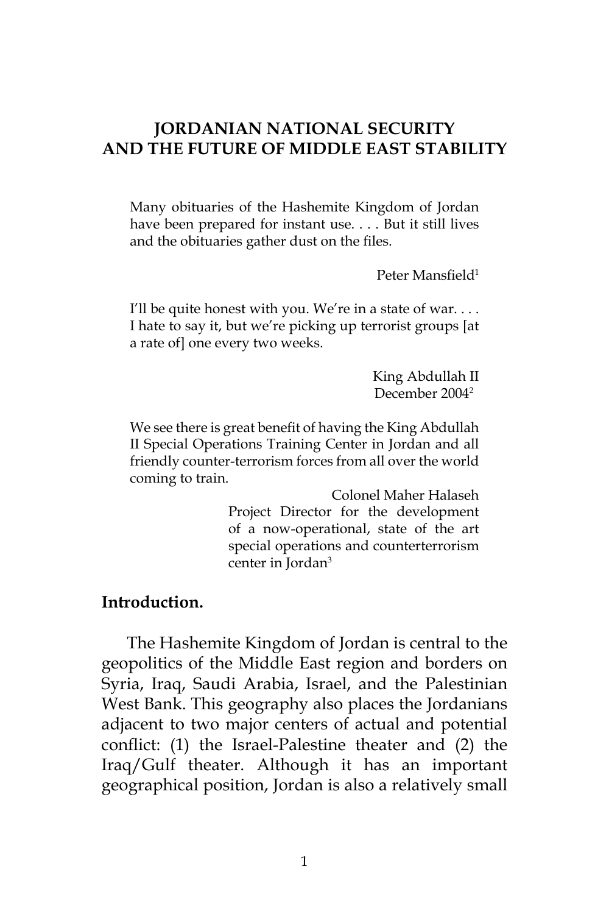# JORDANIAN NATIONAL SECURITY AND THE FUTURE OF MIDDLE EAST STABILITY

> Many obituaries of the Hashemite Kingdom of Jordan have been prepared for instant use. . . . But it still lives and the obituaries gather dust on the files.
>
> Peter Mansfield[1]

> I'll be quite honest with you. We're in a state of war. . . . I hate to say it, but we're picking up terrorist groups [at a rate of] one every two weeks.
>
> King Abdullah II
> December 2004[2]

> We see there is great benefit of having the King Abdullah II Special Operations Training Center in Jordan and all friendly counter-terrorism forces from all over the world coming to train.
>
> Colonel Maher Halaseh
> Project Director for the development of a now-operational, state of the art special operations and counterterrorism center in Jordan[3]

## Introduction.

The Hashemite Kingdom of Jordan is central to the geopolitics of the Middle East region and borders on Syria, Iraq, Saudi Arabia, Israel, and the Palestinian West Bank. This geography also places the Jordanians adjacent to two major centers of actual and potential conflict: (1) the Israel-Palestine theater and (2) the Iraq/Gulf theater. Although it has an important geographical position, Jordan is also a relatively small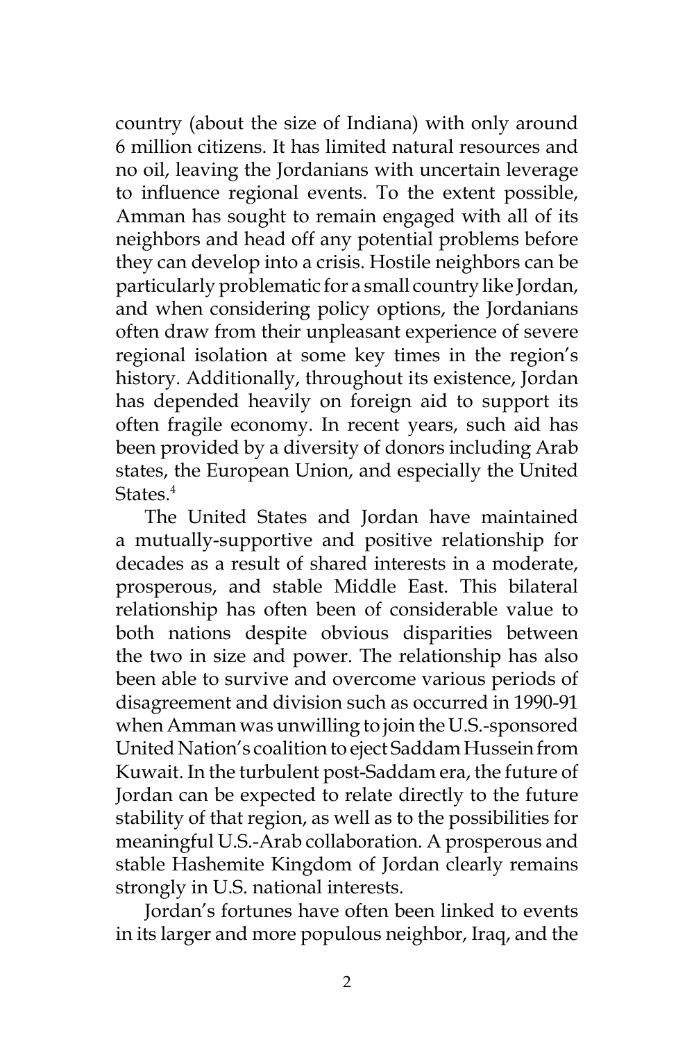country (about the size of Indiana) with only around 6 million citizens. It has limited natural resources and no oil, leaving the Jordanians with uncertain leverage to influence regional events. To the extent possible, Amman has sought to remain engaged with all of its neighbors and head off any potential problems before they can develop into a crisis. Hostile neighbors can be particularly problematic for a small country like Jordan, and when considering policy options, the Jordanians often draw from their unpleasant experience of severe regional isolation at some key times in the region's history. Additionally, throughout its existence, Jordan has depended heavily on foreign aid to support its often fragile economy. In recent years, such aid has been provided by a diversity of donors including Arab states, the European Union, and especially the United States.[4]

The United States and Jordan have maintained a mutually-supportive and positive relationship for decades as a result of shared interests in a moderate, prosperous, and stable Middle East. This bilateral relationship has often been of considerable value to both nations despite obvious disparities between the two in size and power. The relationship has also been able to survive and overcome various periods of disagreement and division such as occurred in 1990-91 when Amman was unwilling to join the U.S.-sponsored United Nation's coalition to eject Saddam Hussein from Kuwait. In the turbulent post-Saddam era, the future of Jordan can be expected to relate directly to the future stability of that region, as well as to the possibilities for meaningful U.S.-Arab collaboration. A prosperous and stable Hashemite Kingdom of Jordan clearly remains strongly in U.S. national interests.

Jordan's fortunes have often been linked to events in its larger and more populous neighbor, Iraq, and the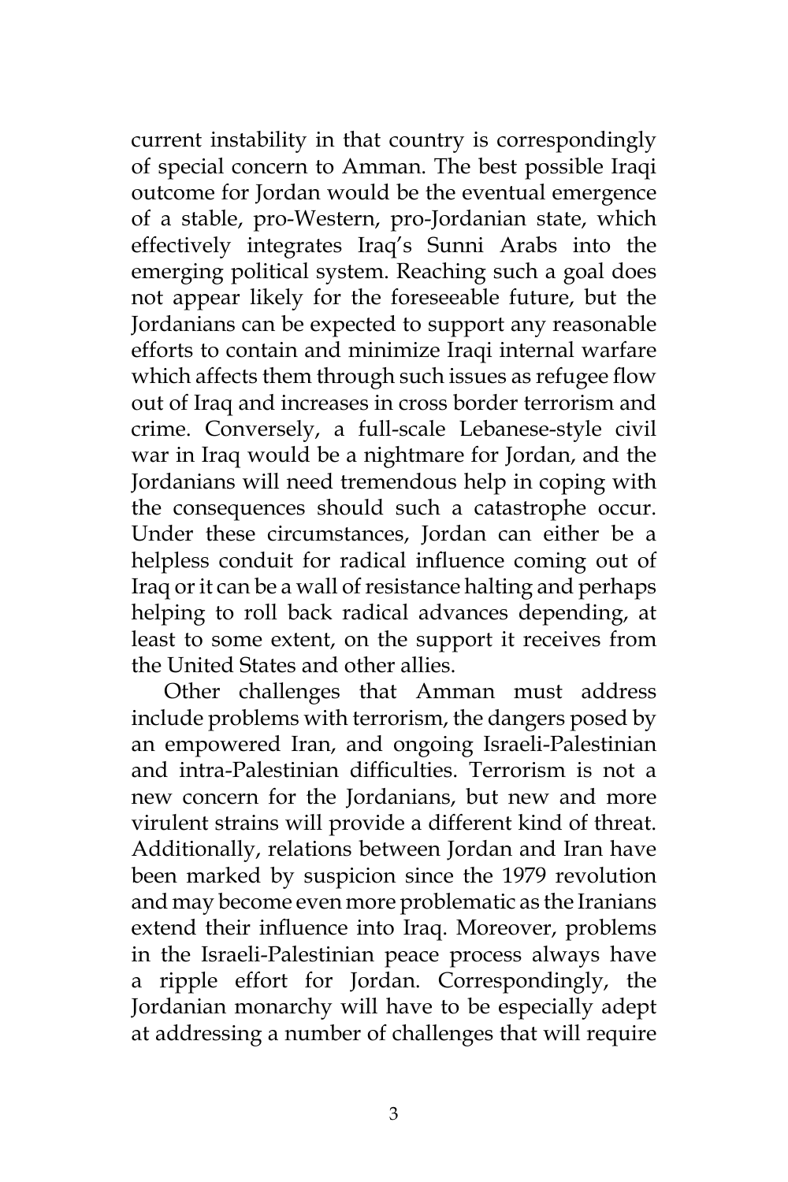current instability in that country is correspondingly of special concern to Amman. The best possible Iraqi outcome for Jordan would be the eventual emergence of a stable, pro-Western, pro-Jordanian state, which effectively integrates Iraq's Sunni Arabs into the emerging political system. Reaching such a goal does not appear likely for the foreseeable future, but the Jordanians can be expected to support any reasonable efforts to contain and minimize Iraqi internal warfare which affects them through such issues as refugee flow out of Iraq and increases in cross border terrorism and crime. Conversely, a full-scale Lebanese-style civil war in Iraq would be a nightmare for Jordan, and the Jordanians will need tremendous help in coping with the consequences should such a catastrophe occur. Under these circumstances, Jordan can either be a helpless conduit for radical influence coming out of Iraq or it can be a wall of resistance halting and perhaps helping to roll back radical advances depending, at least to some extent, on the support it receives from the United States and other allies.

Other challenges that Amman must address include problems with terrorism, the dangers posed by an empowered Iran, and ongoing Israeli-Palestinian and intra-Palestinian difficulties. Terrorism is not a new concern for the Jordanians, but new and more virulent strains will provide a different kind of threat. Additionally, relations between Jordan and Iran have been marked by suspicion since the 1979 revolution and may become even more problematic as the Iranians extend their influence into Iraq. Moreover, problems in the Israeli-Palestinian peace process always have a ripple effort for Jordan. Correspondingly, the Jordanian monarchy will have to be especially adept at addressing a number of challenges that will require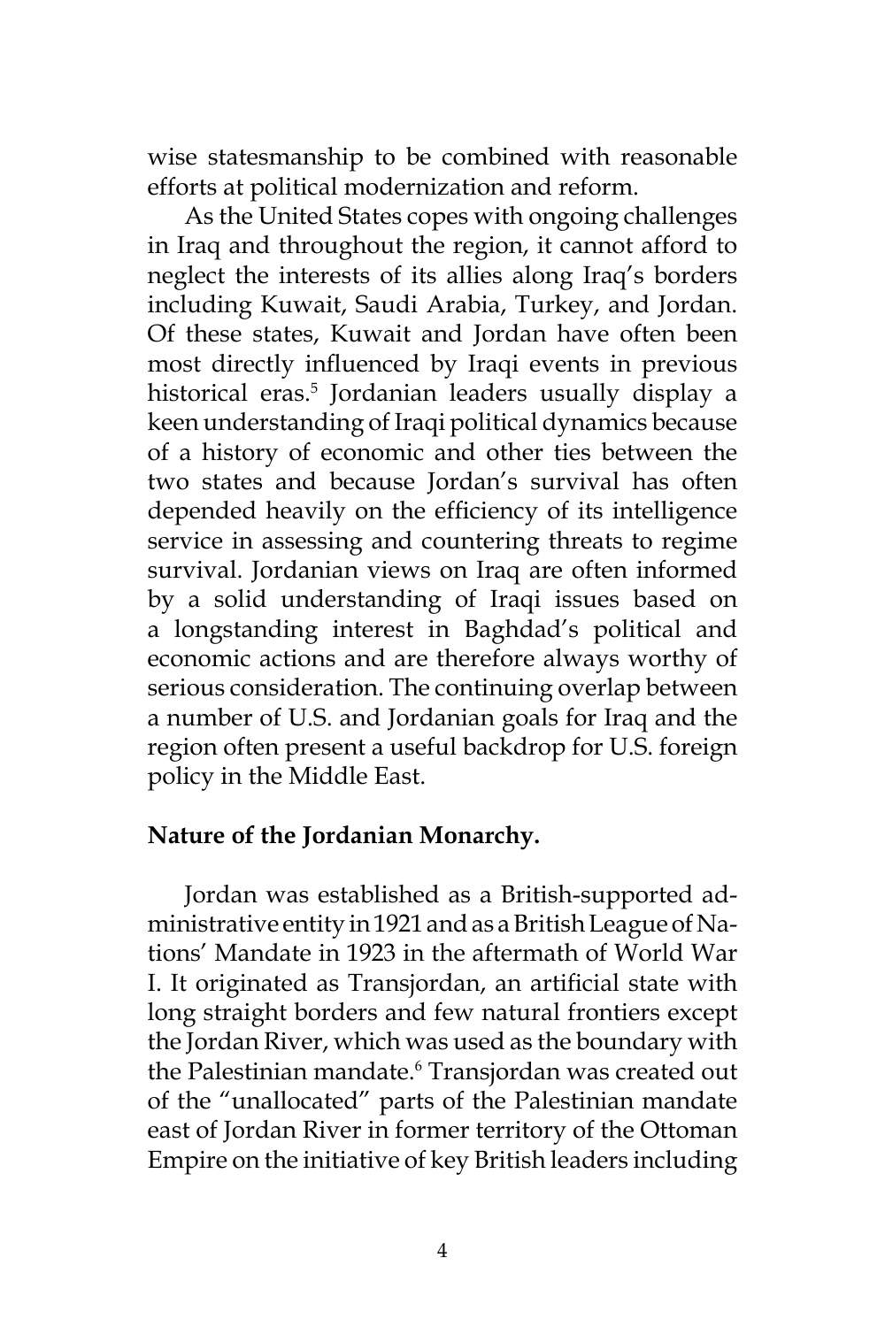wise statesmanship to be combined with reasonable efforts at political modernization and reform.

As the United States copes with ongoing challenges in Iraq and throughout the region, it cannot afford to neglect the interests of its allies along Iraq's borders including Kuwait, Saudi Arabia, Turkey, and Jordan. Of these states, Kuwait and Jordan have often been most directly influenced by Iraqi events in previous historical eras.[5] Jordanian leaders usually display a keen understanding of Iraqi political dynamics because of a history of economic and other ties between the two states and because Jordan's survival has often depended heavily on the efficiency of its intelligence service in assessing and countering threats to regime survival. Jordanian views on Iraq are often informed by a solid understanding of Iraqi issues based on a longstanding interest in Baghdad's political and economic actions and are therefore always worthy of serious consideration. The continuing overlap between a number of U.S. and Jordanian goals for Iraq and the region often present a useful backdrop for U.S. foreign policy in the Middle East.

**Nature of the Jordanian Monarchy.**

Jordan was established as a British-supported administrative entity in 1921 and as a British League of Nations' Mandate in 1923 in the aftermath of World War I. It originated as Transjordan, an artificial state with long straight borders and few natural frontiers except the Jordan River, which was used as the boundary with the Palestinian mandate.[6] Transjordan was created out of the "unallocated" parts of the Palestinian mandate east of Jordan River in former territory of the Ottoman Empire on the initiative of key British leaders including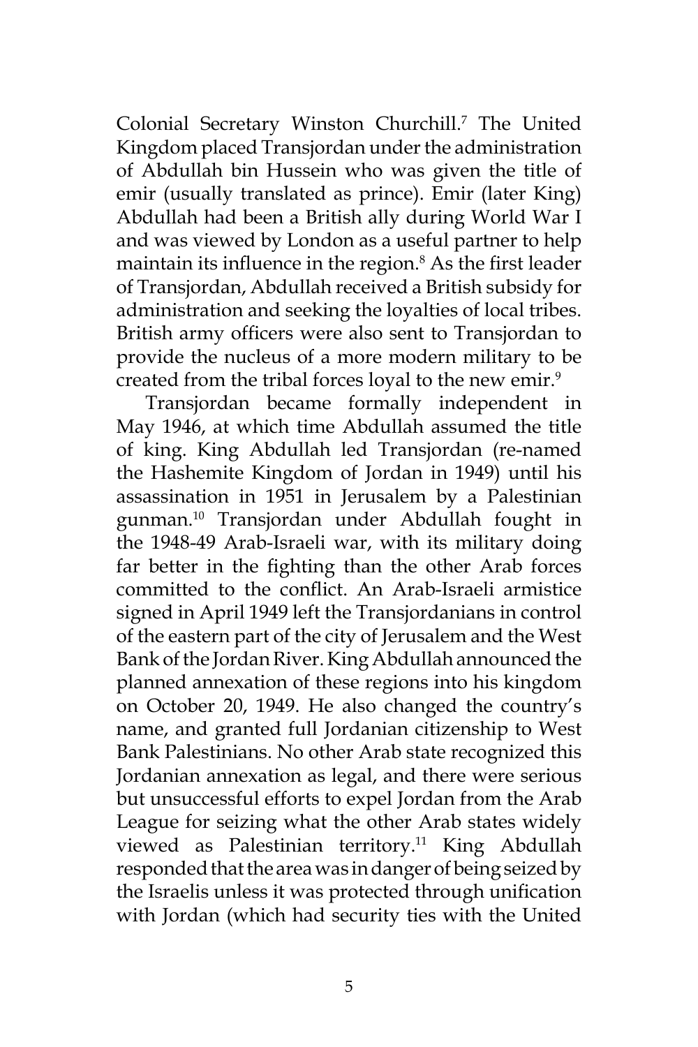Colonial Secretary Winston Churchill.[7] The United Kingdom placed Transjordan under the administration of Abdullah bin Hussein who was given the title of emir (usually translated as prince). Emir (later King) Abdullah had been a British ally during World War I and was viewed by London as a useful partner to help maintain its influence in the region.[8] As the first leader of Transjordan, Abdullah received a British subsidy for administration and seeking the loyalties of local tribes. British army officers were also sent to Transjordan to provide the nucleus of a more modern military to be created from the tribal forces loyal to the new emir.[9]

Transjordan became formally independent in May 1946, at which time Abdullah assumed the title of king. King Abdullah led Transjordan (re-named the Hashemite Kingdom of Jordan in 1949) until his assassination in 1951 in Jerusalem by a Palestinian gunman.[10] Transjordan under Abdullah fought in the 1948-49 Arab-Israeli war, with its military doing far better in the fighting than the other Arab forces committed to the conflict. An Arab-Israeli armistice signed in April 1949 left the Transjordanians in control of the eastern part of the city of Jerusalem and the West Bank of the Jordan River. King Abdullah announced the planned annexation of these regions into his kingdom on October 20, 1949. He also changed the country's name, and granted full Jordanian citizenship to West Bank Palestinians. No other Arab state recognized this Jordanian annexation as legal, and there were serious but unsuccessful efforts to expel Jordan from the Arab League for seizing what the other Arab states widely viewed as Palestinian territory.[11] King Abdullah responded that the area was in danger of being seized by the Israelis unless it was protected through unification with Jordan (which had security ties with the United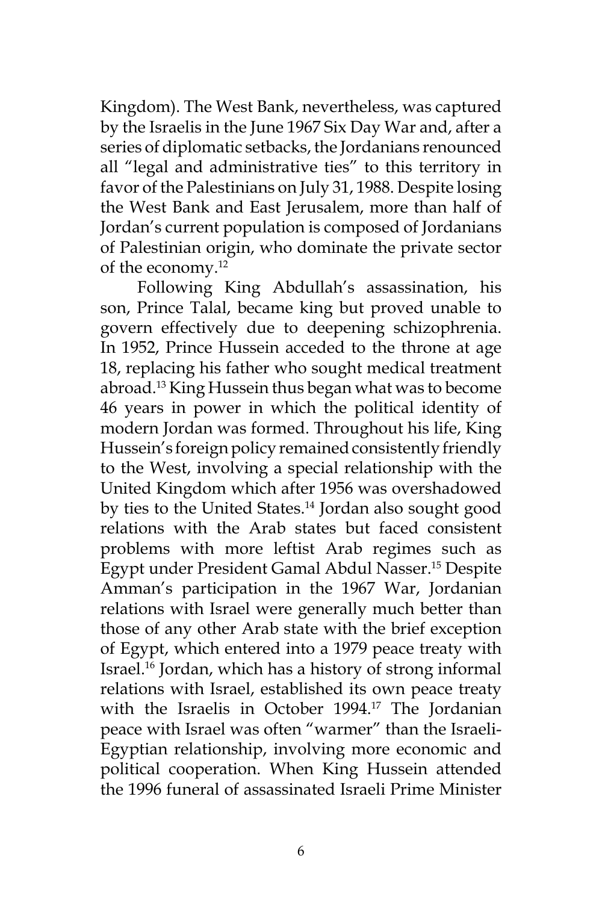Kingdom). The West Bank, nevertheless, was captured by the Israelis in the June 1967 Six Day War and, after a series of diplomatic setbacks, the Jordanians renounced all "legal and administrative ties" to this territory in favor of the Palestinians on July 31, 1988. Despite losing the West Bank and East Jerusalem, more than half of Jordan's current population is composed of Jordanians of Palestinian origin, who dominate the private sector of the economy.[12]

Following King Abdullah's assassination, his son, Prince Talal, became king but proved unable to govern effectively due to deepening schizophrenia. In 1952, Prince Hussein acceded to the throne at age 18, replacing his father who sought medical treatment abroad.[13] King Hussein thus began what was to become 46 years in power in which the political identity of modern Jordan was formed. Throughout his life, King Hussein's foreign policy remained consistently friendly to the West, involving a special relationship with the United Kingdom which after 1956 was overshadowed by ties to the United States.[14] Jordan also sought good relations with the Arab states but faced consistent problems with more leftist Arab regimes such as Egypt under President Gamal Abdul Nasser.[15] Despite Amman's participation in the 1967 War, Jordanian relations with Israel were generally much better than those of any other Arab state with the brief exception of Egypt, which entered into a 1979 peace treaty with Israel.[16] Jordan, which has a history of strong informal relations with Israel, established its own peace treaty with the Israelis in October 1994.[17] The Jordanian peace with Israel was often "warmer" than the Israeli-Egyptian relationship, involving more economic and political cooperation. When King Hussein attended the 1996 funeral of assassinated Israeli Prime Minister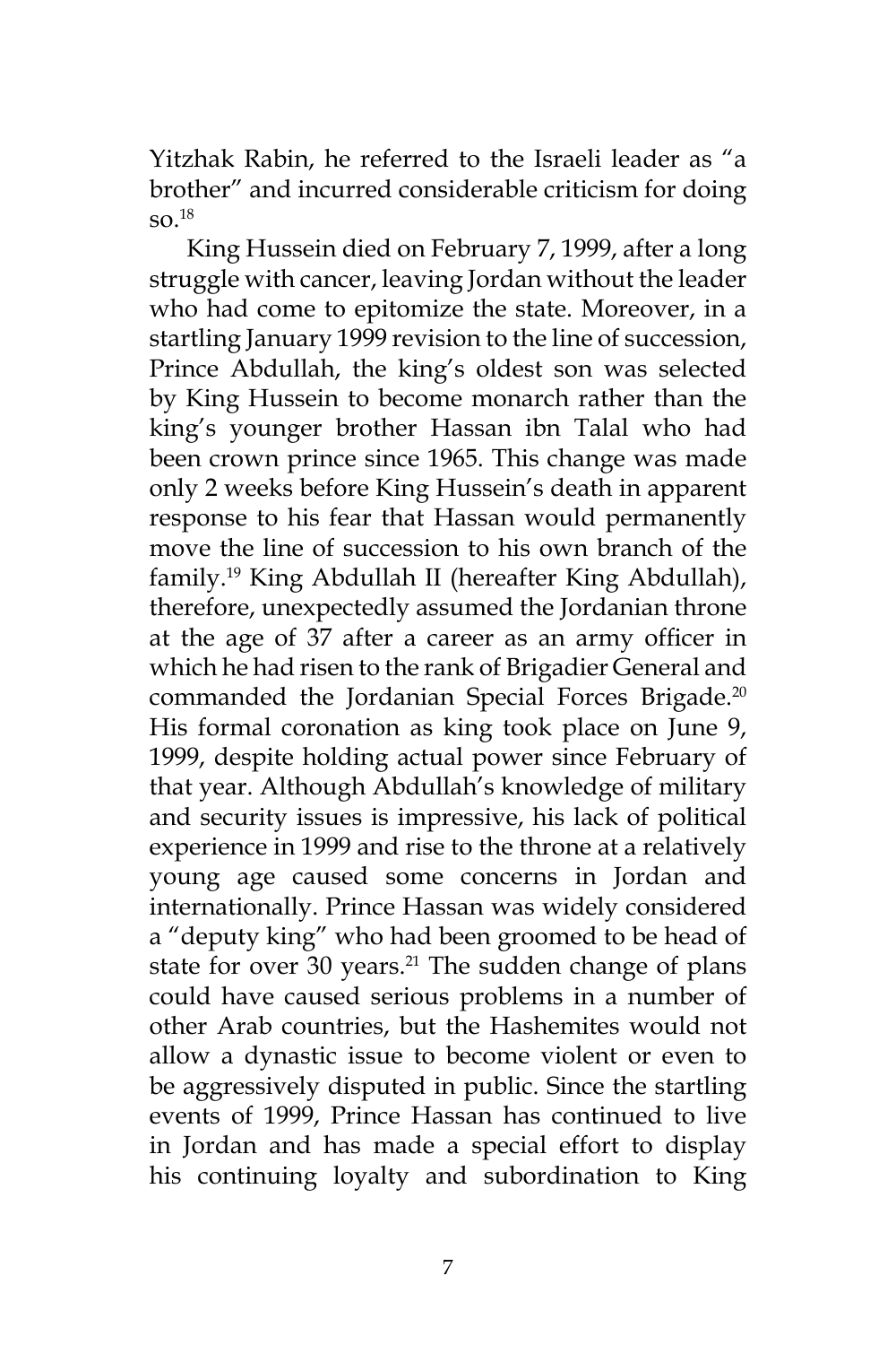Yitzhak Rabin, he referred to the Israeli leader as "a brother" and incurred considerable criticism for doing so.[18]

King Hussein died on February 7, 1999, after a long struggle with cancer, leaving Jordan without the leader who had come to epitomize the state. Moreover, in a startling January 1999 revision to the line of succession, Prince Abdullah, the king's oldest son was selected by King Hussein to become monarch rather than the king's younger brother Hassan ibn Talal who had been crown prince since 1965. This change was made only 2 weeks before King Hussein's death in apparent response to his fear that Hassan would permanently move the line of succession to his own branch of the family.[19] King Abdullah II (hereafter King Abdullah), therefore, unexpectedly assumed the Jordanian throne at the age of 37 after a career as an army officer in which he had risen to the rank of Brigadier General and commanded the Jordanian Special Forces Brigade.[20] His formal coronation as king took place on June 9, 1999, despite holding actual power since February of that year. Although Abdullah's knowledge of military and security issues is impressive, his lack of political experience in 1999 and rise to the throne at a relatively young age caused some concerns in Jordan and internationally. Prince Hassan was widely considered a "deputy king" who had been groomed to be head of state for over 30 years.[21] The sudden change of plans could have caused serious problems in a number of other Arab countries, but the Hashemites would not allow a dynastic issue to become violent or even to be aggressively disputed in public. Since the startling events of 1999, Prince Hassan has continued to live in Jordan and has made a special effort to display his continuing loyalty and subordination to King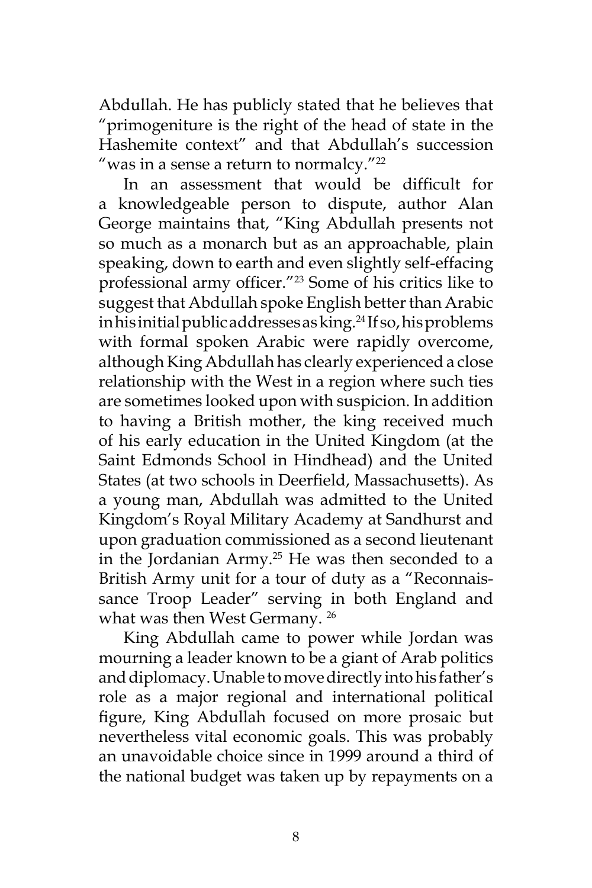Abdullah. He has publicly stated that he believes that "primogeniture is the right of the head of state in the Hashemite context" and that Abdullah's succession "was in a sense a return to normalcy."[22]

In an assessment that would be difficult for a knowledgeable person to dispute, author Alan George maintains that, "King Abdullah presents not so much as a monarch but as an approachable, plain speaking, down to earth and even slightly self-effacing professional army officer."[23] Some of his critics like to suggest that Abdullah spoke English better than Arabic in his initial public addresses as king.[24] If so, his problems with formal spoken Arabic were rapidly overcome, although King Abdullah has clearly experienced a close relationship with the West in a region where such ties are sometimes looked upon with suspicion. In addition to having a British mother, the king received much of his early education in the United Kingdom (at the Saint Edmonds School in Hindhead) and the United States (at two schools in Deerfield, Massachusetts). As a young man, Abdullah was admitted to the United Kingdom's Royal Military Academy at Sandhurst and upon graduation commissioned as a second lieutenant in the Jordanian Army.[25] He was then seconded to a British Army unit for a tour of duty as a "Reconnaissance Troop Leader" serving in both England and what was then West Germany.[26]

King Abdullah came to power while Jordan was mourning a leader known to be a giant of Arab politics and diplomacy. Unable to move directly into his father's role as a major regional and international political figure, King Abdullah focused on more prosaic but nevertheless vital economic goals. This was probably an unavoidable choice since in 1999 around a third of the national budget was taken up by repayments on a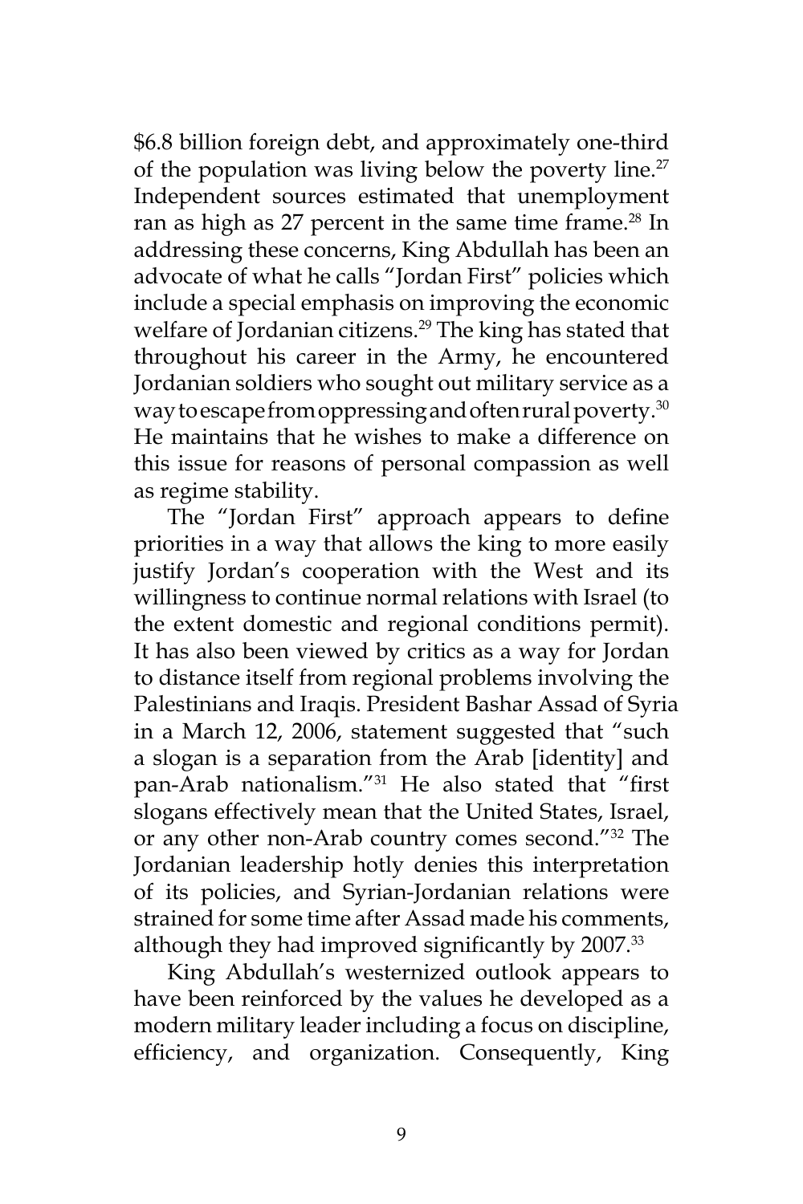$6.8 billion foreign debt, and approximately one-third of the population was living below the poverty line.[27] Independent sources estimated that unemployment ran as high as 27 percent in the same time frame.[28] In addressing these concerns, King Abdullah has been an advocate of what he calls "Jordan First" policies which include a special emphasis on improving the economic welfare of Jordanian citizens.[29] The king has stated that throughout his career in the Army, he encountered Jordanian soldiers who sought out military service as a way to escape from oppressing and often rural poverty.[30] He maintains that he wishes to make a difference on this issue for reasons of personal compassion as well as regime stability.

The "Jordan First" approach appears to define priorities in a way that allows the king to more easily justify Jordan's cooperation with the West and its willingness to continue normal relations with Israel (to the extent domestic and regional conditions permit). It has also been viewed by critics as a way for Jordan to distance itself from regional problems involving the Palestinians and Iraqis. President Bashar Assad of Syria in a March 12, 2006, statement suggested that "such a slogan is a separation from the Arab [identity] and pan-Arab nationalism."[31] He also stated that "first slogans effectively mean that the United States, Israel, or any other non-Arab country comes second."[32] The Jordanian leadership hotly denies this interpretation of its policies, and Syrian-Jordanian relations were strained for some time after Assad made his comments, although they had improved significantly by 2007.[33]

King Abdullah's westernized outlook appears to have been reinforced by the values he developed as a modern military leader including a focus on discipline, efficiency, and organization. Consequently, King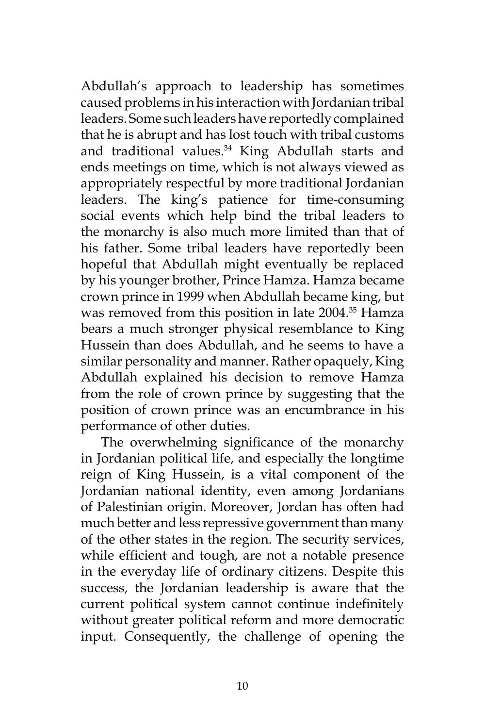Abdullah's approach to leadership has sometimes caused problems in his interaction with Jordanian tribal leaders. Some such leaders have reportedly complained that he is abrupt and has lost touch with tribal customs and traditional values.[34] King Abdullah starts and ends meetings on time, which is not always viewed as appropriately respectful by more traditional Jordanian leaders. The king's patience for time-consuming social events which help bind the tribal leaders to the monarchy is also much more limited than that of his father. Some tribal leaders have reportedly been hopeful that Abdullah might eventually be replaced by his younger brother, Prince Hamza. Hamza became crown prince in 1999 when Abdullah became king, but was removed from this position in late 2004.[35] Hamza bears a much stronger physical resemblance to King Hussein than does Abdullah, and he seems to have a similar personality and manner. Rather opaquely, King Abdullah explained his decision to remove Hamza from the role of crown prince by suggesting that the position of crown prince was an encumbrance in his performance of other duties.

The overwhelming significance of the monarchy in Jordanian political life, and especially the longtime reign of King Hussein, is a vital component of the Jordanian national identity, even among Jordanians of Palestinian origin. Moreover, Jordan has often had much better and less repressive government than many of the other states in the region. The security services, while efficient and tough, are not a notable presence in the everyday life of ordinary citizens. Despite this success, the Jordanian leadership is aware that the current political system cannot continue indefinitely without greater political reform and more democratic input. Consequently, the challenge of opening the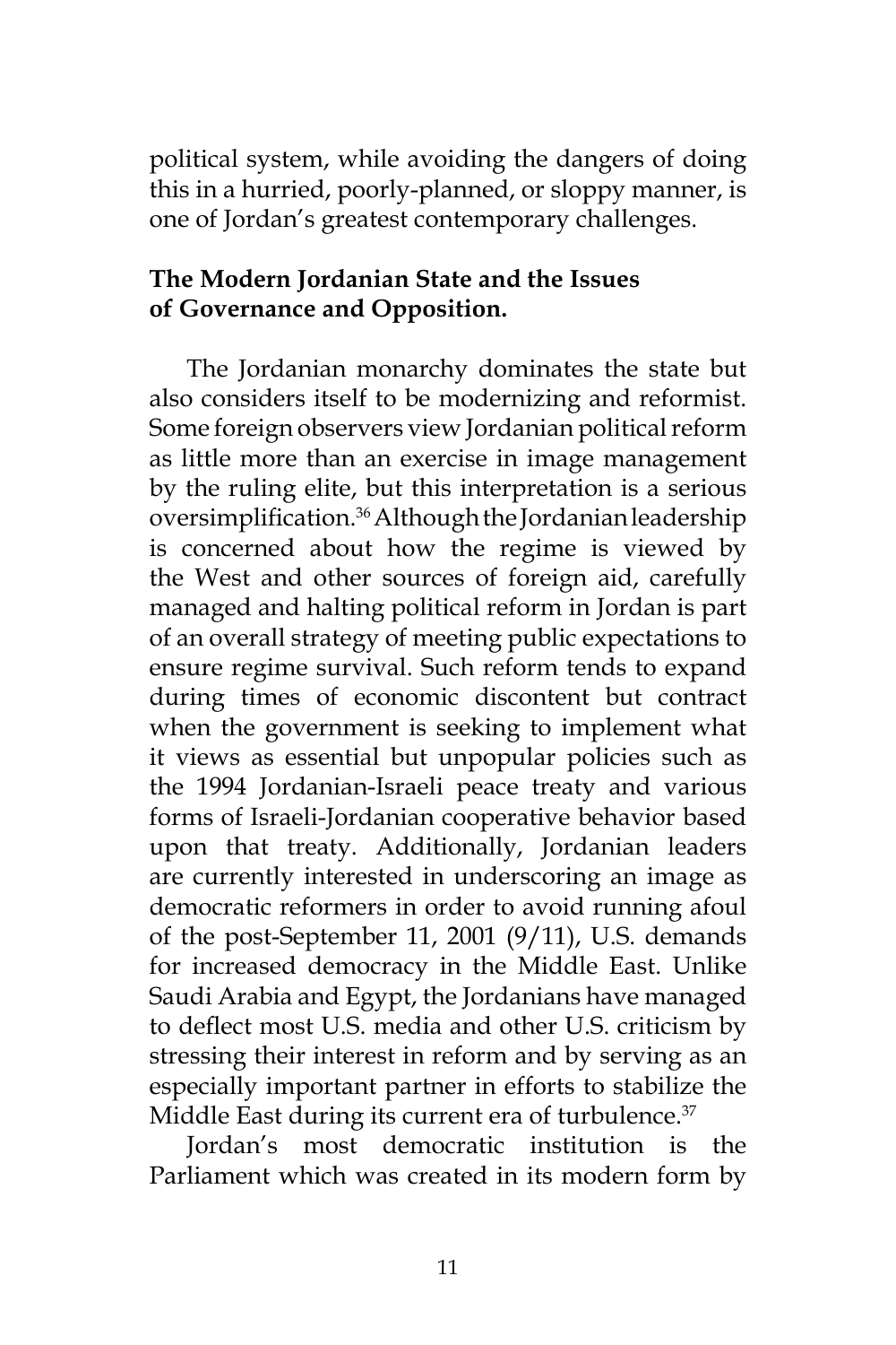political system, while avoiding the dangers of doing this in a hurried, poorly-planned, or sloppy manner, is one of Jordan's greatest contemporary challenges.

**The Modern Jordanian State and the Issues of Governance and Opposition.**

The Jordanian monarchy dominates the state but also considers itself to be modernizing and reformist. Some foreign observers view Jordanian political reform as little more than an exercise in image management by the ruling elite, but this interpretation is a serious oversimplification.[36] Although the Jordanian leadership is concerned about how the regime is viewed by the West and other sources of foreign aid, carefully managed and halting political reform in Jordan is part of an overall strategy of meeting public expectations to ensure regime survival. Such reform tends to expand during times of economic discontent but contract when the government is seeking to implement what it views as essential but unpopular policies such as the 1994 Jordanian-Israeli peace treaty and various forms of Israeli-Jordanian cooperative behavior based upon that treaty. Additionally, Jordanian leaders are currently interested in underscoring an image as democratic reformers in order to avoid running afoul of the post-September 11, 2001 (9/11), U.S. demands for increased democracy in the Middle East. Unlike Saudi Arabia and Egypt, the Jordanians have managed to deflect most U.S. media and other U.S. criticism by stressing their interest in reform and by serving as an especially important partner in efforts to stabilize the Middle East during its current era of turbulence.[37]

Jordan's most democratic institution is the Parliament which was created in its modern form by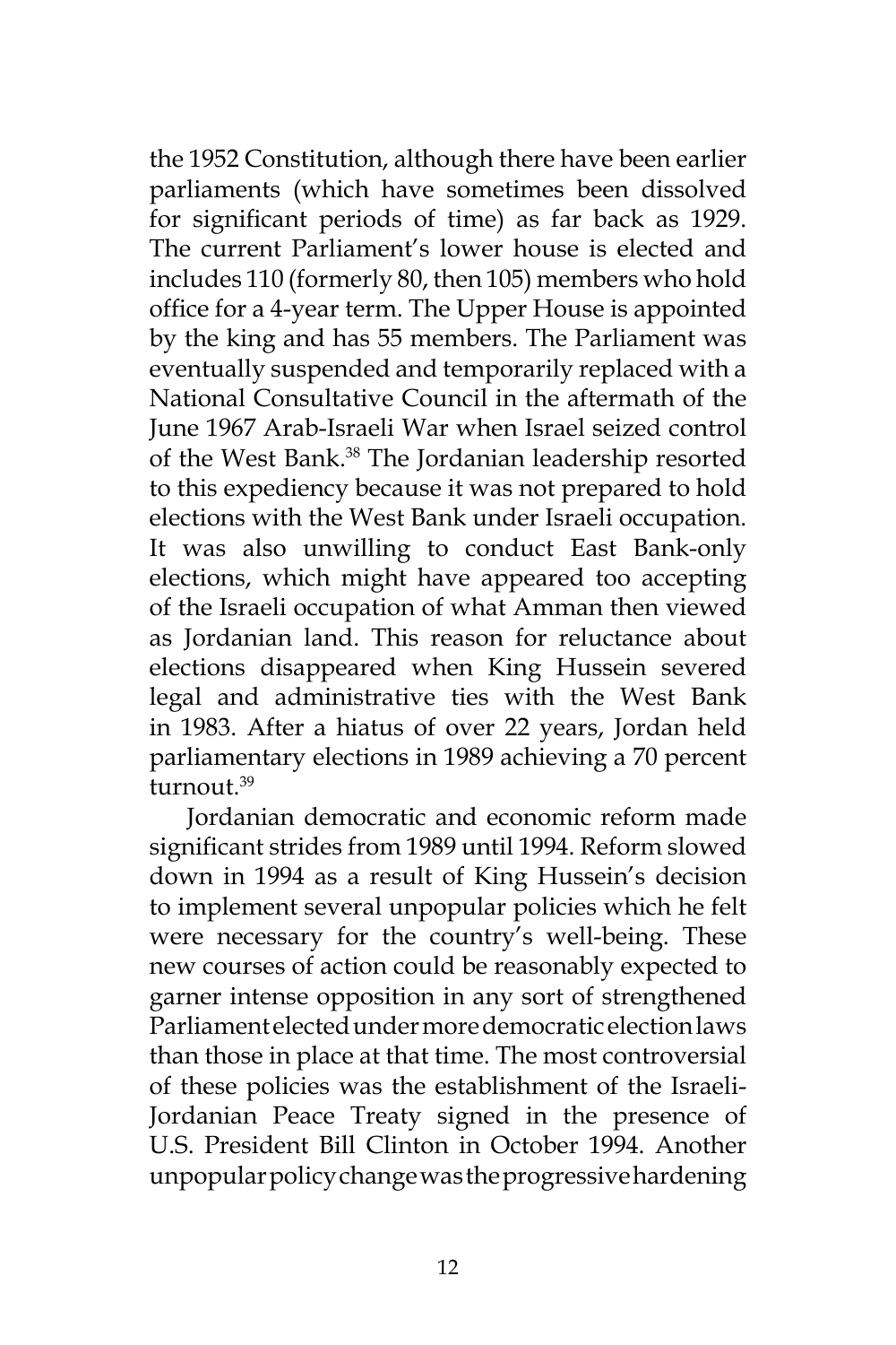the 1952 Constitution, although there have been earlier parliaments (which have sometimes been dissolved for significant periods of time) as far back as 1929. The current Parliament's lower house is elected and includes 110 (formerly 80, then 105) members who hold office for a 4-year term. The Upper House is appointed by the king and has 55 members. The Parliament was eventually suspended and temporarily replaced with a National Consultative Council in the aftermath of the June 1967 Arab-Israeli War when Israel seized control of the West Bank.[38] The Jordanian leadership resorted to this expediency because it was not prepared to hold elections with the West Bank under Israeli occupation. It was also unwilling to conduct East Bank-only elections, which might have appeared too accepting of the Israeli occupation of what Amman then viewed as Jordanian land. This reason for reluctance about elections disappeared when King Hussein severed legal and administrative ties with the West Bank in 1983. After a hiatus of over 22 years, Jordan held parliamentary elections in 1989 achieving a 70 percent turnout.[39]

Jordanian democratic and economic reform made significant strides from 1989 until 1994. Reform slowed down in 1994 as a result of King Hussein's decision to implement several unpopular policies which he felt were necessary for the country's well-being. These new courses of action could be reasonably expected to garner intense opposition in any sort of strengthened Parliament elected under more democratic election laws than those in place at that time. The most controversial of these policies was the establishment of the Israeli-Jordanian Peace Treaty signed in the presence of U.S. President Bill Clinton in October 1994. Another unpopular policy change was the progressive hardening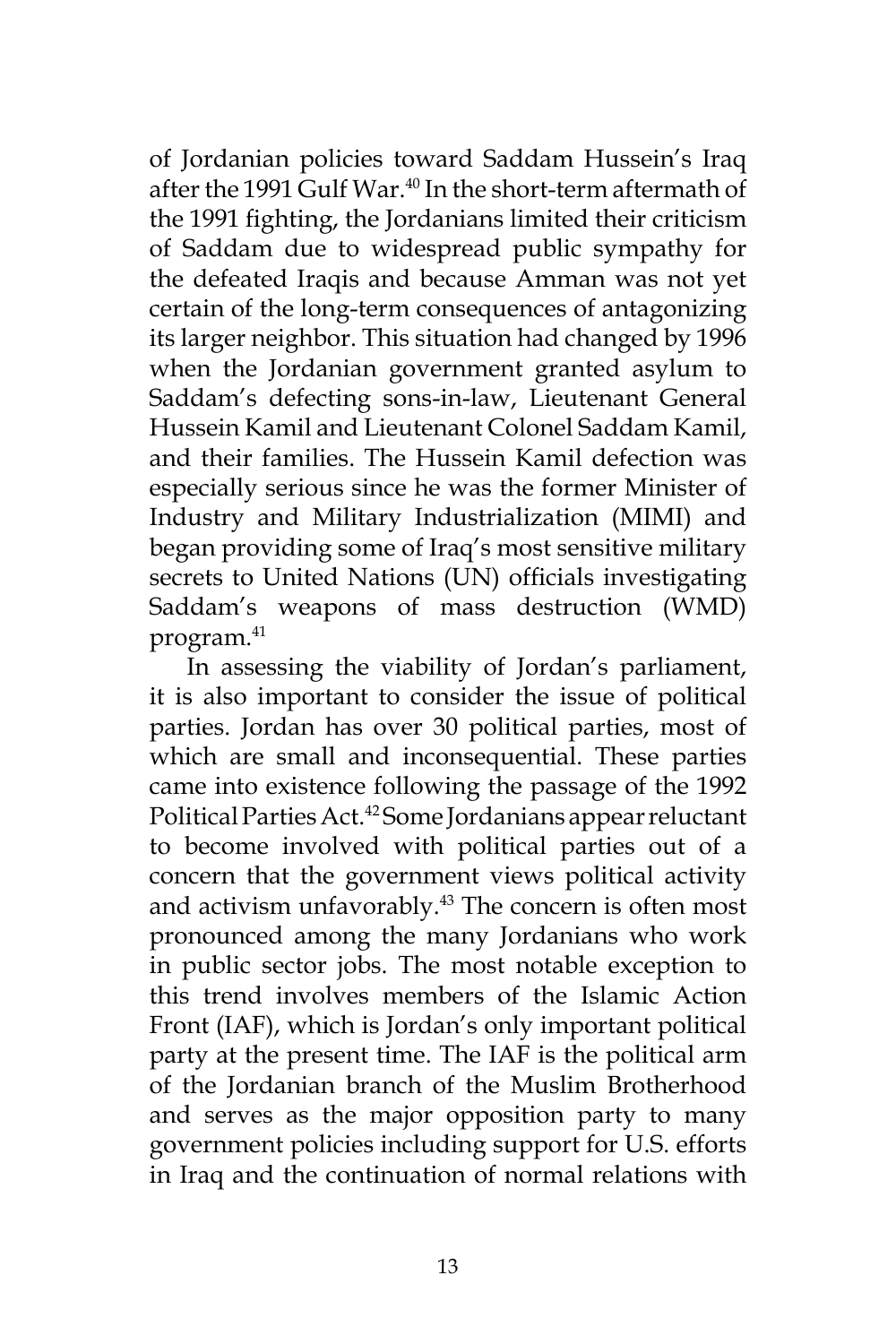of Jordanian policies toward Saddam Hussein's Iraq after the 1991 Gulf War.[40] In the short-term aftermath of the 1991 fighting, the Jordanians limited their criticism of Saddam due to widespread public sympathy for the defeated Iraqis and because Amman was not yet certain of the long-term consequences of antagonizing its larger neighbor. This situation had changed by 1996 when the Jordanian government granted asylum to Saddam's defecting sons-in-law, Lieutenant General Hussein Kamil and Lieutenant Colonel Saddam Kamil, and their families. The Hussein Kamil defection was especially serious since he was the former Minister of Industry and Military Industrialization (MIMI) and began providing some of Iraq's most sensitive military secrets to United Nations (UN) officials investigating Saddam's weapons of mass destruction (WMD) program.[41]

In assessing the viability of Jordan's parliament, it is also important to consider the issue of political parties. Jordan has over 30 political parties, most of which are small and inconsequential. These parties came into existence following the passage of the 1992 Political Parties Act.[42] Some Jordanians appear reluctant to become involved with political parties out of a concern that the government views political activity and activism unfavorably.[43] The concern is often most pronounced among the many Jordanians who work in public sector jobs. The most notable exception to this trend involves members of the Islamic Action Front (IAF), which is Jordan's only important political party at the present time. The IAF is the political arm of the Jordanian branch of the Muslim Brotherhood and serves as the major opposition party to many government policies including support for U.S. efforts in Iraq and the continuation of normal relations with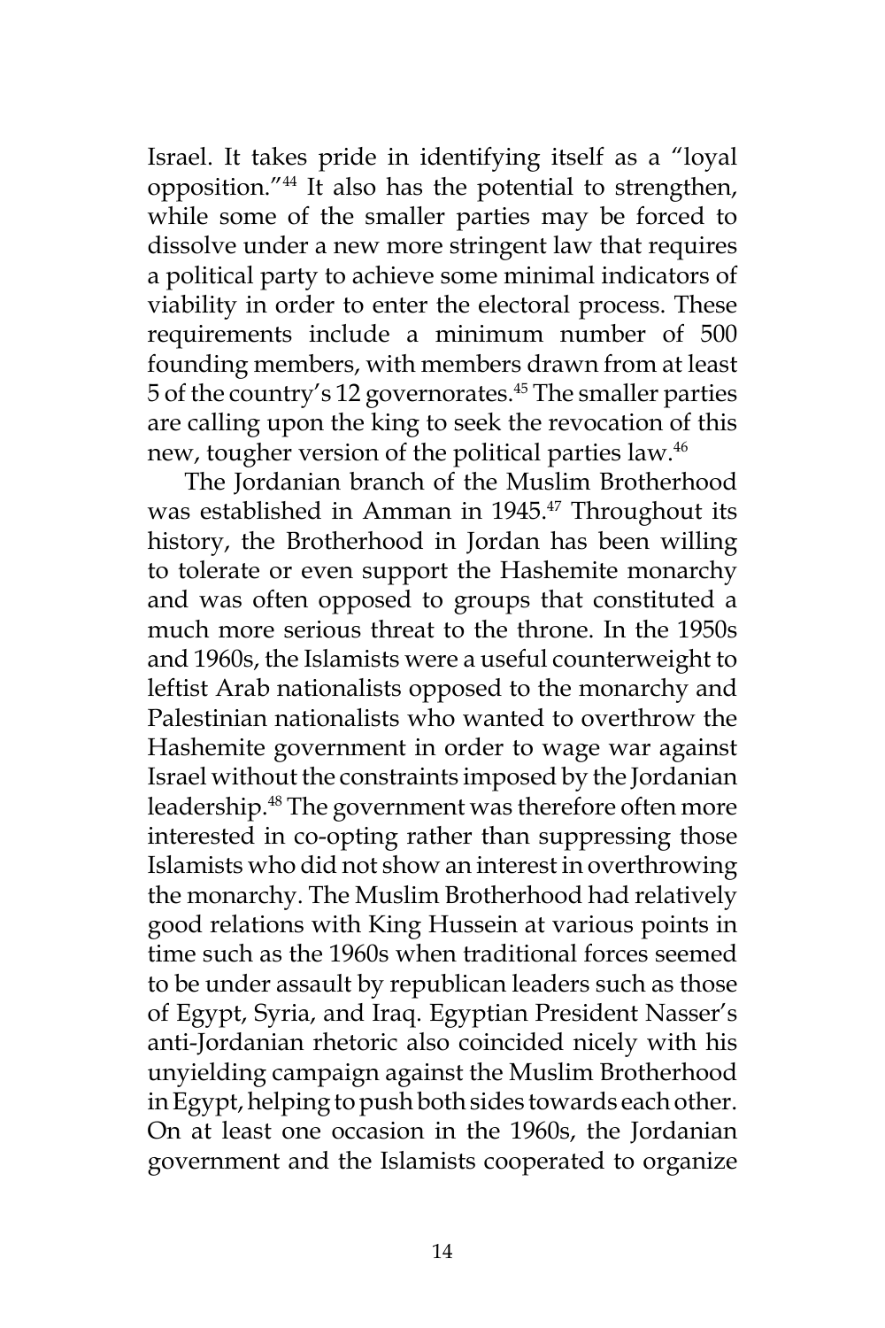Israel. It takes pride in identifying itself as a "loyal opposition."[44] It also has the potential to strengthen, while some of the smaller parties may be forced to dissolve under a new more stringent law that requires a political party to achieve some minimal indicators of viability in order to enter the electoral process. These requirements include a minimum number of 500 founding members, with members drawn from at least 5 of the country's 12 governorates.[45] The smaller parties are calling upon the king to seek the revocation of this new, tougher version of the political parties law.[46]

The Jordanian branch of the Muslim Brotherhood was established in Amman in 1945.[47] Throughout its history, the Brotherhood in Jordan has been willing to tolerate or even support the Hashemite monarchy and was often opposed to groups that constituted a much more serious threat to the throne. In the 1950s and 1960s, the Islamists were a useful counterweight to leftist Arab nationalists opposed to the monarchy and Palestinian nationalists who wanted to overthrow the Hashemite government in order to wage war against Israel without the constraints imposed by the Jordanian leadership.[48] The government was therefore often more interested in co-opting rather than suppressing those Islamists who did not show an interest in overthrowing the monarchy. The Muslim Brotherhood had relatively good relations with King Hussein at various points in time such as the 1960s when traditional forces seemed to be under assault by republican leaders such as those of Egypt, Syria, and Iraq. Egyptian President Nasser's anti-Jordanian rhetoric also coincided nicely with his unyielding campaign against the Muslim Brotherhood in Egypt, helping to push both sides towards each other. On at least one occasion in the 1960s, the Jordanian government and the Islamists cooperated to organize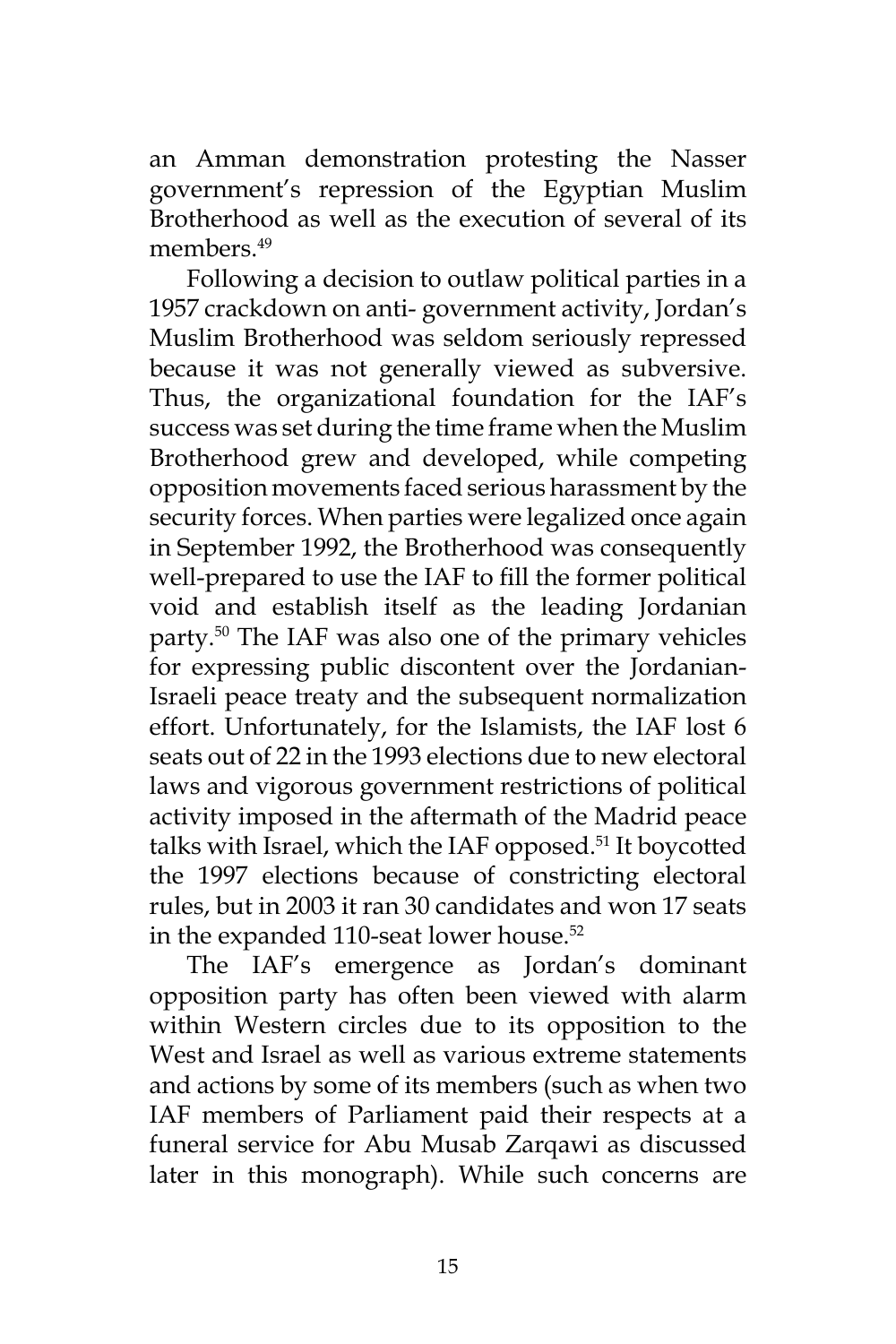an Amman demonstration protesting the Nasser government's repression of the Egyptian Muslim Brotherhood as well as the execution of several of its members.[49]

Following a decision to outlaw political parties in a 1957 crackdown on anti- government activity, Jordan's Muslim Brotherhood was seldom seriously repressed because it was not generally viewed as subversive. Thus, the organizational foundation for the IAF's success was set during the time frame when the Muslim Brotherhood grew and developed, while competing opposition movements faced serious harassment by the security forces. When parties were legalized once again in September 1992, the Brotherhood was consequently well-prepared to use the IAF to fill the former political void and establish itself as the leading Jordanian party.[50] The IAF was also one of the primary vehicles for expressing public discontent over the Jordanian-Israeli peace treaty and the subsequent normalization effort. Unfortunately, for the Islamists, the IAF lost 6 seats out of 22 in the 1993 elections due to new electoral laws and vigorous government restrictions of political activity imposed in the aftermath of the Madrid peace talks with Israel, which the IAF opposed.[51] It boycotted the 1997 elections because of constricting electoral rules, but in 2003 it ran 30 candidates and won 17 seats in the expanded 110-seat lower house.[52]

The IAF's emergence as Jordan's dominant opposition party has often been viewed with alarm within Western circles due to its opposition to the West and Israel as well as various extreme statements and actions by some of its members (such as when two IAF members of Parliament paid their respects at a funeral service for Abu Musab Zarqawi as discussed later in this monograph). While such concerns are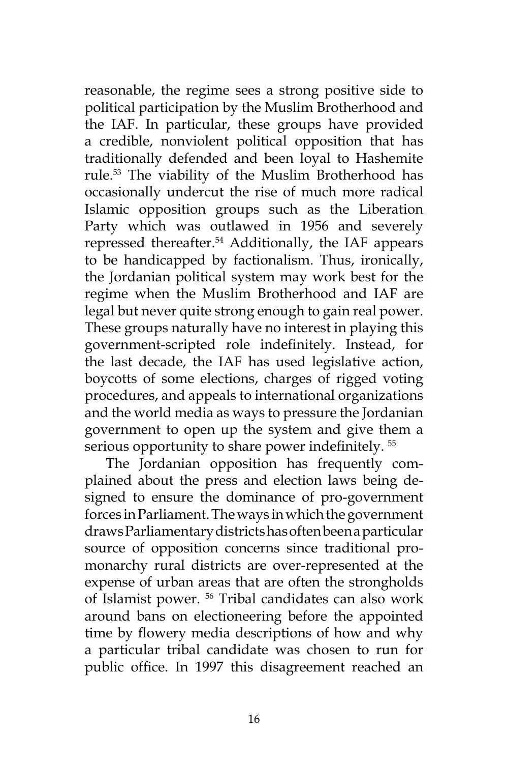reasonable, the regime sees a strong positive side to political participation by the Muslim Brotherhood and the IAF. In particular, these groups have provided a credible, nonviolent political opposition that has traditionally defended and been loyal to Hashemite rule.[53] The viability of the Muslim Brotherhood has occasionally undercut the rise of much more radical Islamic opposition groups such as the Liberation Party which was outlawed in 1956 and severely repressed thereafter.[54] Additionally, the IAF appears to be handicapped by factionalism. Thus, ironically, the Jordanian political system may work best for the regime when the Muslim Brotherhood and IAF are legal but never quite strong enough to gain real power. These groups naturally have no interest in playing this government-scripted role indefinitely. Instead, for the last decade, the IAF has used legislative action, boycotts of some elections, charges of rigged voting procedures, and appeals to international organizations and the world media as ways to pressure the Jordanian government to open up the system and give them a serious opportunity to share power indefinitely. [55]

The Jordanian opposition has frequently complained about the press and election laws being designed to ensure the dominance of pro-government forces in Parliament. The ways in which the government draws Parliamentary districts has often been a particular source of opposition concerns since traditional pro-monarchy rural districts are over-represented at the expense of urban areas that are often the strongholds of Islamist power. [56] Tribal candidates can also work around bans on electioneering before the appointed time by flowery media descriptions of how and why a particular tribal candidate was chosen to run for public office. In 1997 this disagreement reached an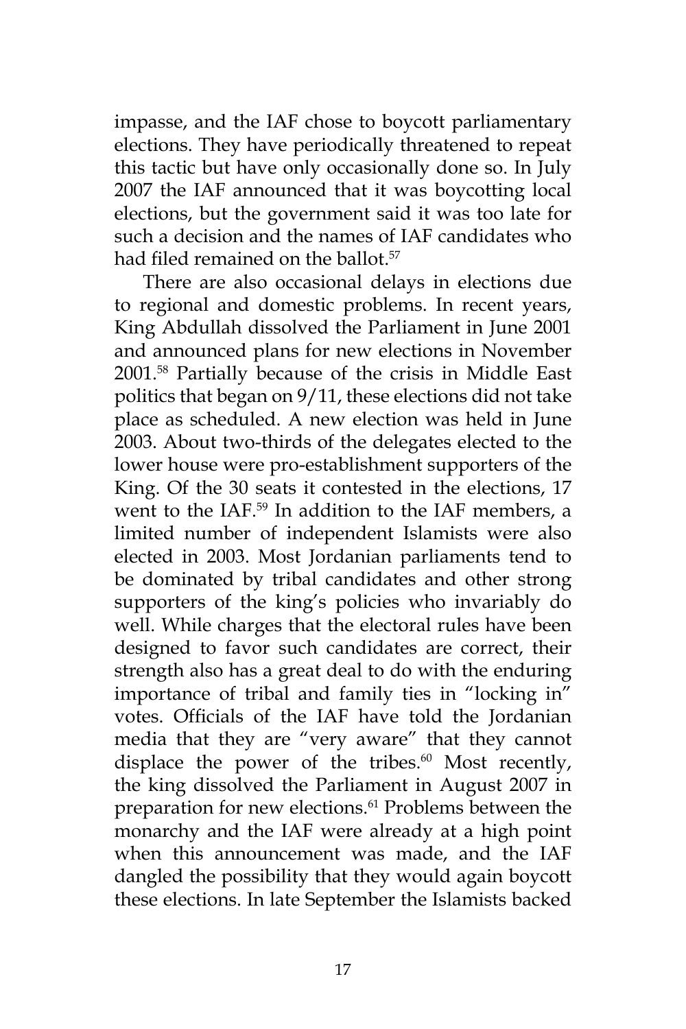impasse, and the IAF chose to boycott parliamentary elections. They have periodically threatened to repeat this tactic but have only occasionally done so. In July 2007 the IAF announced that it was boycotting local elections, but the government said it was too late for such a decision and the names of IAF candidates who had filed remained on the ballot.[57]

There are also occasional delays in elections due to regional and domestic problems. In recent years, King Abdullah dissolved the Parliament in June 2001 and announced plans for new elections in November 2001.[58] Partially because of the crisis in Middle East politics that began on 9/11, these elections did not take place as scheduled. A new election was held in June 2003. About two-thirds of the delegates elected to the lower house were pro-establishment supporters of the King. Of the 30 seats it contested in the elections, 17 went to the IAF.[59] In addition to the IAF members, a limited number of independent Islamists were also elected in 2003. Most Jordanian parliaments tend to be dominated by tribal candidates and other strong supporters of the king's policies who invariably do well. While charges that the electoral rules have been designed to favor such candidates are correct, their strength also has a great deal to do with the enduring importance of tribal and family ties in "locking in" votes. Officials of the IAF have told the Jordanian media that they are "very aware" that they cannot displace the power of the tribes.[60] Most recently, the king dissolved the Parliament in August 2007 in preparation for new elections.[61] Problems between the monarchy and the IAF were already at a high point when this announcement was made, and the IAF dangled the possibility that they would again boycott these elections. In late September the Islamists backed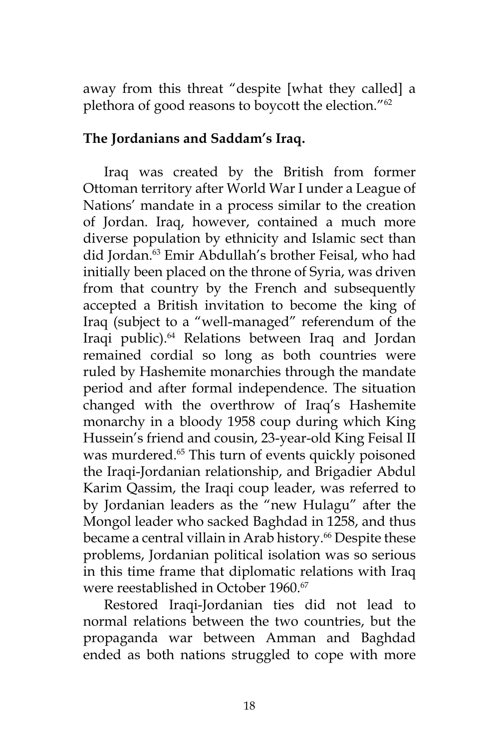away from this threat "despite [what they called] a plethora of good reasons to boycott the election."[62]

**The Jordanians and Saddam's Iraq.**

Iraq was created by the British from former Ottoman territory after World War I under a League of Nations' mandate in a process similar to the creation of Jordan. Iraq, however, contained a much more diverse population by ethnicity and Islamic sect than did Jordan.[63] Emir Abdullah's brother Feisal, who had initially been placed on the throne of Syria, was driven from that country by the French and subsequently accepted a British invitation to become the king of Iraq (subject to a "well-managed" referendum of the Iraqi public).[64] Relations between Iraq and Jordan remained cordial so long as both countries were ruled by Hashemite monarchies through the mandate period and after formal independence. The situation changed with the overthrow of Iraq's Hashemite monarchy in a bloody 1958 coup during which King Hussein's friend and cousin, 23-year-old King Feisal II was murdered.[65] This turn of events quickly poisoned the Iraqi-Jordanian relationship, and Brigadier Abdul Karim Qassim, the Iraqi coup leader, was referred to by Jordanian leaders as the "new Hulagu" after the Mongol leader who sacked Baghdad in 1258, and thus became a central villain in Arab history.[66] Despite these problems, Jordanian political isolation was so serious in this time frame that diplomatic relations with Iraq were reestablished in October 1960.[67]

Restored Iraqi-Jordanian ties did not lead to normal relations between the two countries, but the propaganda war between Amman and Baghdad ended as both nations struggled to cope with more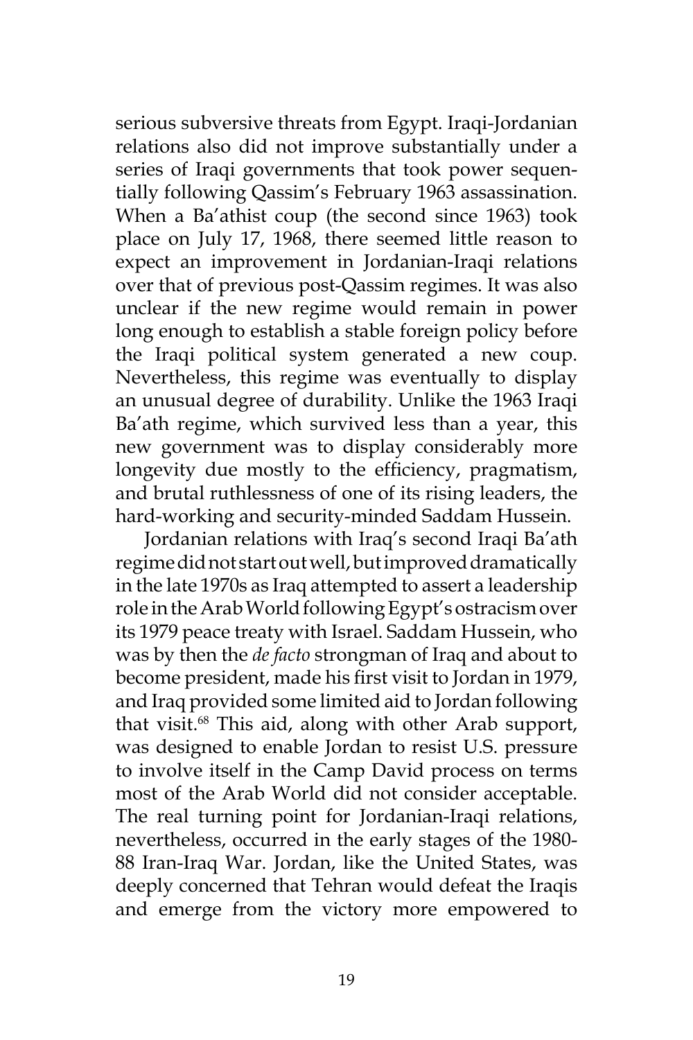serious subversive threats from Egypt. Iraqi-Jordanian relations also did not improve substantially under a series of Iraqi governments that took power sequentially following Qassim's February 1963 assassination. When a Ba'athist coup (the second since 1963) took place on July 17, 1968, there seemed little reason to expect an improvement in Jordanian-Iraqi relations over that of previous post-Qassim regimes. It was also unclear if the new regime would remain in power long enough to establish a stable foreign policy before the Iraqi political system generated a new coup. Nevertheless, this regime was eventually to display an unusual degree of durability. Unlike the 1963 Iraqi Ba'ath regime, which survived less than a year, this new government was to display considerably more longevity due mostly to the efficiency, pragmatism, and brutal ruthlessness of one of its rising leaders, the hard-working and security-minded Saddam Hussein.

Jordanian relations with Iraq's second Iraqi Ba'ath regime did not start out well, but improved dramatically in the late 1970s as Iraq attempted to assert a leadership role in the Arab World following Egypt's ostracism over its 1979 peace treaty with Israel. Saddam Hussein, who was by then the *de facto* strongman of Iraq and about to become president, made his first visit to Jordan in 1979, and Iraq provided some limited aid to Jordan following that visit.[68] This aid, along with other Arab support, was designed to enable Jordan to resist U.S. pressure to involve itself in the Camp David process on terms most of the Arab World did not consider acceptable. The real turning point for Jordanian-Iraqi relations, nevertheless, occurred in the early stages of the 1980-88 Iran-Iraq War. Jordan, like the United States, was deeply concerned that Tehran would defeat the Iraqis and emerge from the victory more empowered to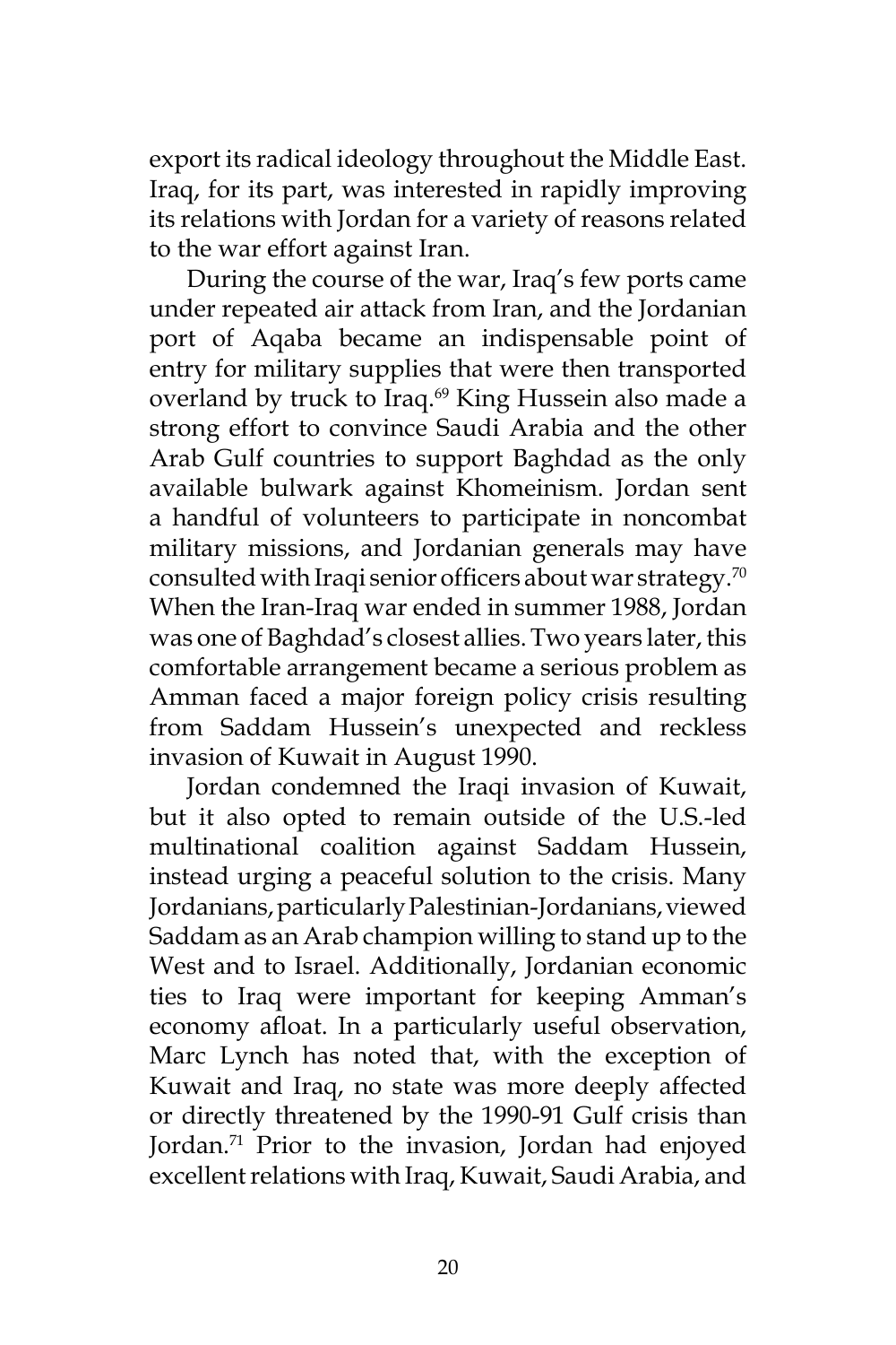export its radical ideology throughout the Middle East. Iraq, for its part, was interested in rapidly improving its relations with Jordan for a variety of reasons related to the war effort against Iran.

During the course of the war, Iraq's few ports came under repeated air attack from Iran, and the Jordanian port of Aqaba became an indispensable point of entry for military supplies that were then transported overland by truck to Iraq.[69] King Hussein also made a strong effort to convince Saudi Arabia and the other Arab Gulf countries to support Baghdad as the only available bulwark against Khomeinism. Jordan sent a handful of volunteers to participate in noncombat military missions, and Jordanian generals may have consulted with Iraqi senior officers about war strategy.[70] When the Iran-Iraq war ended in summer 1988, Jordan was one of Baghdad's closest allies. Two years later, this comfortable arrangement became a serious problem as Amman faced a major foreign policy crisis resulting from Saddam Hussein's unexpected and reckless invasion of Kuwait in August 1990.

Jordan condemned the Iraqi invasion of Kuwait, but it also opted to remain outside of the U.S.-led multinational coalition against Saddam Hussein, instead urging a peaceful solution to the crisis. Many Jordanians, particularly Palestinian-Jordanians, viewed Saddam as an Arab champion willing to stand up to the West and to Israel. Additionally, Jordanian economic ties to Iraq were important for keeping Amman's economy afloat. In a particularly useful observation, Marc Lynch has noted that, with the exception of Kuwait and Iraq, no state was more deeply affected or directly threatened by the 1990-91 Gulf crisis than Jordan.[71] Prior to the invasion, Jordan had enjoyed excellent relations with Iraq, Kuwait, Saudi Arabia, and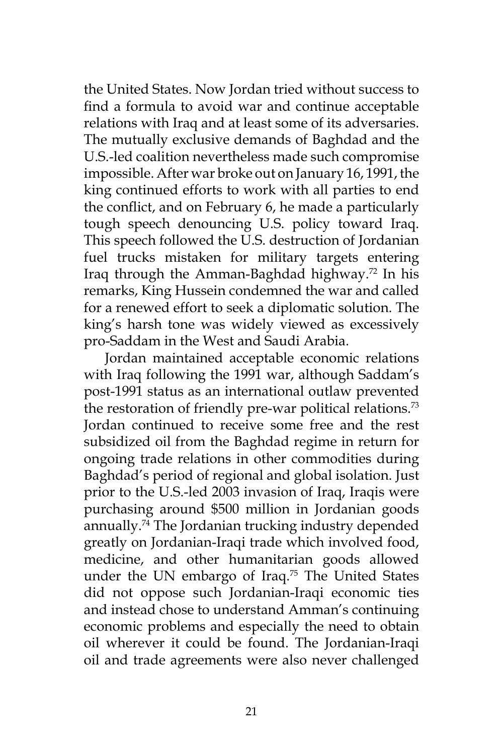the United States. Now Jordan tried without success to find a formula to avoid war and continue acceptable relations with Iraq and at least some of its adversaries. The mutually exclusive demands of Baghdad and the U.S.-led coalition nevertheless made such compromise impossible. After war broke out on January 16, 1991, the king continued efforts to work with all parties to end the conflict, and on February 6, he made a particularly tough speech denouncing U.S. policy toward Iraq. This speech followed the U.S. destruction of Jordanian fuel trucks mistaken for military targets entering Iraq through the Amman-Baghdad highway.[72] In his remarks, King Hussein condemned the war and called for a renewed effort to seek a diplomatic solution. The king's harsh tone was widely viewed as excessively pro-Saddam in the West and Saudi Arabia.

Jordan maintained acceptable economic relations with Iraq following the 1991 war, although Saddam's post-1991 status as an international outlaw prevented the restoration of friendly pre-war political relations.[73] Jordan continued to receive some free and the rest subsidized oil from the Baghdad regime in return for ongoing trade relations in other commodities during Baghdad's period of regional and global isolation. Just prior to the U.S.-led 2003 invasion of Iraq, Iraqis were purchasing around $500 million in Jordanian goods annually.[74] The Jordanian trucking industry depended greatly on Jordanian-Iraqi trade which involved food, medicine, and other humanitarian goods allowed under the UN embargo of Iraq.[75] The United States did not oppose such Jordanian-Iraqi economic ties and instead chose to understand Amman's continuing economic problems and especially the need to obtain oil wherever it could be found. The Jordanian-Iraqi oil and trade agreements were also never challenged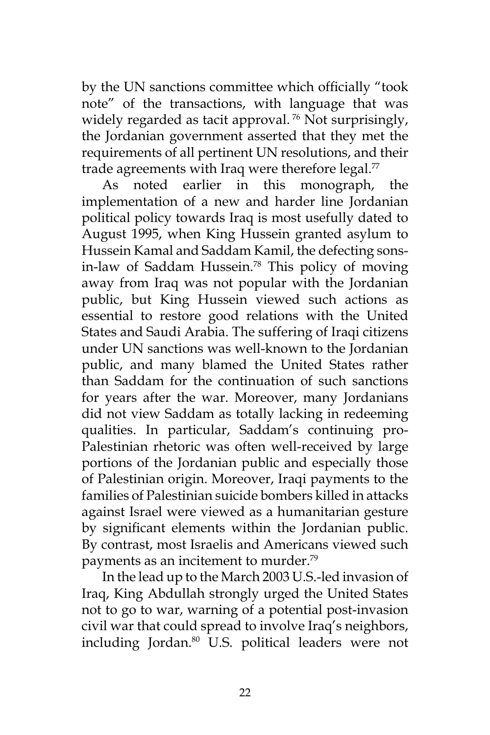by the UN sanctions committee which officially "took note" of the transactions, with language that was widely regarded as tacit approval.[76] Not surprisingly, the Jordanian government asserted that they met the requirements of all pertinent UN resolutions, and their trade agreements with Iraq were therefore legal.[77]

As noted earlier in this monograph, the implementation of a new and harder line Jordanian political policy towards Iraq is most usefully dated to August 1995, when King Hussein granted asylum to Hussein Kamal and Saddam Kamil, the defecting sons-in-law of Saddam Hussein.[78] This policy of moving away from Iraq was not popular with the Jordanian public, but King Hussein viewed such actions as essential to restore good relations with the United States and Saudi Arabia. The suffering of Iraqi citizens under UN sanctions was well-known to the Jordanian public, and many blamed the United States rather than Saddam for the continuation of such sanctions for years after the war. Moreover, many Jordanians did not view Saddam as totally lacking in redeeming qualities. In particular, Saddam's continuing pro-Palestinian rhetoric was often well-received by large portions of the Jordanian public and especially those of Palestinian origin. Moreover, Iraqi payments to the families of Palestinian suicide bombers killed in attacks against Israel were viewed as a humanitarian gesture by significant elements within the Jordanian public. By contrast, most Israelis and Americans viewed such payments as an incitement to murder.[79]

In the lead up to the March 2003 U.S.-led invasion of Iraq, King Abdullah strongly urged the United States not to go to war, warning of a potential post-invasion civil war that could spread to involve Iraq's neighbors, including Jordan.[80] U.S. political leaders were not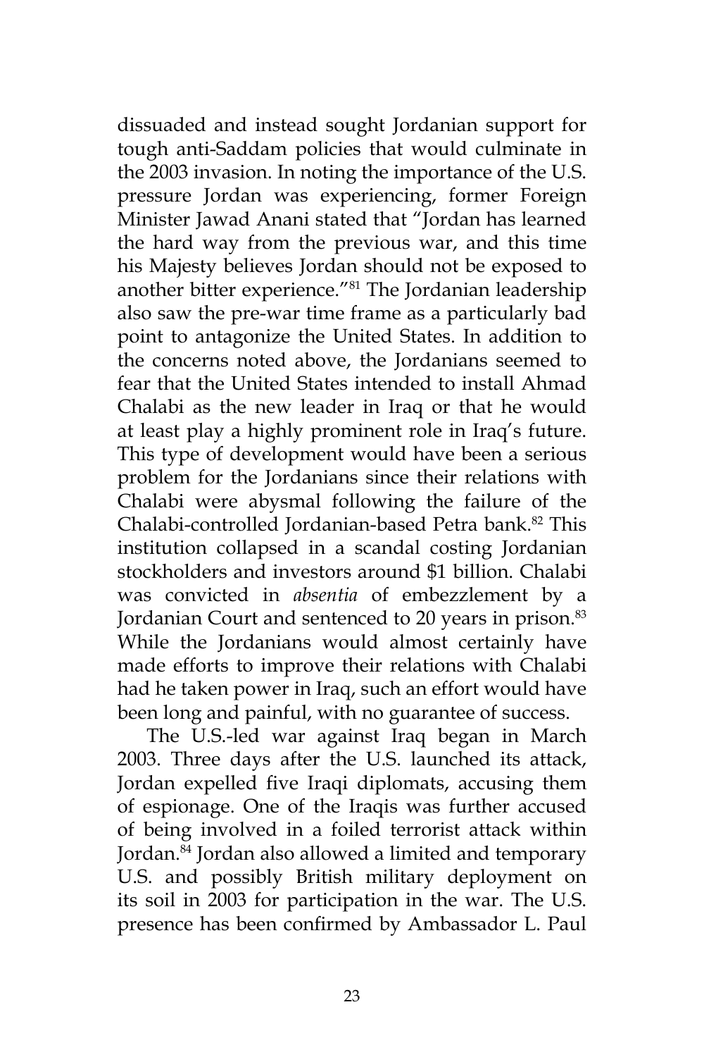dissuaded and instead sought Jordanian support for tough anti-Saddam policies that would culminate in the 2003 invasion. In noting the importance of the U.S. pressure Jordan was experiencing, former Foreign Minister Jawad Anani stated that "Jordan has learned the hard way from the previous war, and this time his Majesty believes Jordan should not be exposed to another bitter experience."[81] The Jordanian leadership also saw the pre-war time frame as a particularly bad point to antagonize the United States. In addition to the concerns noted above, the Jordanians seemed to fear that the United States intended to install Ahmad Chalabi as the new leader in Iraq or that he would at least play a highly prominent role in Iraq's future. This type of development would have been a serious problem for the Jordanians since their relations with Chalabi were abysmal following the failure of the Chalabi-controlled Jordanian-based Petra bank.[82] This institution collapsed in a scandal costing Jordanian stockholders and investors around $1 billion. Chalabi was convicted in *absentia* of embezzlement by a Jordanian Court and sentenced to 20 years in prison.[83] While the Jordanians would almost certainly have made efforts to improve their relations with Chalabi had he taken power in Iraq, such an effort would have been long and painful, with no guarantee of success.

The U.S.-led war against Iraq began in March 2003. Three days after the U.S. launched its attack, Jordan expelled five Iraqi diplomats, accusing them of espionage. One of the Iraqis was further accused of being involved in a foiled terrorist attack within Jordan.[84] Jordan also allowed a limited and temporary U.S. and possibly British military deployment on its soil in 2003 for participation in the war. The U.S. presence has been confirmed by Ambassador L. Paul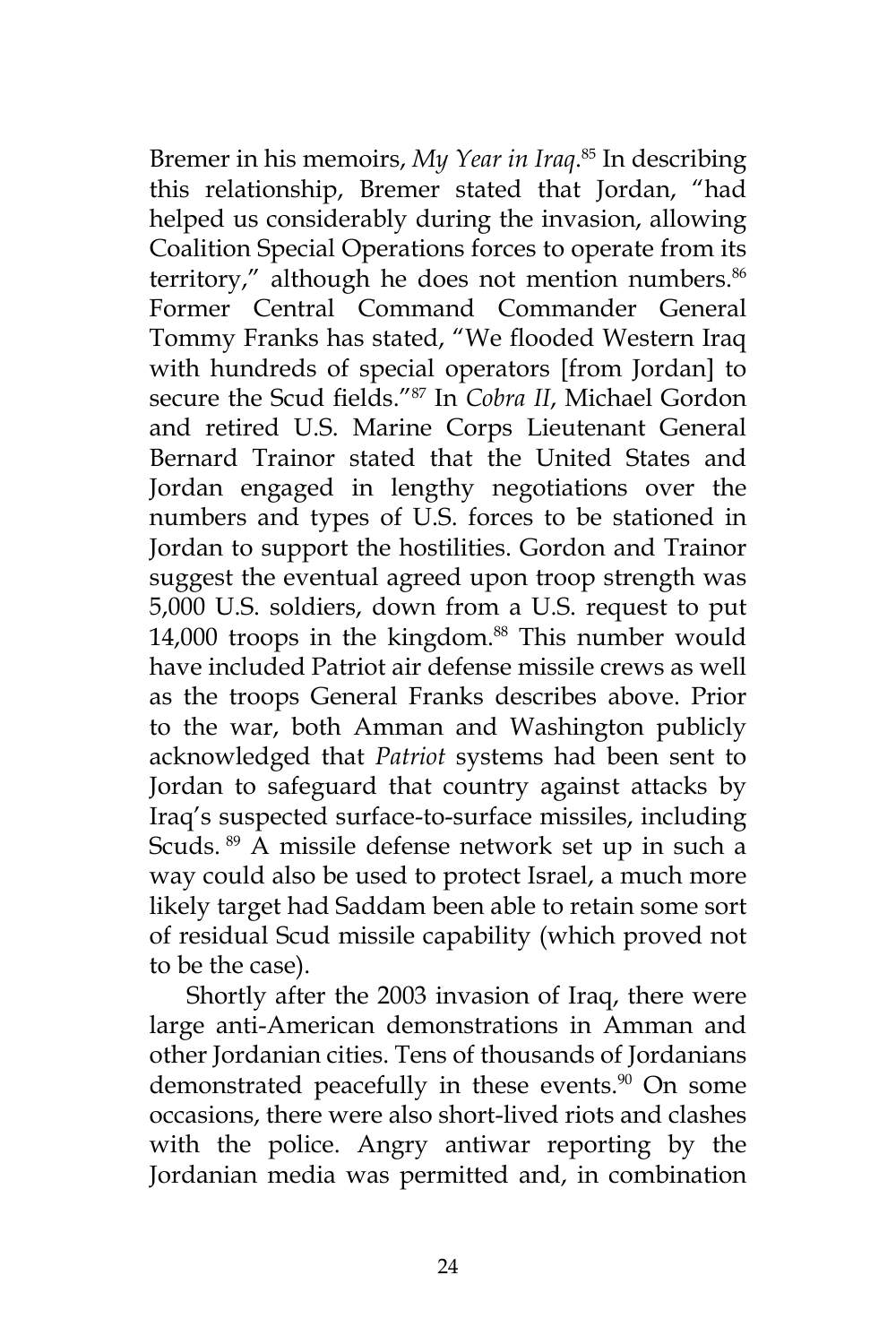Bremer in his memoirs, *My Year in Iraq*.[85] In describing this relationship, Bremer stated that Jordan, "had helped us considerably during the invasion, allowing Coalition Special Operations forces to operate from its territory," although he does not mention numbers.[86] Former Central Command Commander General Tommy Franks has stated, "We flooded Western Iraq with hundreds of special operators [from Jordan] to secure the Scud fields."[87] In *Cobra II*, Michael Gordon and retired U.S. Marine Corps Lieutenant General Bernard Trainor stated that the United States and Jordan engaged in lengthy negotiations over the numbers and types of U.S. forces to be stationed in Jordan to support the hostilities. Gordon and Trainor suggest the eventual agreed upon troop strength was 5,000 U.S. soldiers, down from a U.S. request to put 14,000 troops in the kingdom.[88] This number would have included Patriot air defense missile crews as well as the troops General Franks describes above. Prior to the war, both Amman and Washington publicly acknowledged that *Patriot* systems had been sent to Jordan to safeguard that country against attacks by Iraq's suspected surface-to-surface missiles, including Scuds.[89] A missile defense network set up in such a way could also be used to protect Israel, a much more likely target had Saddam been able to retain some sort of residual Scud missile capability (which proved not to be the case).

Shortly after the 2003 invasion of Iraq, there were large anti-American demonstrations in Amman and other Jordanian cities. Tens of thousands of Jordanians demonstrated peacefully in these events.[90] On some occasions, there were also short-lived riots and clashes with the police. Angry antiwar reporting by the Jordanian media was permitted and, in combination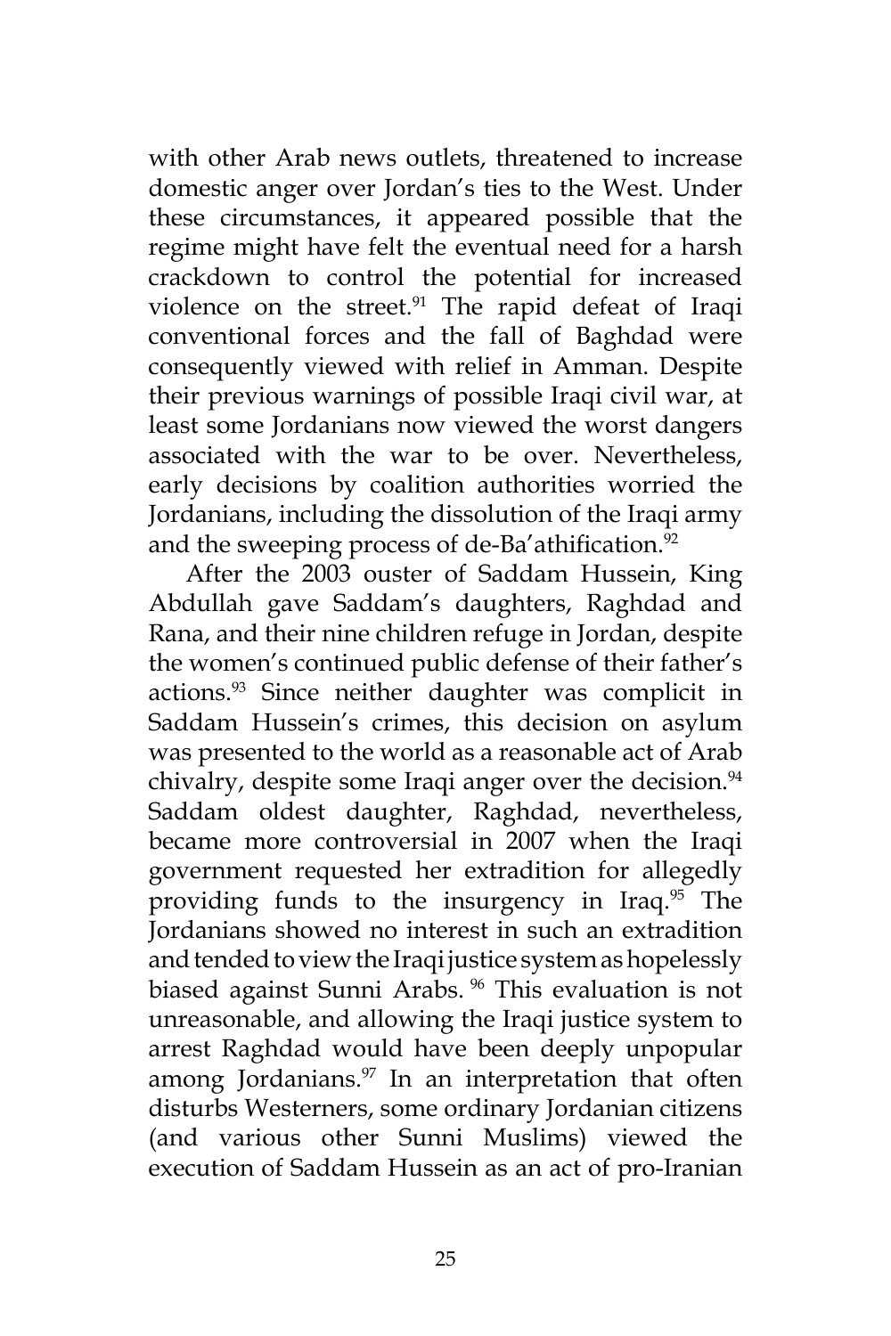with other Arab news outlets, threatened to increase domestic anger over Jordan's ties to the West. Under these circumstances, it appeared possible that the regime might have felt the eventual need for a harsh crackdown to control the potential for increased violence on the street.[91] The rapid defeat of Iraqi conventional forces and the fall of Baghdad were consequently viewed with relief in Amman. Despite their previous warnings of possible Iraqi civil war, at least some Jordanians now viewed the worst dangers associated with the war to be over. Nevertheless, early decisions by coalition authorities worried the Jordanians, including the dissolution of the Iraqi army and the sweeping process of de-Ba'athification.[92]

After the 2003 ouster of Saddam Hussein, King Abdullah gave Saddam's daughters, Raghdad and Rana, and their nine children refuge in Jordan, despite the women's continued public defense of their father's actions.[93] Since neither daughter was complicit in Saddam Hussein's crimes, this decision on asylum was presented to the world as a reasonable act of Arab chivalry, despite some Iraqi anger over the decision.[94] Saddam oldest daughter, Raghdad, nevertheless, became more controversial in 2007 when the Iraqi government requested her extradition for allegedly providing funds to the insurgency in Iraq.[95] The Jordanians showed no interest in such an extradition and tended to view the Iraqi justice system as hopelessly biased against Sunni Arabs.[96] This evaluation is not unreasonable, and allowing the Iraqi justice system to arrest Raghdad would have been deeply unpopular among Jordanians.[97] In an interpretation that often disturbs Westerners, some ordinary Jordanian citizens (and various other Sunni Muslims) viewed the execution of Saddam Hussein as an act of pro-Iranian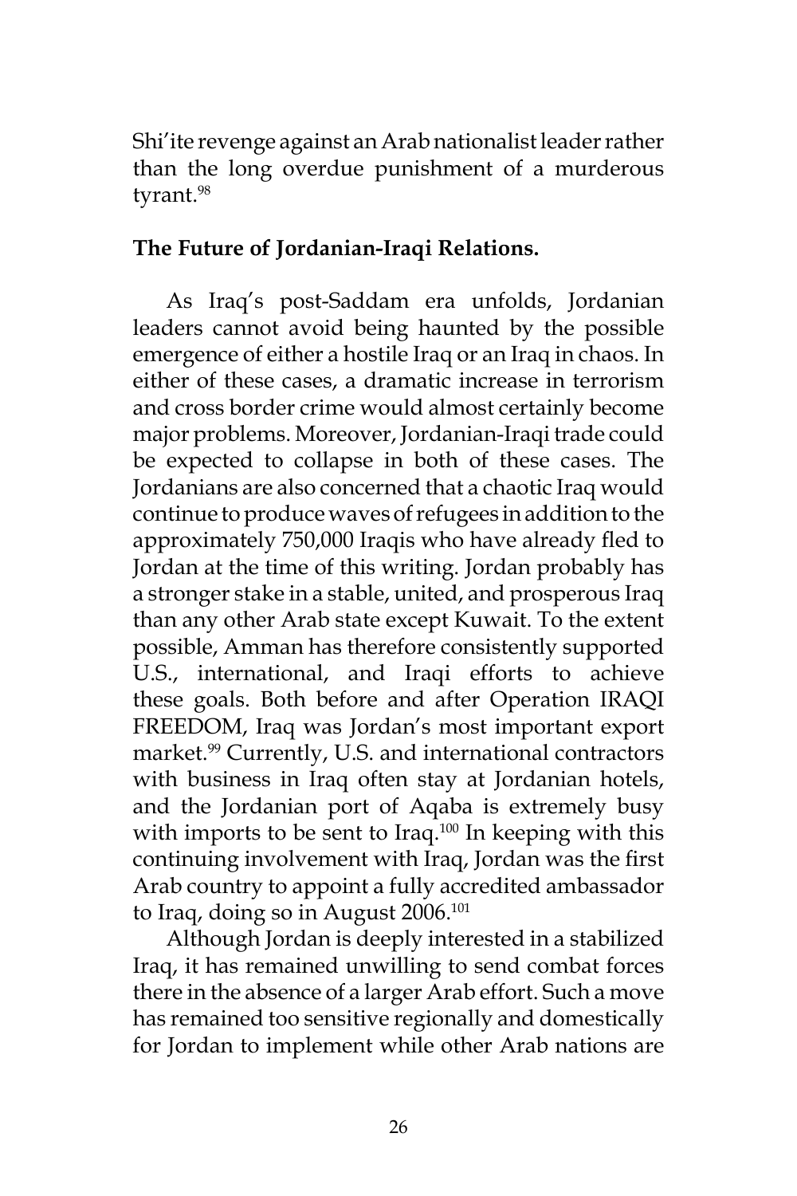Shi'ite revenge against an Arab nationalist leader rather than the long overdue punishment of a murderous tyrant.[98]

**The Future of Jordanian-Iraqi Relations.**

As Iraq's post-Saddam era unfolds, Jordanian leaders cannot avoid being haunted by the possible emergence of either a hostile Iraq or an Iraq in chaos. In either of these cases, a dramatic increase in terrorism and cross border crime would almost certainly become major problems. Moreover, Jordanian-Iraqi trade could be expected to collapse in both of these cases. The Jordanians are also concerned that a chaotic Iraq would continue to produce waves of refugees in addition to the approximately 750,000 Iraqis who have already fled to Jordan at the time of this writing. Jordan probably has a stronger stake in a stable, united, and prosperous Iraq than any other Arab state except Kuwait. To the extent possible, Amman has therefore consistently supported U.S., international, and Iraqi efforts to achieve these goals. Both before and after Operation IRAQI FREEDOM, Iraq was Jordan's most important export market.[99] Currently, U.S. and international contractors with business in Iraq often stay at Jordanian hotels, and the Jordanian port of Aqaba is extremely busy with imports to be sent to Iraq.[100] In keeping with this continuing involvement with Iraq, Jordan was the first Arab country to appoint a fully accredited ambassador to Iraq, doing so in August 2006.[101]

Although Jordan is deeply interested in a stabilized Iraq, it has remained unwilling to send combat forces there in the absence of a larger Arab effort. Such a move has remained too sensitive regionally and domestically for Jordan to implement while other Arab nations are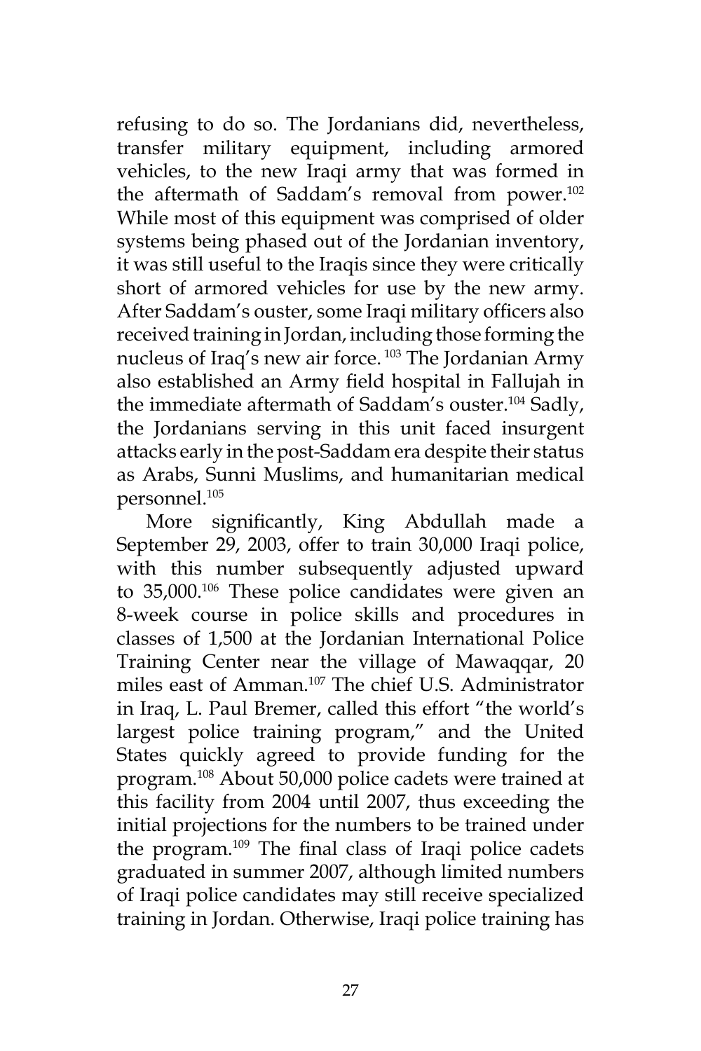refusing to do so. The Jordanians did, nevertheless, transfer military equipment, including armored vehicles, to the new Iraqi army that was formed in the aftermath of Saddam's removal from power.[102] While most of this equipment was comprised of older systems being phased out of the Jordanian inventory, it was still useful to the Iraqis since they were critically short of armored vehicles for use by the new army. After Saddam's ouster, some Iraqi military officers also received training in Jordan, including those forming the nucleus of Iraq's new air force.[103] The Jordanian Army also established an Army field hospital in Fallujah in the immediate aftermath of Saddam's ouster.[104] Sadly, the Jordanians serving in this unit faced insurgent attacks early in the post-Saddam era despite their status as Arabs, Sunni Muslims, and humanitarian medical personnel.[105]

More significantly, King Abdullah made a September 29, 2003, offer to train 30,000 Iraqi police, with this number subsequently adjusted upward to 35,000.[106] These police candidates were given an 8-week course in police skills and procedures in classes of 1,500 at the Jordanian International Police Training Center near the village of Mawaqqar, 20 miles east of Amman.[107] The chief U.S. Administrator in Iraq, L. Paul Bremer, called this effort "the world's largest police training program," and the United States quickly agreed to provide funding for the program.[108] About 50,000 police cadets were trained at this facility from 2004 until 2007, thus exceeding the initial projections for the numbers to be trained under the program.[109] The final class of Iraqi police cadets graduated in summer 2007, although limited numbers of Iraqi police candidates may still receive specialized training in Jordan. Otherwise, Iraqi police training has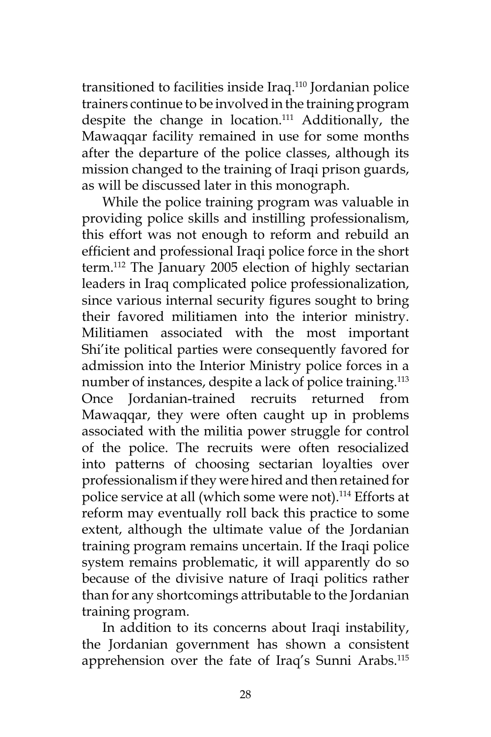transitioned to facilities inside Iraq.[110] Jordanian police trainers continue to be involved in the training program despite the change in location.[111] Additionally, the Mawaqqar facility remained in use for some months after the departure of the police classes, although its mission changed to the training of Iraqi prison guards, as will be discussed later in this monograph.

While the police training program was valuable in providing police skills and instilling professionalism, this effort was not enough to reform and rebuild an efficient and professional Iraqi police force in the short term.[112] The January 2005 election of highly sectarian leaders in Iraq complicated police professionalization, since various internal security figures sought to bring their favored militiamen into the interior ministry. Militiamen associated with the most important Shi'ite political parties were consequently favored for admission into the Interior Ministry police forces in a number of instances, despite a lack of police training.[113] Once Jordanian-trained recruits returned from Mawaqqar, they were often caught up in problems associated with the militia power struggle for control of the police. The recruits were often resocialized into patterns of choosing sectarian loyalties over professionalism if they were hired and then retained for police service at all (which some were not).[114] Efforts at reform may eventually roll back this practice to some extent, although the ultimate value of the Jordanian training program remains uncertain. If the Iraqi police system remains problematic, it will apparently do so because of the divisive nature of Iraqi politics rather than for any shortcomings attributable to the Jordanian training program.

In addition to its concerns about Iraqi instability, the Jordanian government has shown a consistent apprehension over the fate of Iraq's Sunni Arabs.[115]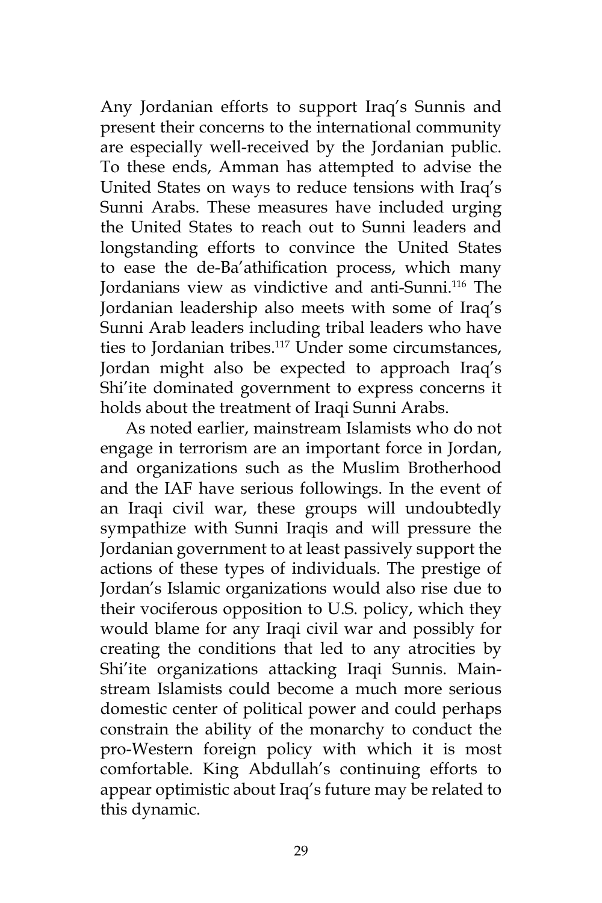Any Jordanian efforts to support Iraq's Sunnis and present their concerns to the international community are especially well-received by the Jordanian public. To these ends, Amman has attempted to advise the United States on ways to reduce tensions with Iraq's Sunni Arabs. These measures have included urging the United States to reach out to Sunni leaders and longstanding efforts to convince the United States to ease the de-Ba'athification process, which many Jordanians view as vindictive and anti-Sunni.[116] The Jordanian leadership also meets with some of Iraq's Sunni Arab leaders including tribal leaders who have ties to Jordanian tribes.[117] Under some circumstances, Jordan might also be expected to approach Iraq's Shi'ite dominated government to express concerns it holds about the treatment of Iraqi Sunni Arabs.

As noted earlier, mainstream Islamists who do not engage in terrorism are an important force in Jordan, and organizations such as the Muslim Brotherhood and the IAF have serious followings. In the event of an Iraqi civil war, these groups will undoubtedly sympathize with Sunni Iraqis and will pressure the Jordanian government to at least passively support the actions of these types of individuals. The prestige of Jordan's Islamic organizations would also rise due to their vociferous opposition to U.S. policy, which they would blame for any Iraqi civil war and possibly for creating the conditions that led to any atrocities by Shi'ite organizations attacking Iraqi Sunnis. Mainstream Islamists could become a much more serious domestic center of political power and could perhaps constrain the ability of the monarchy to conduct the pro-Western foreign policy with which it is most comfortable. King Abdullah's continuing efforts to appear optimistic about Iraq's future may be related to this dynamic.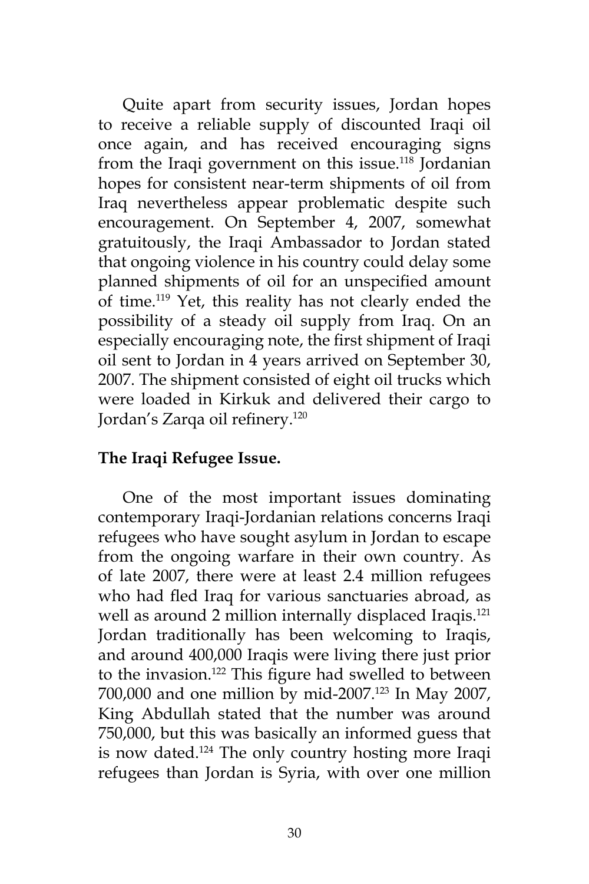Quite apart from security issues, Jordan hopes to receive a reliable supply of discounted Iraqi oil once again, and has received encouraging signs from the Iraqi government on this issue.[118] Jordanian hopes for consistent near-term shipments of oil from Iraq nevertheless appear problematic despite such encouragement. On September 4, 2007, somewhat gratuitously, the Iraqi Ambassador to Jordan stated that ongoing violence in his country could delay some planned shipments of oil for an unspecified amount of time.[119] Yet, this reality has not clearly ended the possibility of a steady oil supply from Iraq. On an especially encouraging note, the first shipment of Iraqi oil sent to Jordan in 4 years arrived on September 30, 2007. The shipment consisted of eight oil trucks which were loaded in Kirkuk and delivered their cargo to Jordan's Zarqa oil refinery.[120]

**The Iraqi Refugee Issue.**

One of the most important issues dominating contemporary Iraqi-Jordanian relations concerns Iraqi refugees who have sought asylum in Jordan to escape from the ongoing warfare in their own country. As of late 2007, there were at least 2.4 million refugees who had fled Iraq for various sanctuaries abroad, as well as around 2 million internally displaced Iraqis.[121] Jordan traditionally has been welcoming to Iraqis, and around 400,000 Iraqis were living there just prior to the invasion.[122] This figure had swelled to between 700,000 and one million by mid-2007.[123] In May 2007, King Abdullah stated that the number was around 750,000, but this was basically an informed guess that is now dated.[124] The only country hosting more Iraqi refugees than Jordan is Syria, with over one million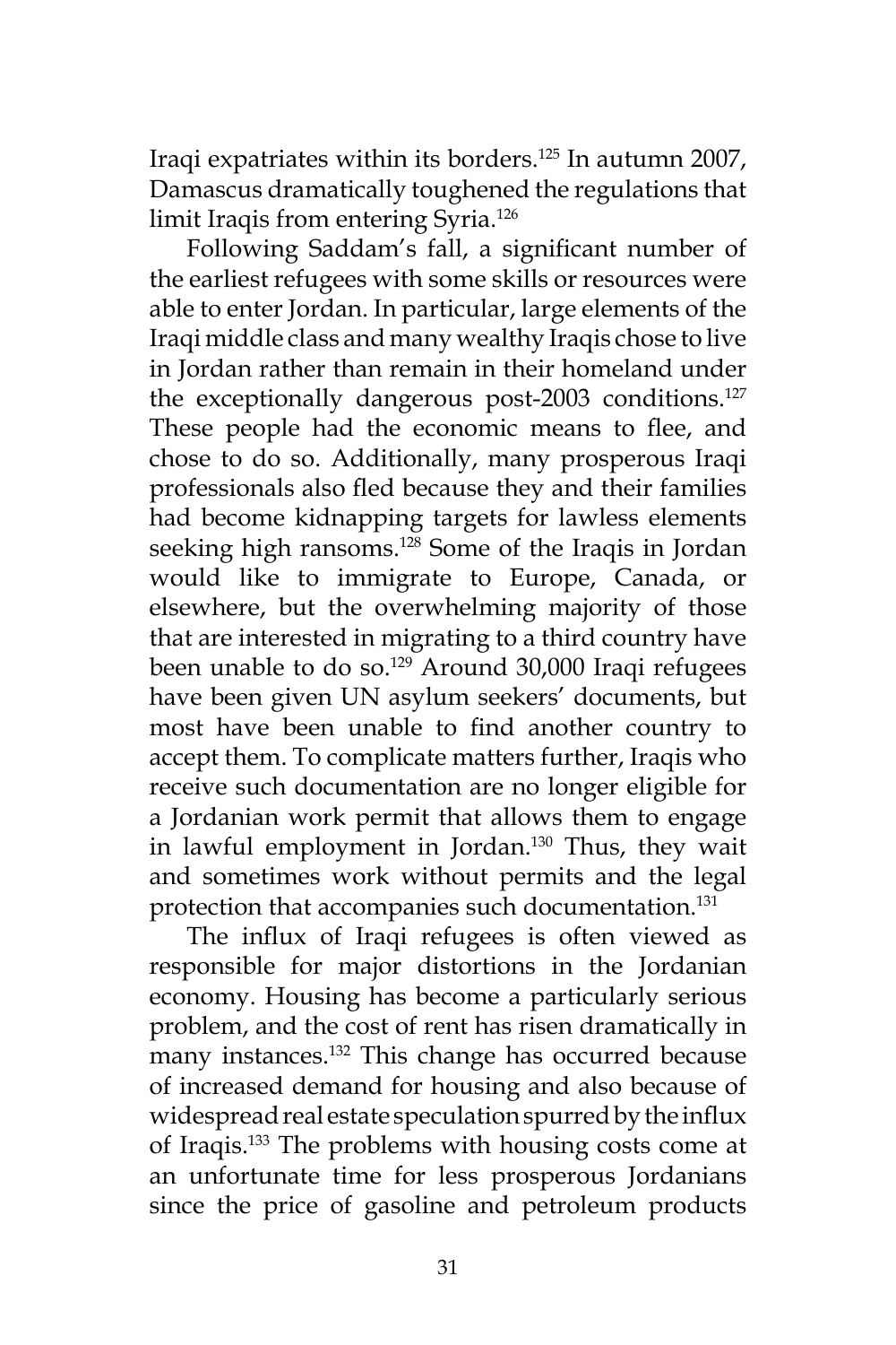Iraqi expatriates within its borders.[125] In autumn 2007, Damascus dramatically toughened the regulations that limit Iraqis from entering Syria.[126]

Following Saddam's fall, a significant number of the earliest refugees with some skills or resources were able to enter Jordan. In particular, large elements of the Iraqi middle class and many wealthy Iraqis chose to live in Jordan rather than remain in their homeland under the exceptionally dangerous post-2003 conditions.[127] These people had the economic means to flee, and chose to do so. Additionally, many prosperous Iraqi professionals also fled because they and their families had become kidnapping targets for lawless elements seeking high ransoms.[128] Some of the Iraqis in Jordan would like to immigrate to Europe, Canada, or elsewhere, but the overwhelming majority of those that are interested in migrating to a third country have been unable to do so.[129] Around 30,000 Iraqi refugees have been given UN asylum seekers' documents, but most have been unable to find another country to accept them. To complicate matters further, Iraqis who receive such documentation are no longer eligible for a Jordanian work permit that allows them to engage in lawful employment in Jordan.[130] Thus, they wait and sometimes work without permits and the legal protection that accompanies such documentation.[131]

The influx of Iraqi refugees is often viewed as responsible for major distortions in the Jordanian economy. Housing has become a particularly serious problem, and the cost of rent has risen dramatically in many instances.[132] This change has occurred because of increased demand for housing and also because of widespread real estate speculation spurred by the influx of Iraqis.[133] The problems with housing costs come at an unfortunate time for less prosperous Jordanians since the price of gasoline and petroleum products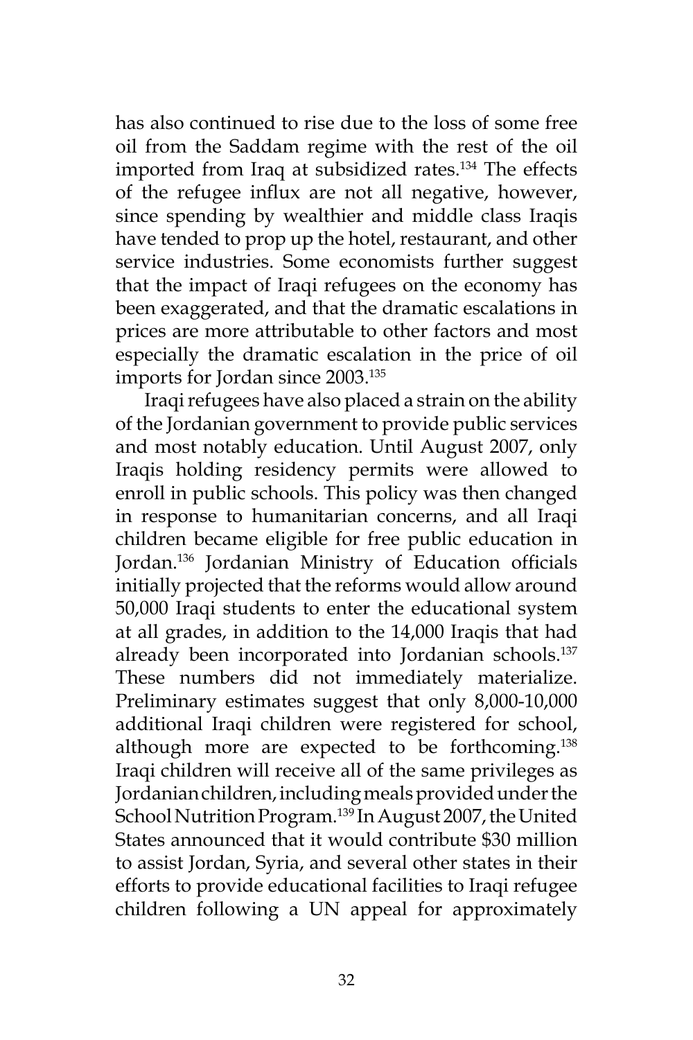has also continued to rise due to the loss of some free oil from the Saddam regime with the rest of the oil imported from Iraq at subsidized rates.[134] The effects of the refugee influx are not all negative, however, since spending by wealthier and middle class Iraqis have tended to prop up the hotel, restaurant, and other service industries. Some economists further suggest that the impact of Iraqi refugees on the economy has been exaggerated, and that the dramatic escalations in prices are more attributable to other factors and most especially the dramatic escalation in the price of oil imports for Jordan since 2003.[135]

Iraqi refugees have also placed a strain on the ability of the Jordanian government to provide public services and most notably education. Until August 2007, only Iraqis holding residency permits were allowed to enroll in public schools. This policy was then changed in response to humanitarian concerns, and all Iraqi children became eligible for free public education in Jordan.[136] Jordanian Ministry of Education officials initially projected that the reforms would allow around 50,000 Iraqi students to enter the educational system at all grades, in addition to the 14,000 Iraqis that had already been incorporated into Jordanian schools.[137] These numbers did not immediately materialize. Preliminary estimates suggest that only 8,000-10,000 additional Iraqi children were registered for school, although more are expected to be forthcoming.[138] Iraqi children will receive all of the same privileges as Jordanian children, including meals provided under the School Nutrition Program.[139] In August 2007, the United States announced that it would contribute $30 million to assist Jordan, Syria, and several other states in their efforts to provide educational facilities to Iraqi refugee children following a UN appeal for approximately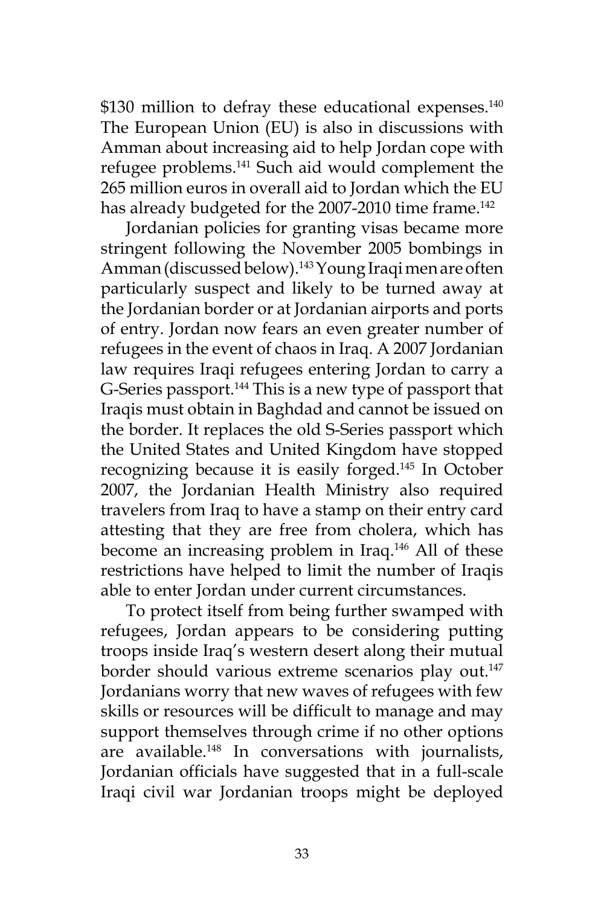$130 million to defray these educational expenses.[140] The European Union (EU) is also in discussions with Amman about increasing aid to help Jordan cope with refugee problems.[141] Such aid would complement the 265 million euros in overall aid to Jordan which the EU has already budgeted for the 2007-2010 time frame.[142]

Jordanian policies for granting visas became more stringent following the November 2005 bombings in Amman (discussed below).[143] Young Iraqi men are often particularly suspect and likely to be turned away at the Jordanian border or at Jordanian airports and ports of entry. Jordan now fears an even greater number of refugees in the event of chaos in Iraq. A 2007 Jordanian law requires Iraqi refugees entering Jordan to carry a G-Series passport.[144] This is a new type of passport that Iraqis must obtain in Baghdad and cannot be issued on the border. It replaces the old S-Series passport which the United States and United Kingdom have stopped recognizing because it is easily forged.[145] In October 2007, the Jordanian Health Ministry also required travelers from Iraq to have a stamp on their entry card attesting that they are free from cholera, which has become an increasing problem in Iraq.[146] All of these restrictions have helped to limit the number of Iraqis able to enter Jordan under current circumstances.

To protect itself from being further swamped with refugees, Jordan appears to be considering putting troops inside Iraq's western desert along their mutual border should various extreme scenarios play out.[147] Jordanians worry that new waves of refugees with few skills or resources will be difficult to manage and may support themselves through crime if no other options are available.[148] In conversations with journalists, Jordanian officials have suggested that in a full-scale Iraqi civil war Jordanian troops might be deployed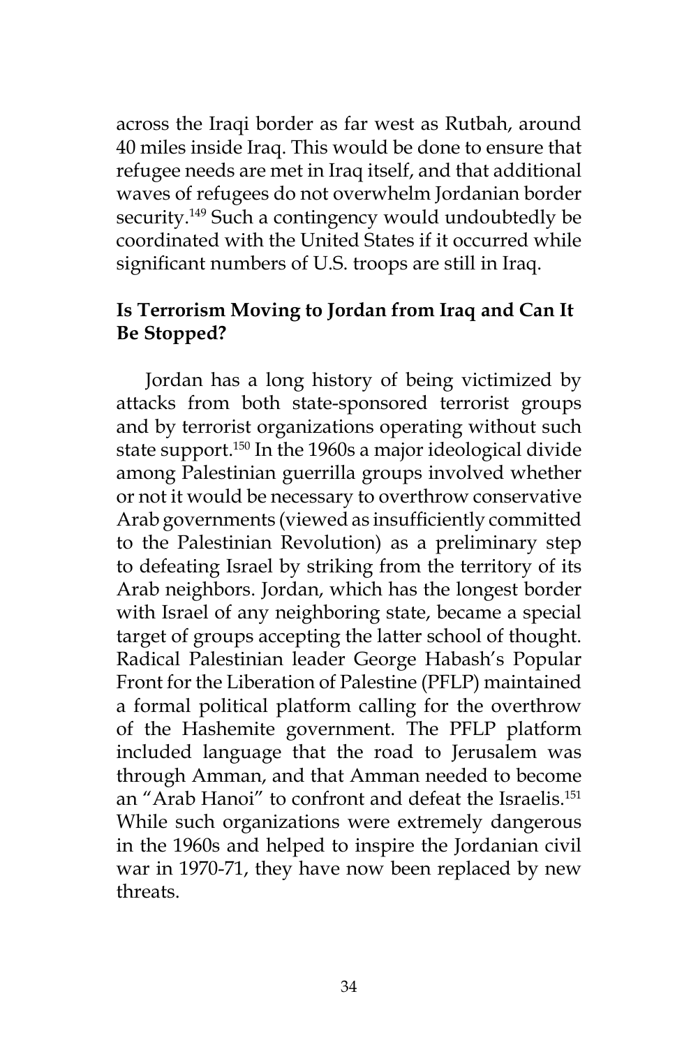across the Iraqi border as far west as Rutbah, around 40 miles inside Iraq. This would be done to ensure that refugee needs are met in Iraq itself, and that additional waves of refugees do not overwhelm Jordanian border security.[149] Such a contingency would undoubtedly be coordinated with the United States if it occurred while significant numbers of U.S. troops are still in Iraq.

## Is Terrorism Moving to Jordan from Iraq and Can It Be Stopped?

Jordan has a long history of being victimized by attacks from both state-sponsored terrorist groups and by terrorist organizations operating without such state support.[150] In the 1960s a major ideological divide among Palestinian guerrilla groups involved whether or not it would be necessary to overthrow conservative Arab governments (viewed as insufficiently committed to the Palestinian Revolution) as a preliminary step to defeating Israel by striking from the territory of its Arab neighbors. Jordan, which has the longest border with Israel of any neighboring state, became a special target of groups accepting the latter school of thought. Radical Palestinian leader George Habash's Popular Front for the Liberation of Palestine (PFLP) maintained a formal political platform calling for the overthrow of the Hashemite government. The PFLP platform included language that the road to Jerusalem was through Amman, and that Amman needed to become an "Arab Hanoi" to confront and defeat the Israelis.[151] While such organizations were extremely dangerous in the 1960s and helped to inspire the Jordanian civil war in 1970-71, they have now been replaced by new threats.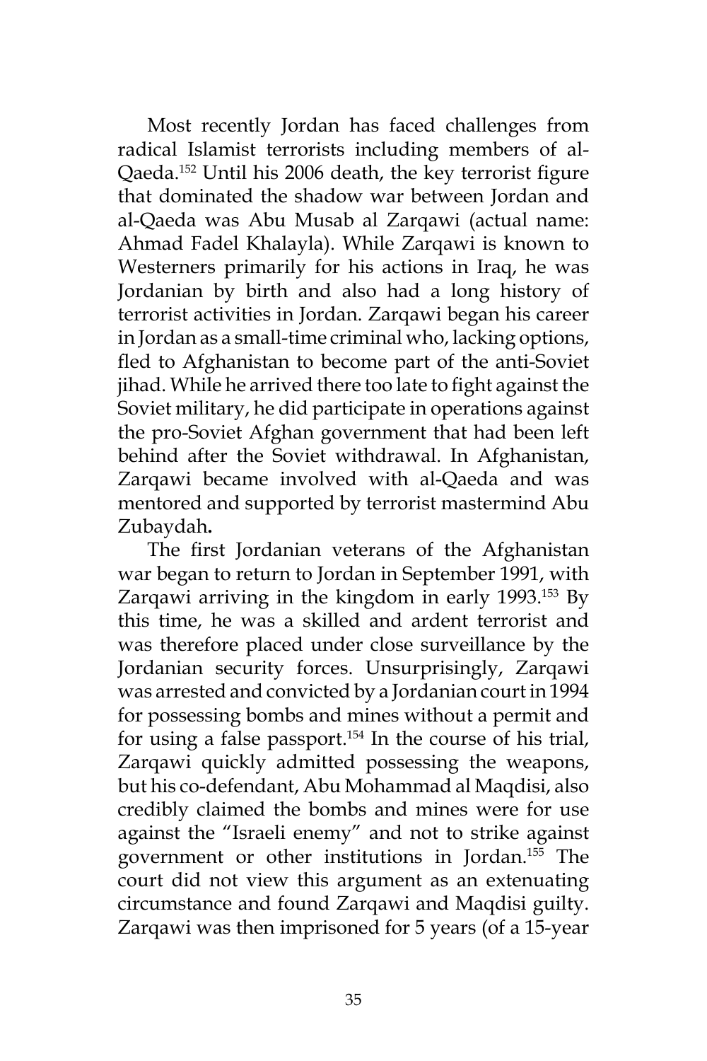Most recently Jordan has faced challenges from radical Islamist terrorists including members of al-Qaeda.[152] Until his 2006 death, the key terrorist figure that dominated the shadow war between Jordan and al-Qaeda was Abu Musab al Zarqawi (actual name: Ahmad Fadel Khalayla). While Zarqawi is known to Westerners primarily for his actions in Iraq, he was Jordanian by birth and also had a long history of terrorist activities in Jordan. Zarqawi began his career in Jordan as a small-time criminal who, lacking options, fled to Afghanistan to become part of the anti-Soviet jihad. While he arrived there too late to fight against the Soviet military, he did participate in operations against the pro-Soviet Afghan government that had been left behind after the Soviet withdrawal. In Afghanistan, Zarqawi became involved with al-Qaeda and was mentored and supported by terrorist mastermind Abu Zubaydah**.**

The first Jordanian veterans of the Afghanistan war began to return to Jordan in September 1991, with Zarqawi arriving in the kingdom in early 1993.[153] By this time, he was a skilled and ardent terrorist and was therefore placed under close surveillance by the Jordanian security forces. Unsurprisingly, Zarqawi was arrested and convicted by a Jordanian court in 1994 for possessing bombs and mines without a permit and for using a false passport.[154] In the course of his trial, Zarqawi quickly admitted possessing the weapons, but his co-defendant, Abu Mohammad al Maqdisi, also credibly claimed the bombs and mines were for use against the "Israeli enemy" and not to strike against government or other institutions in Jordan.[155] The court did not view this argument as an extenuating circumstance and found Zarqawi and Maqdisi guilty. Zarqawi was then imprisoned for 5 years (of a 15-year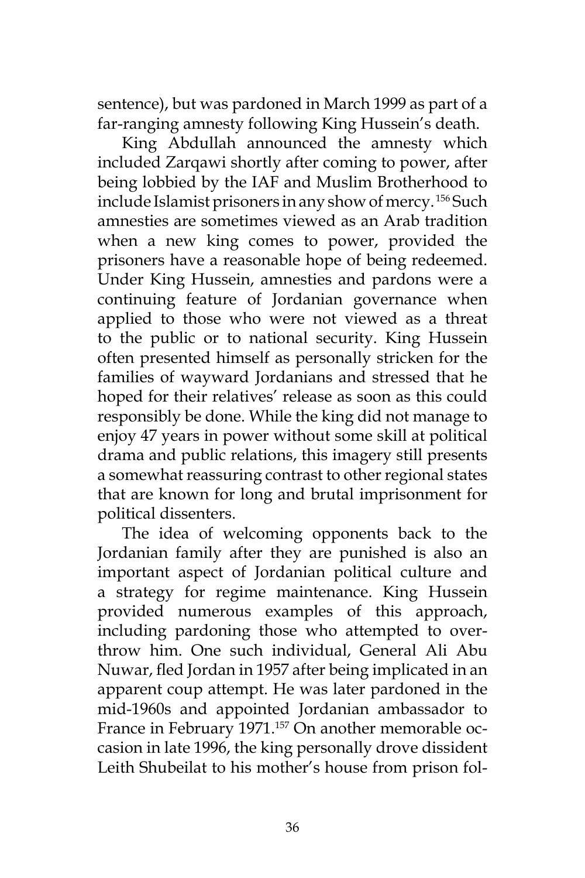sentence), but was pardoned in March 1999 as part of a far-ranging amnesty following King Hussein's death.

King Abdullah announced the amnesty which included Zarqawi shortly after coming to power, after being lobbied by the IAF and Muslim Brotherhood to include Islamist prisoners in any show of mercy.[156] Such amnesties are sometimes viewed as an Arab tradition when a new king comes to power, provided the prisoners have a reasonable hope of being redeemed. Under King Hussein, amnesties and pardons were a continuing feature of Jordanian governance when applied to those who were not viewed as a threat to the public or to national security. King Hussein often presented himself as personally stricken for the families of wayward Jordanians and stressed that he hoped for their relatives' release as soon as this could responsibly be done. While the king did not manage to enjoy 47 years in power without some skill at political drama and public relations, this imagery still presents a somewhat reassuring contrast to other regional states that are known for long and brutal imprisonment for political dissenters.

The idea of welcoming opponents back to the Jordanian family after they are punished is also an important aspect of Jordanian political culture and a strategy for regime maintenance. King Hussein provided numerous examples of this approach, including pardoning those who attempted to overthrow him. One such individual, General Ali Abu Nuwar, fled Jordan in 1957 after being implicated in an apparent coup attempt. He was later pardoned in the mid-1960s and appointed Jordanian ambassador to France in February 1971.[157] On another memorable occasion in late 1996, the king personally drove dissident Leith Shubeilat to his mother's house from prison fol-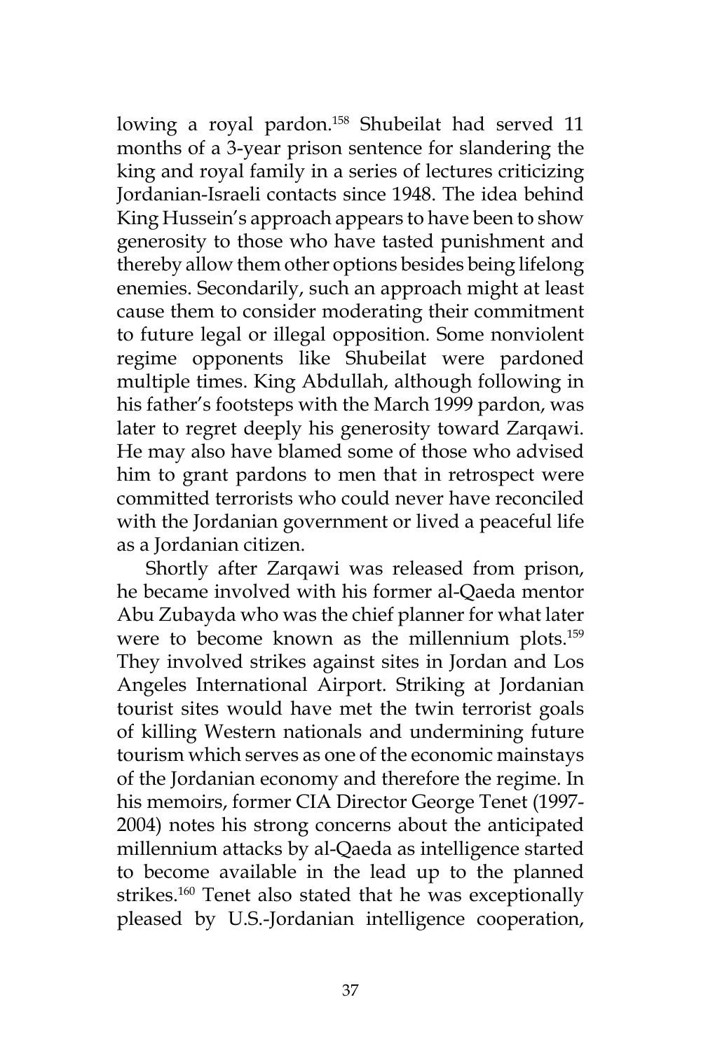lowing a royal pardon.[158] Shubeilat had served 11 months of a 3-year prison sentence for slandering the king and royal family in a series of lectures criticizing Jordanian-Israeli contacts since 1948. The idea behind King Hussein's approach appears to have been to show generosity to those who have tasted punishment and thereby allow them other options besides being lifelong enemies. Secondarily, such an approach might at least cause them to consider moderating their commitment to future legal or illegal opposition. Some nonviolent regime opponents like Shubeilat were pardoned multiple times. King Abdullah, although following in his father's footsteps with the March 1999 pardon, was later to regret deeply his generosity toward Zarqawi. He may also have blamed some of those who advised him to grant pardons to men that in retrospect were committed terrorists who could never have reconciled with the Jordanian government or lived a peaceful life as a Jordanian citizen.

Shortly after Zarqawi was released from prison, he became involved with his former al-Qaeda mentor Abu Zubayda who was the chief planner for what later were to become known as the millennium plots.[159] They involved strikes against sites in Jordan and Los Angeles International Airport. Striking at Jordanian tourist sites would have met the twin terrorist goals of killing Western nationals and undermining future tourism which serves as one of the economic mainstays of the Jordanian economy and therefore the regime. In his memoirs, former CIA Director George Tenet (1997-2004) notes his strong concerns about the anticipated millennium attacks by al-Qaeda as intelligence started to become available in the lead up to the planned strikes.[160] Tenet also stated that he was exceptionally pleased by U.S.-Jordanian intelligence cooperation,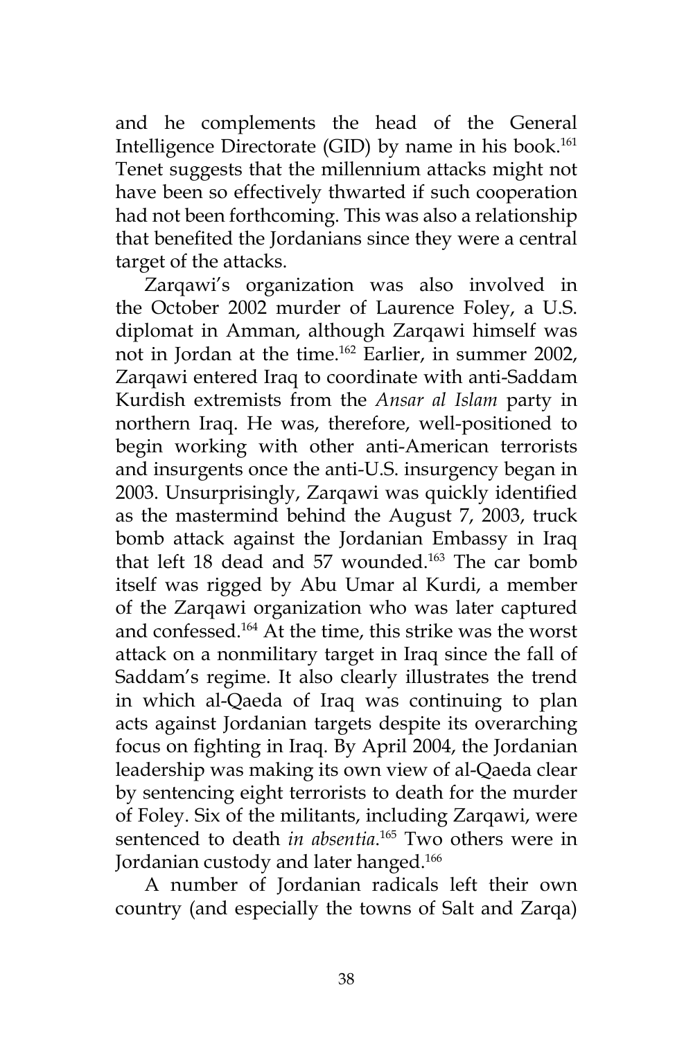and he complements the head of the General Intelligence Directorate (GID) by name in his book.[161] Tenet suggests that the millennium attacks might not have been so effectively thwarted if such cooperation had not been forthcoming. This was also a relationship that benefited the Jordanians since they were a central target of the attacks.

Zarqawi's organization was also involved in the October 2002 murder of Laurence Foley, a U.S. diplomat in Amman, although Zarqawi himself was not in Jordan at the time.[162] Earlier, in summer 2002, Zarqawi entered Iraq to coordinate with anti-Saddam Kurdish extremists from the *Ansar al Islam* party in northern Iraq. He was, therefore, well-positioned to begin working with other anti-American terrorists and insurgents once the anti-U.S. insurgency began in 2003. Unsurprisingly, Zarqawi was quickly identified as the mastermind behind the August 7, 2003, truck bomb attack against the Jordanian Embassy in Iraq that left 18 dead and 57 wounded.[163] The car bomb itself was rigged by Abu Umar al Kurdi, a member of the Zarqawi organization who was later captured and confessed.[164] At the time, this strike was the worst attack on a nonmilitary target in Iraq since the fall of Saddam's regime. It also clearly illustrates the trend in which al-Qaeda of Iraq was continuing to plan acts against Jordanian targets despite its overarching focus on fighting in Iraq. By April 2004, the Jordanian leadership was making its own view of al-Qaeda clear by sentencing eight terrorists to death for the murder of Foley. Six of the militants, including Zarqawi, were sentenced to death *in absentia*.[165] Two others were in Jordanian custody and later hanged.[166]

A number of Jordanian radicals left their own country (and especially the towns of Salt and Zarqa)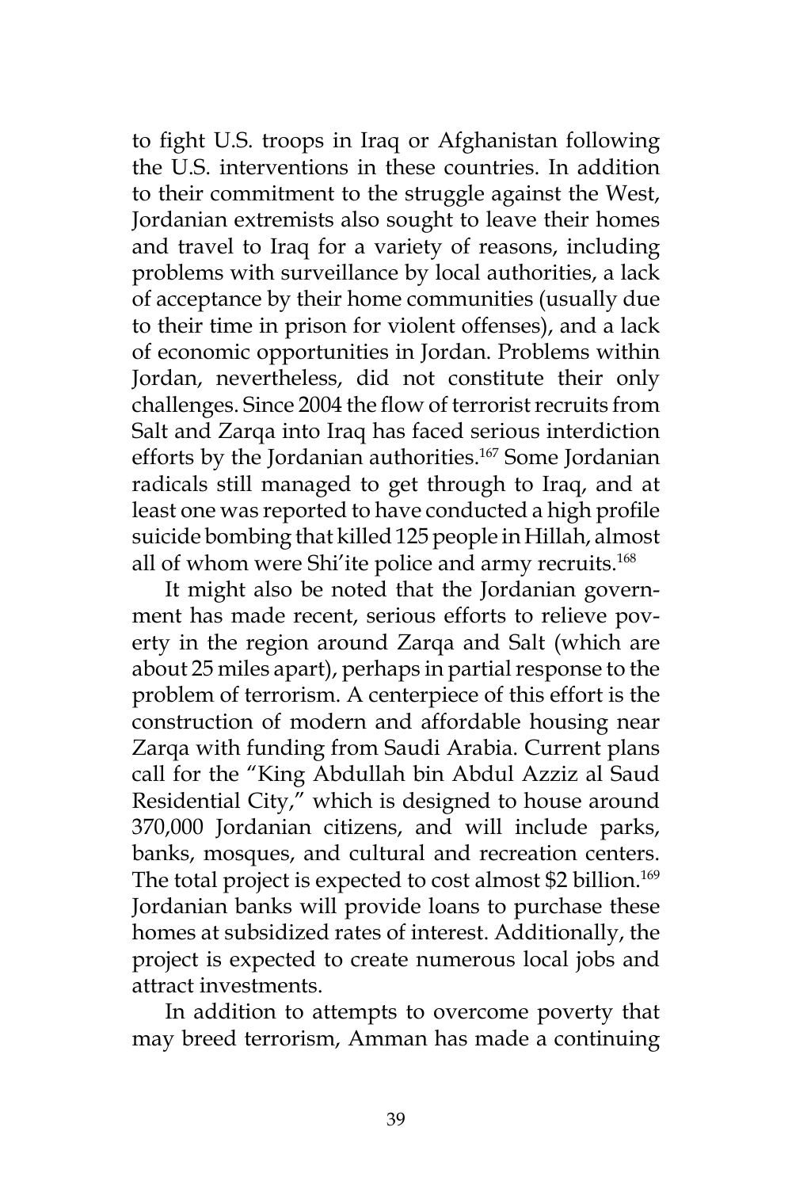to fight U.S. troops in Iraq or Afghanistan following the U.S. interventions in these countries. In addition to their commitment to the struggle against the West, Jordanian extremists also sought to leave their homes and travel to Iraq for a variety of reasons, including problems with surveillance by local authorities, a lack of acceptance by their home communities (usually due to their time in prison for violent offenses), and a lack of economic opportunities in Jordan. Problems within Jordan, nevertheless, did not constitute their only challenges. Since 2004 the flow of terrorist recruits from Salt and Zarqa into Iraq has faced serious interdiction efforts by the Jordanian authorities.[167] Some Jordanian radicals still managed to get through to Iraq, and at least one was reported to have conducted a high profile suicide bombing that killed 125 people in Hillah, almost all of whom were Shi'ite police and army recruits.[168]

It might also be noted that the Jordanian government has made recent, serious efforts to relieve poverty in the region around Zarqa and Salt (which are about 25 miles apart), perhaps in partial response to the problem of terrorism. A centerpiece of this effort is the construction of modern and affordable housing near Zarqa with funding from Saudi Arabia. Current plans call for the "King Abdullah bin Abdul Azziz al Saud Residential City," which is designed to house around 370,000 Jordanian citizens, and will include parks, banks, mosques, and cultural and recreation centers. The total project is expected to cost almost $2 billion.[169] Jordanian banks will provide loans to purchase these homes at subsidized rates of interest. Additionally, the project is expected to create numerous local jobs and attract investments.

In addition to attempts to overcome poverty that may breed terrorism, Amman has made a continuing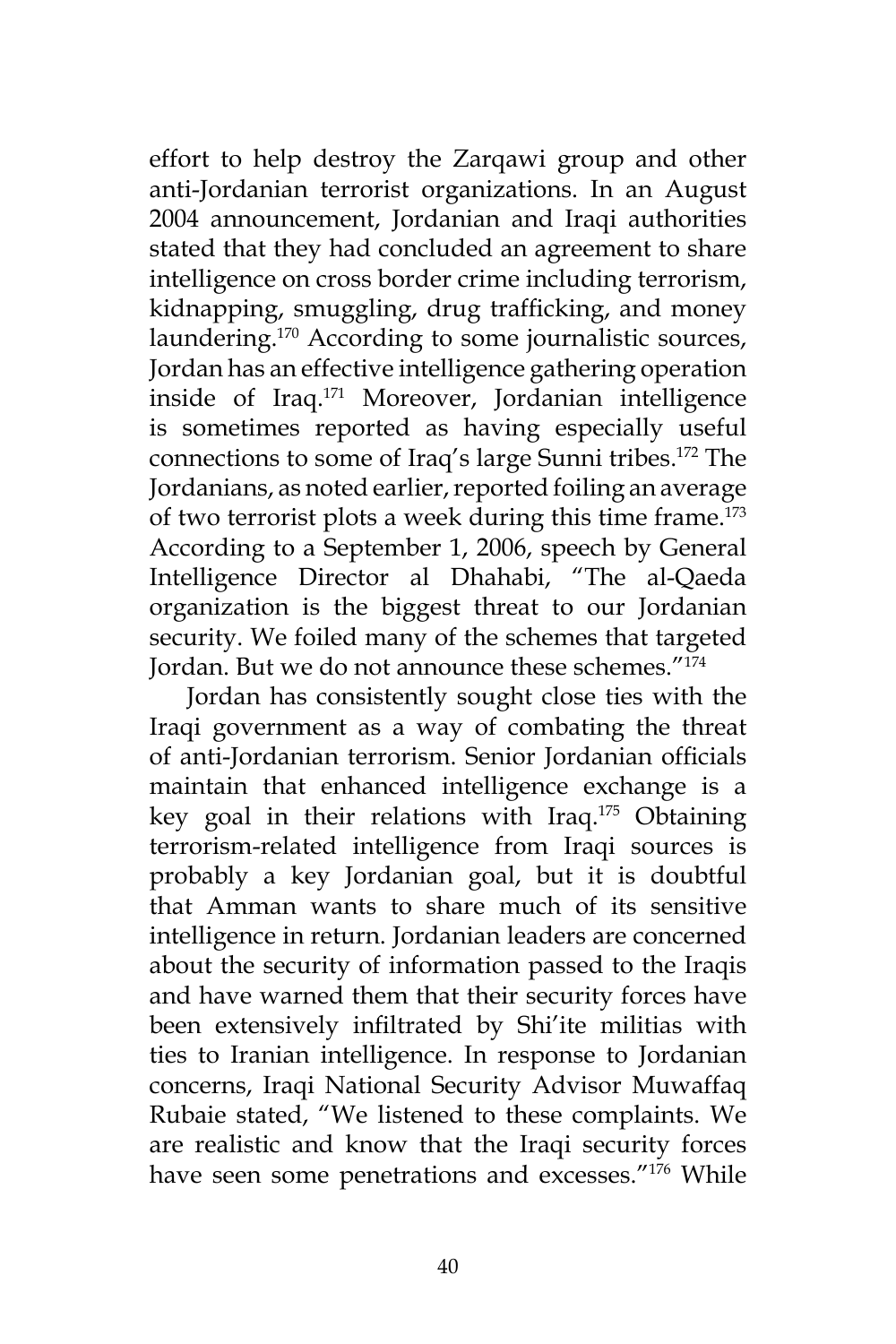effort to help destroy the Zarqawi group and other anti-Jordanian terrorist organizations. In an August 2004 announcement, Jordanian and Iraqi authorities stated that they had concluded an agreement to share intelligence on cross border crime including terrorism, kidnapping, smuggling, drug trafficking, and money laundering.[170] According to some journalistic sources, Jordan has an effective intelligence gathering operation inside of Iraq.[171] Moreover, Jordanian intelligence is sometimes reported as having especially useful connections to some of Iraq's large Sunni tribes.[172] The Jordanians, as noted earlier, reported foiling an average of two terrorist plots a week during this time frame.[173] According to a September 1, 2006, speech by General Intelligence Director al Dhahabi, "The al-Qaeda organization is the biggest threat to our Jordanian security. We foiled many of the schemes that targeted Jordan. But we do not announce these schemes."[174]

Jordan has consistently sought close ties with the Iraqi government as a way of combating the threat of anti-Jordanian terrorism. Senior Jordanian officials maintain that enhanced intelligence exchange is a key goal in their relations with Iraq.[175] Obtaining terrorism-related intelligence from Iraqi sources is probably a key Jordanian goal, but it is doubtful that Amman wants to share much of its sensitive intelligence in return. Jordanian leaders are concerned about the security of information passed to the Iraqis and have warned them that their security forces have been extensively infiltrated by Shi'ite militias with ties to Iranian intelligence. In response to Jordanian concerns, Iraqi National Security Advisor Muwaffaq Rubaie stated, "We listened to these complaints. We are realistic and know that the Iraqi security forces have seen some penetrations and excesses."[176] While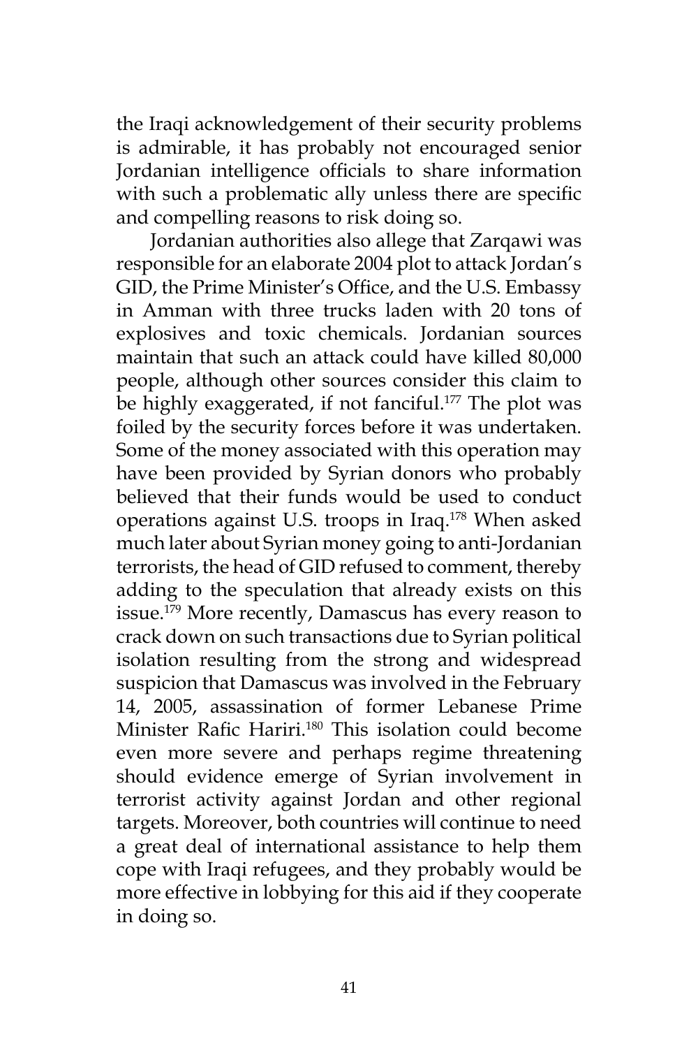the Iraqi acknowledgement of their security problems is admirable, it has probably not encouraged senior Jordanian intelligence officials to share information with such a problematic ally unless there are specific and compelling reasons to risk doing so.

Jordanian authorities also allege that Zarqawi was responsible for an elaborate 2004 plot to attack Jordan's GID, the Prime Minister's Office, and the U.S. Embassy in Amman with three trucks laden with 20 tons of explosives and toxic chemicals. Jordanian sources maintain that such an attack could have killed 80,000 people, although other sources consider this claim to be highly exaggerated, if not fanciful.[177] The plot was foiled by the security forces before it was undertaken. Some of the money associated with this operation may have been provided by Syrian donors who probably believed that their funds would be used to conduct operations against U.S. troops in Iraq.[178] When asked much later about Syrian money going to anti-Jordanian terrorists, the head of GID refused to comment, thereby adding to the speculation that already exists on this issue.[179] More recently, Damascus has every reason to crack down on such transactions due to Syrian political isolation resulting from the strong and widespread suspicion that Damascus was involved in the February 14, 2005, assassination of former Lebanese Prime Minister Rafic Hariri.[180] This isolation could become even more severe and perhaps regime threatening should evidence emerge of Syrian involvement in terrorist activity against Jordan and other regional targets. Moreover, both countries will continue to need a great deal of international assistance to help them cope with Iraqi refugees, and they probably would be more effective in lobbying for this aid if they cooperate in doing so.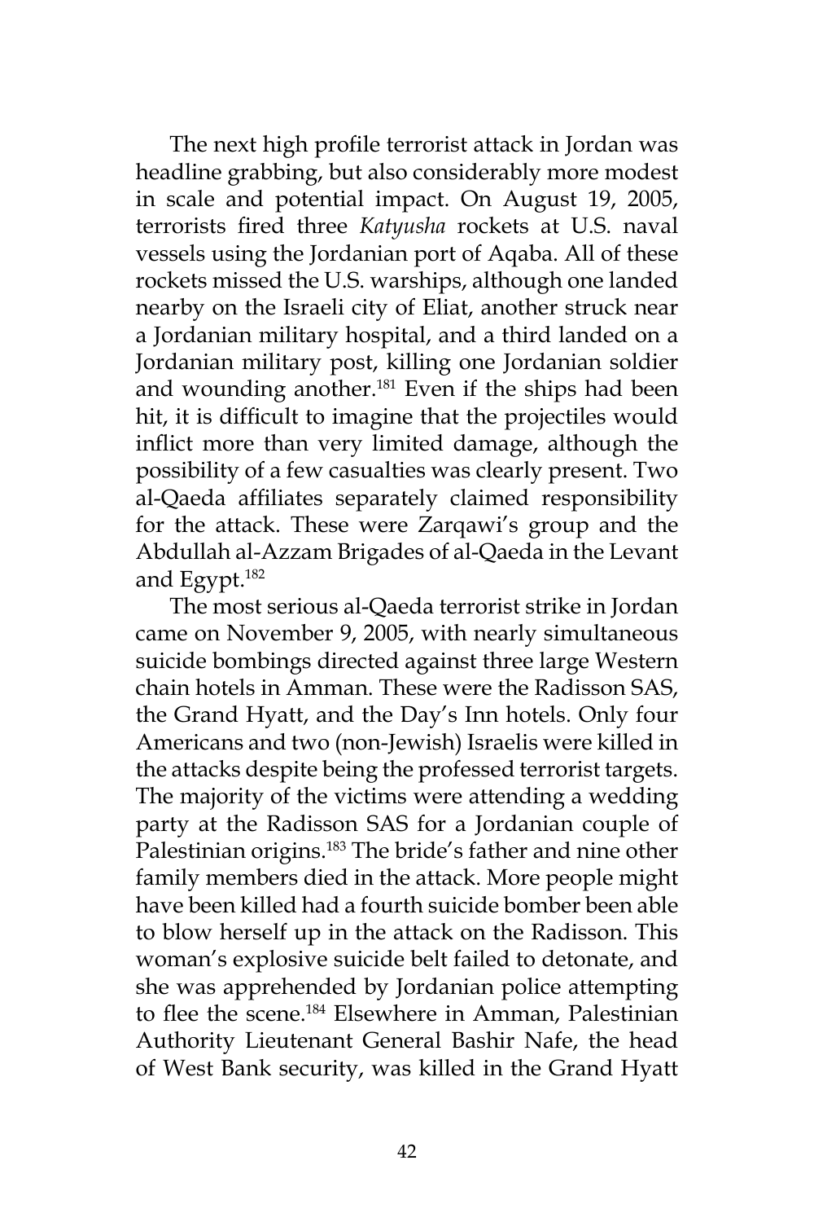The next high profile terrorist attack in Jordan was headline grabbing, but also considerably more modest in scale and potential impact. On August 19, 2005, terrorists fired three *Katyusha* rockets at U.S. naval vessels using the Jordanian port of Aqaba. All of these rockets missed the U.S. warships, although one landed nearby on the Israeli city of Eliat, another struck near a Jordanian military hospital, and a third landed on a Jordanian military post, killing one Jordanian soldier and wounding another.[181] Even if the ships had been hit, it is difficult to imagine that the projectiles would inflict more than very limited damage, although the possibility of a few casualties was clearly present. Two al-Qaeda affiliates separately claimed responsibility for the attack. These were Zarqawi's group and the Abdullah al-Azzam Brigades of al-Qaeda in the Levant and Egypt.[182]

The most serious al-Qaeda terrorist strike in Jordan came on November 9, 2005, with nearly simultaneous suicide bombings directed against three large Western chain hotels in Amman. These were the Radisson SAS, the Grand Hyatt, and the Day's Inn hotels. Only four Americans and two (non-Jewish) Israelis were killed in the attacks despite being the professed terrorist targets. The majority of the victims were attending a wedding party at the Radisson SAS for a Jordanian couple of Palestinian origins.[183] The bride's father and nine other family members died in the attack. More people might have been killed had a fourth suicide bomber been able to blow herself up in the attack on the Radisson. This woman's explosive suicide belt failed to detonate, and she was apprehended by Jordanian police attempting to flee the scene.[184] Elsewhere in Amman, Palestinian Authority Lieutenant General Bashir Nafe, the head of West Bank security, was killed in the Grand Hyatt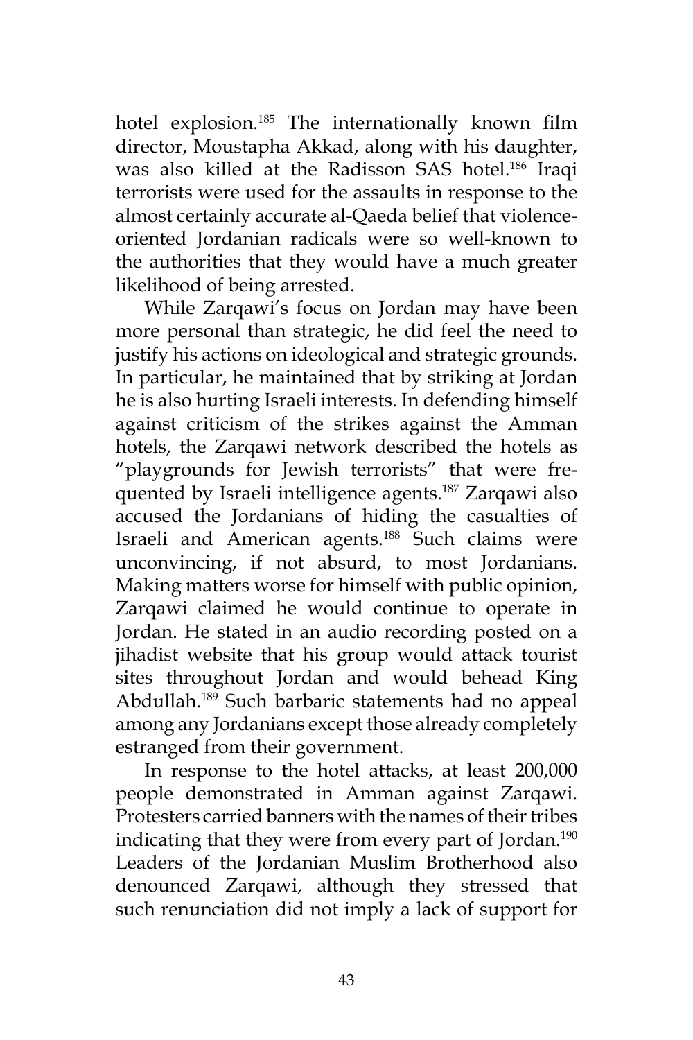hotel explosion.[185] The internationally known film director, Moustapha Akkad, along with his daughter, was also killed at the Radisson SAS hotel.[186] Iraqi terrorists were used for the assaults in response to the almost certainly accurate al-Qaeda belief that violence-oriented Jordanian radicals were so well-known to the authorities that they would have a much greater likelihood of being arrested.

While Zarqawi's focus on Jordan may have been more personal than strategic, he did feel the need to justify his actions on ideological and strategic grounds. In particular, he maintained that by striking at Jordan he is also hurting Israeli interests. In defending himself against criticism of the strikes against the Amman hotels, the Zarqawi network described the hotels as "playgrounds for Jewish terrorists" that were frequented by Israeli intelligence agents.[187] Zarqawi also accused the Jordanians of hiding the casualties of Israeli and American agents.[188] Such claims were unconvincing, if not absurd, to most Jordanians. Making matters worse for himself with public opinion, Zarqawi claimed he would continue to operate in Jordan. He stated in an audio recording posted on a jihadist website that his group would attack tourist sites throughout Jordan and would behead King Abdullah.[189] Such barbaric statements had no appeal among any Jordanians except those already completely estranged from their government.

In response to the hotel attacks, at least 200,000 people demonstrated in Amman against Zarqawi. Protesters carried banners with the names of their tribes indicating that they were from every part of Jordan.[190] Leaders of the Jordanian Muslim Brotherhood also denounced Zarqawi, although they stressed that such renunciation did not imply a lack of support for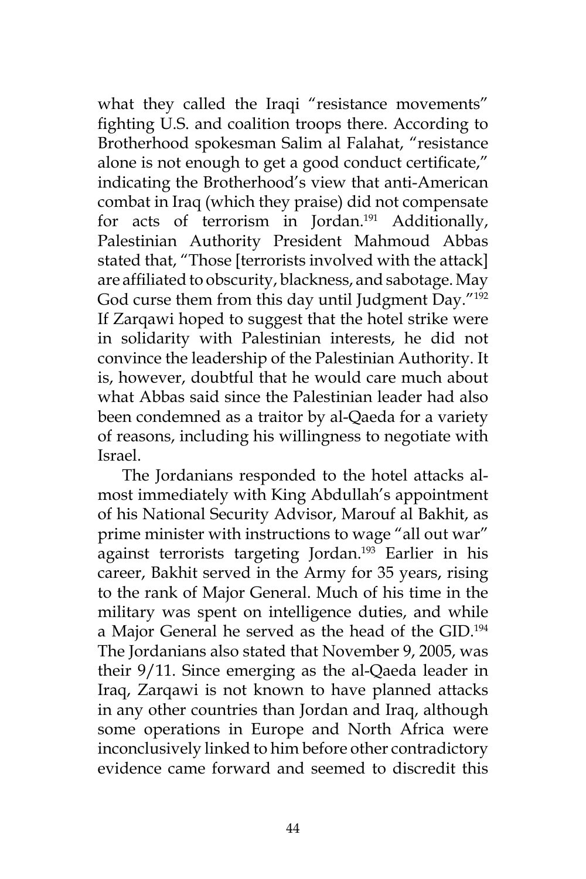what they called the Iraqi "resistance movements" fighting U.S. and coalition troops there. According to Brotherhood spokesman Salim al Falahat, "resistance alone is not enough to get a good conduct certificate," indicating the Brotherhood's view that anti-American combat in Iraq (which they praise) did not compensate for acts of terrorism in Jordan.[191] Additionally, Palestinian Authority President Mahmoud Abbas stated that, "Those [terrorists involved with the attack] are affiliated to obscurity, blackness, and sabotage. May God curse them from this day until Judgment Day."[192] If Zarqawi hoped to suggest that the hotel strike were in solidarity with Palestinian interests, he did not convince the leadership of the Palestinian Authority. It is, however, doubtful that he would care much about what Abbas said since the Palestinian leader had also been condemned as a traitor by al-Qaeda for a variety of reasons, including his willingness to negotiate with Israel.

The Jordanians responded to the hotel attacks almost immediately with King Abdullah's appointment of his National Security Advisor, Marouf al Bakhit, as prime minister with instructions to wage "all out war" against terrorists targeting Jordan.[193] Earlier in his career, Bakhit served in the Army for 35 years, rising to the rank of Major General. Much of his time in the military was spent on intelligence duties, and while a Major General he served as the head of the GID.[194] The Jordanians also stated that November 9, 2005, was their 9/11. Since emerging as the al-Qaeda leader in Iraq, Zarqawi is not known to have planned attacks in any other countries than Jordan and Iraq, although some operations in Europe and North Africa were inconclusively linked to him before other contradictory evidence came forward and seemed to discredit this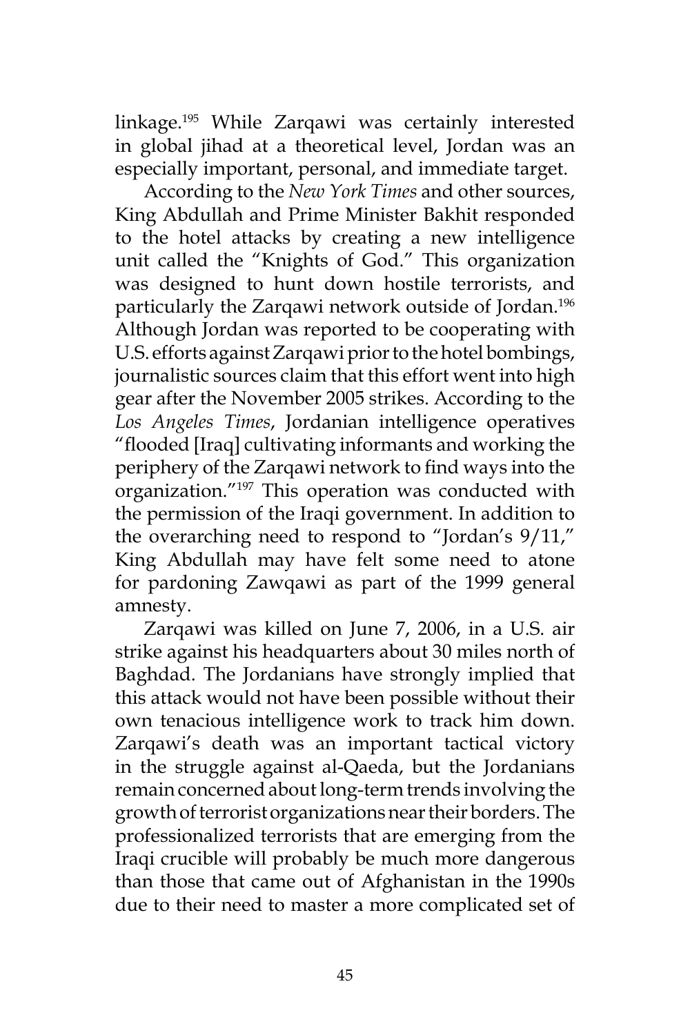linkage.[195] While Zarqawi was certainly interested in global jihad at a theoretical level, Jordan was an especially important, personal, and immediate target.

According to the *New York Times* and other sources, King Abdullah and Prime Minister Bakhit responded to the hotel attacks by creating a new intelligence unit called the "Knights of God." This organization was designed to hunt down hostile terrorists, and particularly the Zarqawi network outside of Jordan.[196] Although Jordan was reported to be cooperating with U.S. efforts against Zarqawi prior to the hotel bombings, journalistic sources claim that this effort went into high gear after the November 2005 strikes. According to the *Los Angeles Times*, Jordanian intelligence operatives "flooded [Iraq] cultivating informants and working the periphery of the Zarqawi network to find ways into the organization."[197] This operation was conducted with the permission of the Iraqi government. In addition to the overarching need to respond to "Jordan's 9/11," King Abdullah may have felt some need to atone for pardoning Zawqawi as part of the 1999 general amnesty.

Zarqawi was killed on June 7, 2006, in a U.S. air strike against his headquarters about 30 miles north of Baghdad. The Jordanians have strongly implied that this attack would not have been possible without their own tenacious intelligence work to track him down. Zarqawi's death was an important tactical victory in the struggle against al-Qaeda, but the Jordanians remain concerned about long-term trends involving the growth of terrorist organizations near their borders. The professionalized terrorists that are emerging from the Iraqi crucible will probably be much more dangerous than those that came out of Afghanistan in the 1990s due to their need to master a more complicated set of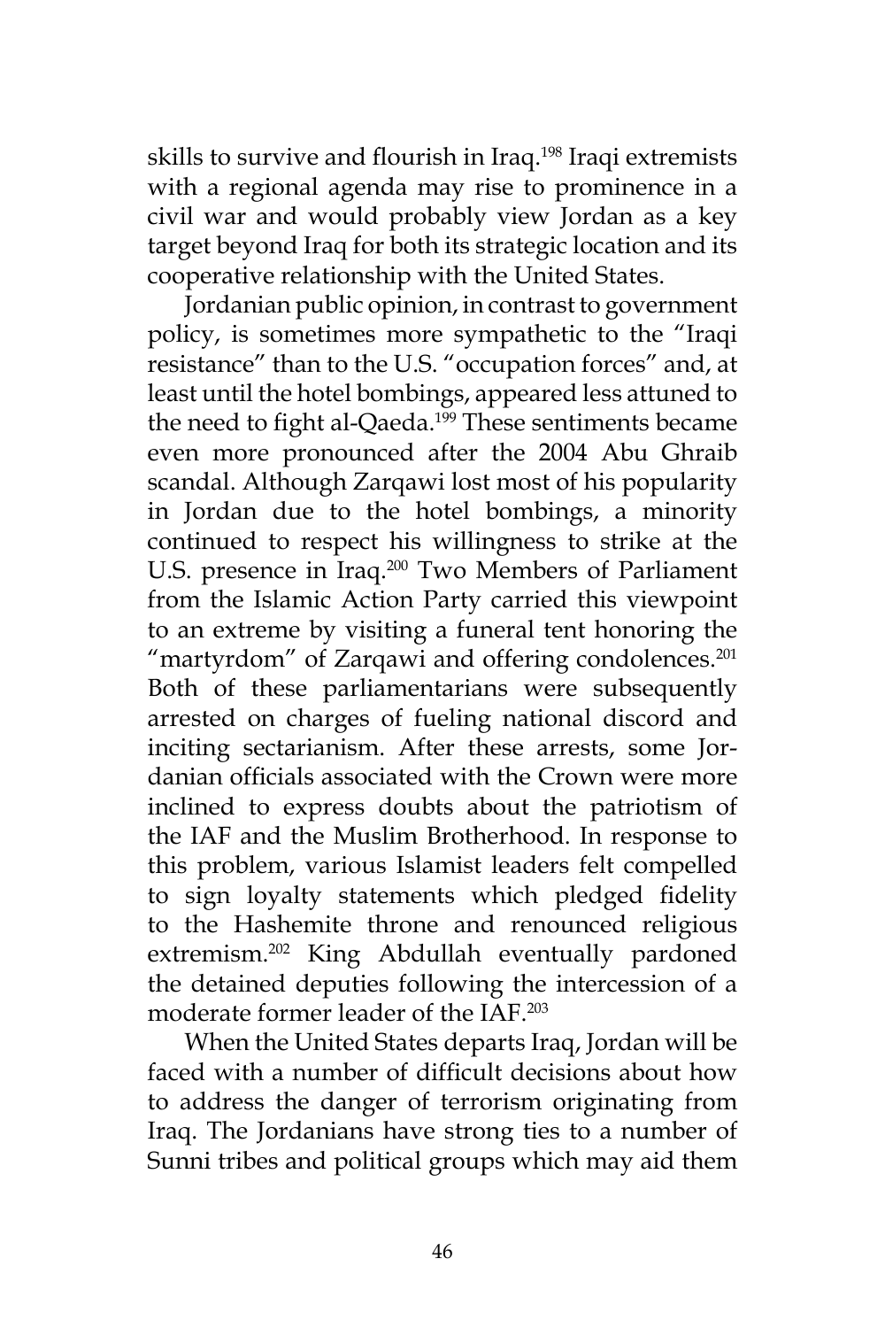skills to survive and flourish in Iraq.[198] Iraqi extremists with a regional agenda may rise to prominence in a civil war and would probably view Jordan as a key target beyond Iraq for both its strategic location and its cooperative relationship with the United States.

Jordanian public opinion, in contrast to government policy, is sometimes more sympathetic to the "Iraqi resistance" than to the U.S. "occupation forces" and, at least until the hotel bombings, appeared less attuned to the need to fight al-Qaeda.[199] These sentiments became even more pronounced after the 2004 Abu Ghraib scandal. Although Zarqawi lost most of his popularity in Jordan due to the hotel bombings, a minority continued to respect his willingness to strike at the U.S. presence in Iraq.[200] Two Members of Parliament from the Islamic Action Party carried this viewpoint to an extreme by visiting a funeral tent honoring the "martyrdom" of Zarqawi and offering condolences.[201] Both of these parliamentarians were subsequently arrested on charges of fueling national discord and inciting sectarianism. After these arrests, some Jordanian officials associated with the Crown were more inclined to express doubts about the patriotism of the IAF and the Muslim Brotherhood. In response to this problem, various Islamist leaders felt compelled to sign loyalty statements which pledged fidelity to the Hashemite throne and renounced religious extremism.[202] King Abdullah eventually pardoned the detained deputies following the intercession of a moderate former leader of the IAF.[203]

When the United States departs Iraq, Jordan will be faced with a number of difficult decisions about how to address the danger of terrorism originating from Iraq. The Jordanians have strong ties to a number of Sunni tribes and political groups which may aid them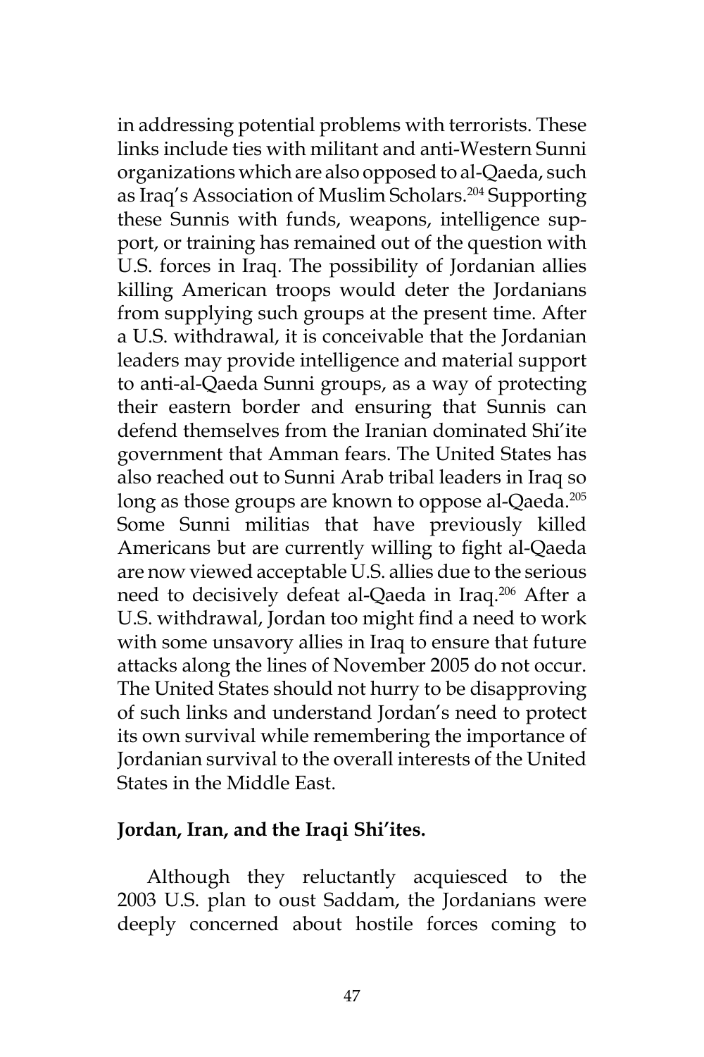in addressing potential problems with terrorists. These links include ties with militant and anti-Western Sunni organizations which are also opposed to al-Qaeda, such as Iraq's Association of Muslim Scholars.[204] Supporting these Sunnis with funds, weapons, intelligence support, or training has remained out of the question with U.S. forces in Iraq. The possibility of Jordanian allies killing American troops would deter the Jordanians from supplying such groups at the present time. After a U.S. withdrawal, it is conceivable that the Jordanian leaders may provide intelligence and material support to anti-al-Qaeda Sunni groups, as a way of protecting their eastern border and ensuring that Sunnis can defend themselves from the Iranian dominated Shi'ite government that Amman fears. The United States has also reached out to Sunni Arab tribal leaders in Iraq so long as those groups are known to oppose al-Qaeda.[205] Some Sunni militias that have previously killed Americans but are currently willing to fight al-Qaeda are now viewed acceptable U.S. allies due to the serious need to decisively defeat al-Qaeda in Iraq.[206] After a U.S. withdrawal, Jordan too might find a need to work with some unsavory allies in Iraq to ensure that future attacks along the lines of November 2005 do not occur. The United States should not hurry to be disapproving of such links and understand Jordan's need to protect its own survival while remembering the importance of Jordanian survival to the overall interests of the United States in the Middle East.

**Jordan, Iran, and the Iraqi Shi'ites.**

Although they reluctantly acquiesced to the 2003 U.S. plan to oust Saddam, the Jordanians were deeply concerned about hostile forces coming to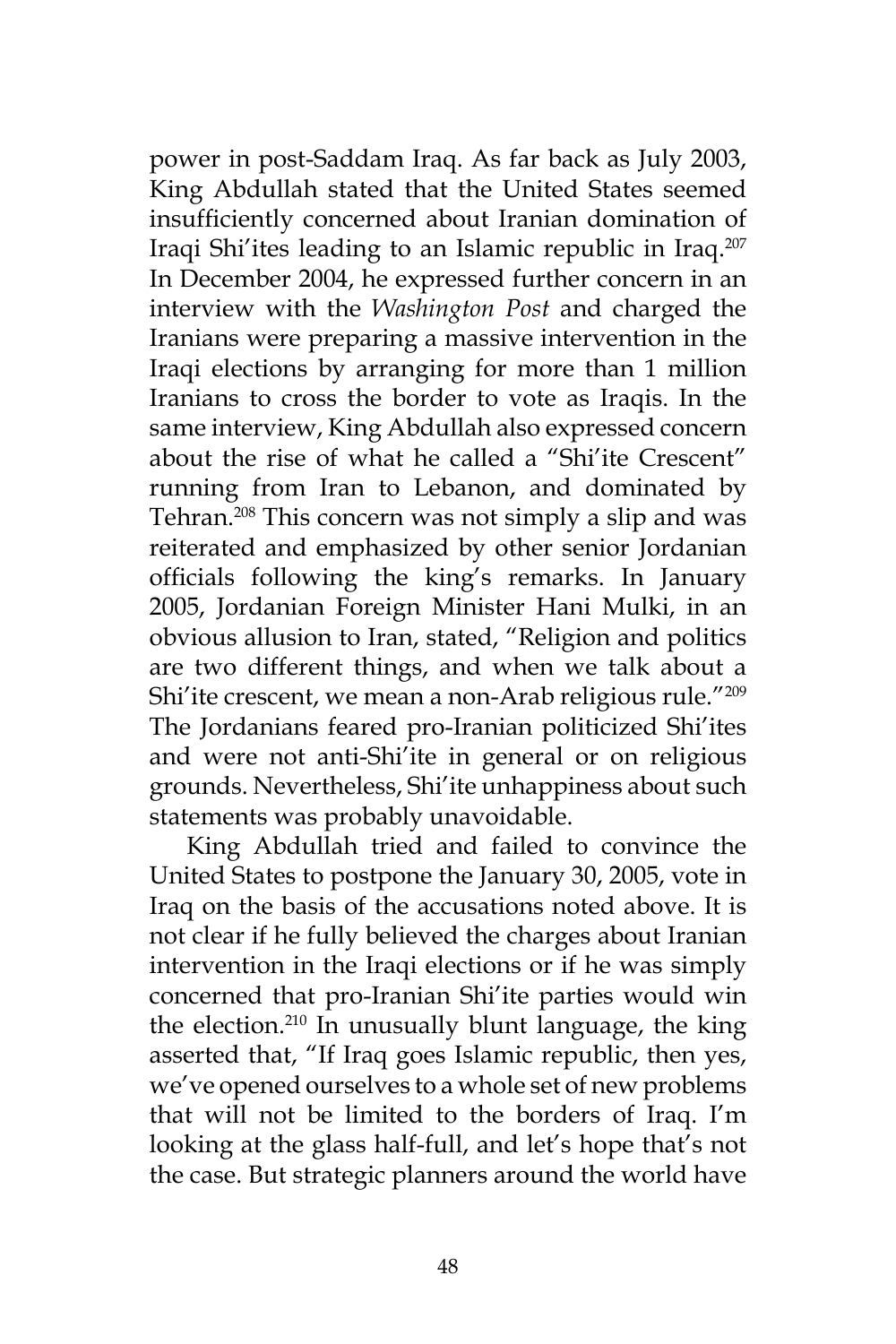power in post-Saddam Iraq. As far back as July 2003, King Abdullah stated that the United States seemed insufficiently concerned about Iranian domination of Iraqi Shi'ites leading to an Islamic republic in Iraq.[207] In December 2004, he expressed further concern in an interview with the *Washington Post* and charged the Iranians were preparing a massive intervention in the Iraqi elections by arranging for more than 1 million Iranians to cross the border to vote as Iraqis. In the same interview, King Abdullah also expressed concern about the rise of what he called a "Shi'ite Crescent" running from Iran to Lebanon, and dominated by Tehran.[208] This concern was not simply a slip and was reiterated and emphasized by other senior Jordanian officials following the king's remarks. In January 2005, Jordanian Foreign Minister Hani Mulki, in an obvious allusion to Iran, stated, "Religion and politics are two different things, and when we talk about a Shi'ite crescent, we mean a non-Arab religious rule."[209] The Jordanians feared pro-Iranian politicized Shi'ites and were not anti-Shi'ite in general or on religious grounds. Nevertheless, Shi'ite unhappiness about such statements was probably unavoidable.

King Abdullah tried and failed to convince the United States to postpone the January 30, 2005, vote in Iraq on the basis of the accusations noted above. It is not clear if he fully believed the charges about Iranian intervention in the Iraqi elections or if he was simply concerned that pro-Iranian Shi'ite parties would win the election.[210] In unusually blunt language, the king asserted that, "If Iraq goes Islamic republic, then yes, we've opened ourselves to a whole set of new problems that will not be limited to the borders of Iraq. I'm looking at the glass half-full, and let's hope that's not the case. But strategic planners around the world have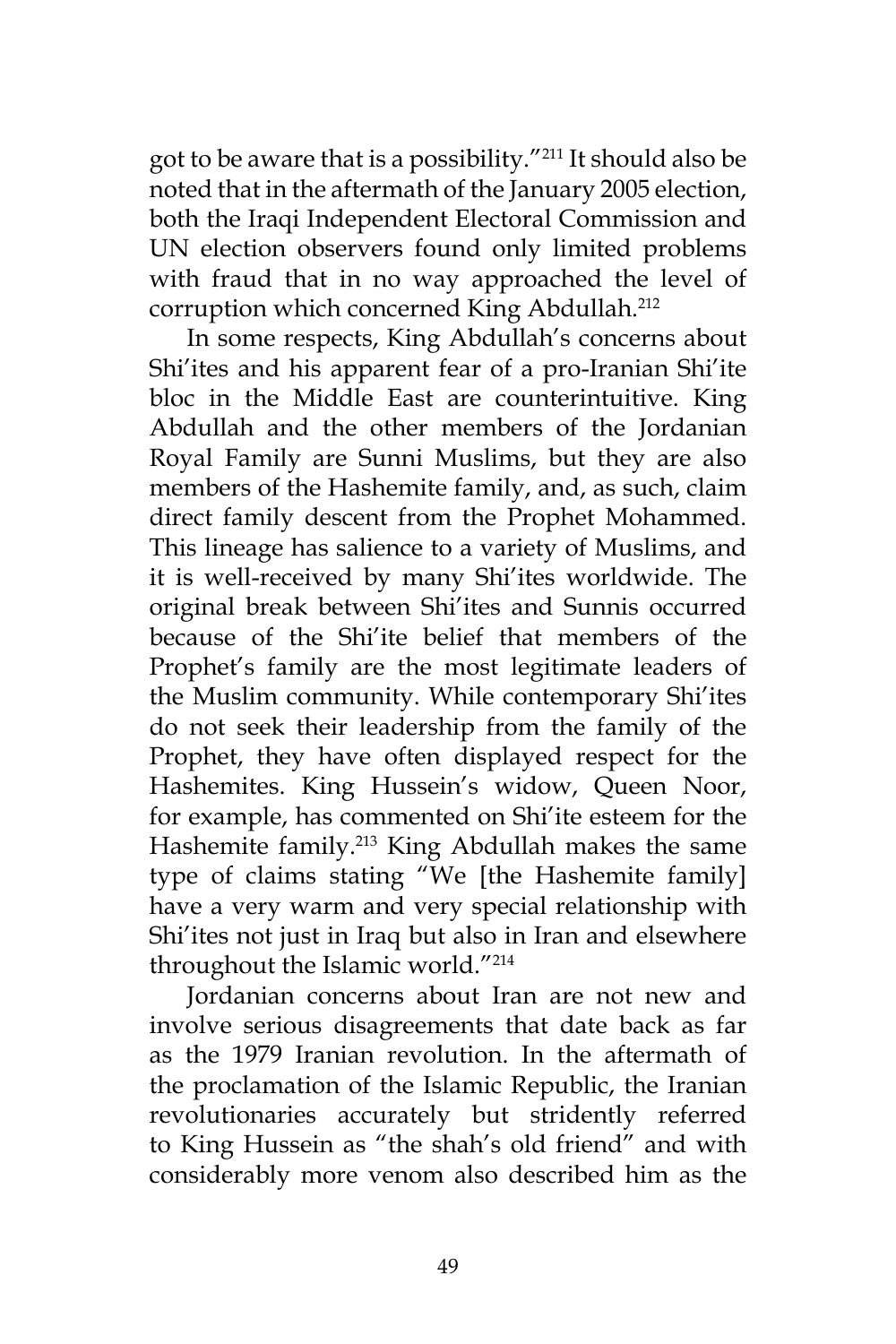got to be aware that is a possibility."[211] It should also be noted that in the aftermath of the January 2005 election, both the Iraqi Independent Electoral Commission and UN election observers found only limited problems with fraud that in no way approached the level of corruption which concerned King Abdullah.[212]

In some respects, King Abdullah's concerns about Shi'ites and his apparent fear of a pro-Iranian Shi'ite bloc in the Middle East are counterintuitive. King Abdullah and the other members of the Jordanian Royal Family are Sunni Muslims, but they are also members of the Hashemite family, and, as such, claim direct family descent from the Prophet Mohammed. This lineage has salience to a variety of Muslims, and it is well-received by many Shi'ites worldwide. The original break between Shi'ites and Sunnis occurred because of the Shi'ite belief that members of the Prophet's family are the most legitimate leaders of the Muslim community. While contemporary Shi'ites do not seek their leadership from the family of the Prophet, they have often displayed respect for the Hashemites. King Hussein's widow, Queen Noor, for example, has commented on Shi'ite esteem for the Hashemite family.[213] King Abdullah makes the same type of claims stating "We [the Hashemite family] have a very warm and very special relationship with Shi'ites not just in Iraq but also in Iran and elsewhere throughout the Islamic world."[214]

Jordanian concerns about Iran are not new and involve serious disagreements that date back as far as the 1979 Iranian revolution. In the aftermath of the proclamation of the Islamic Republic, the Iranian revolutionaries accurately but stridently referred to King Hussein as "the shah's old friend" and with considerably more venom also described him as the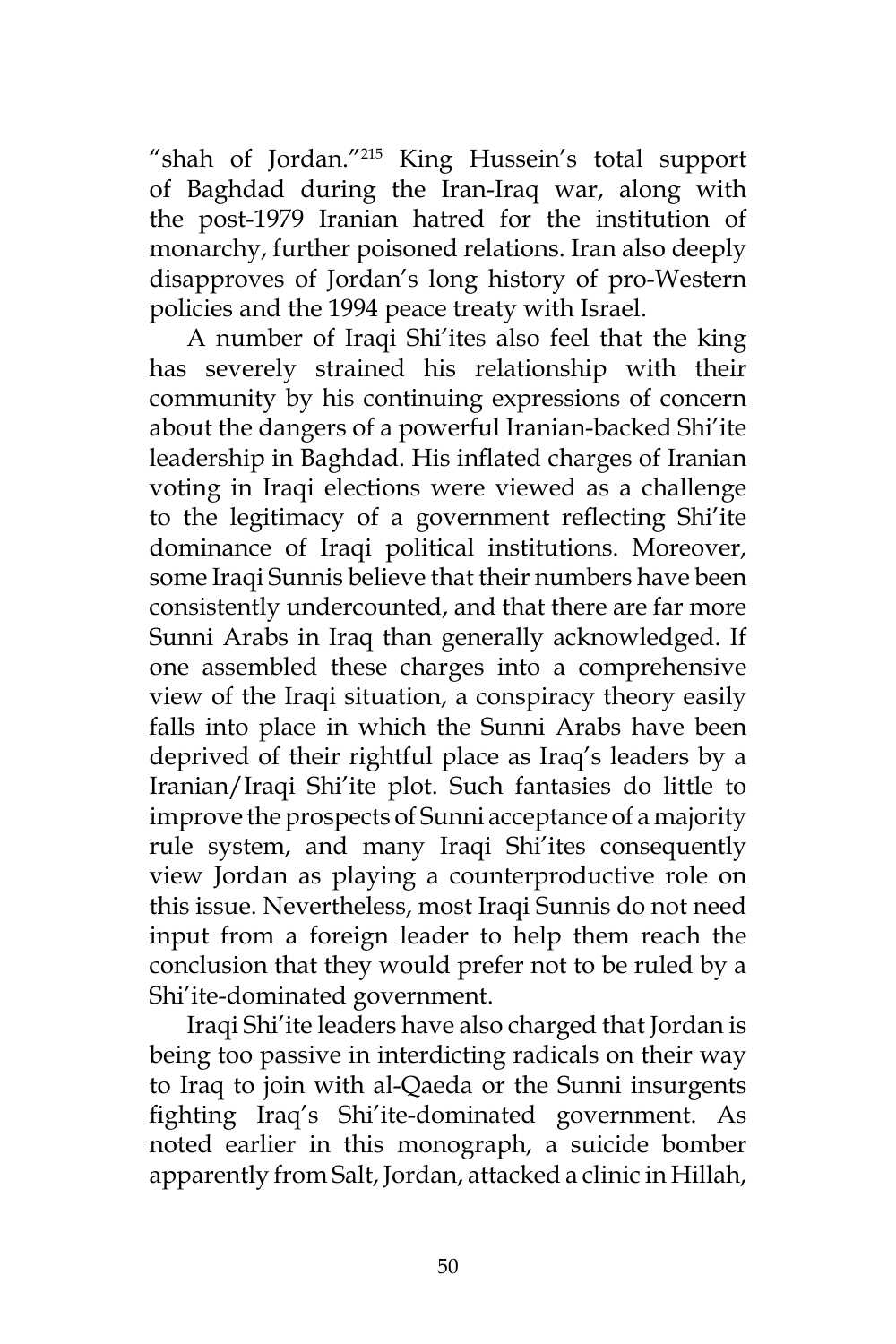"shah of Jordan."[215] King Hussein's total support of Baghdad during the Iran-Iraq war, along with the post-1979 Iranian hatred for the institution of monarchy, further poisoned relations. Iran also deeply disapproves of Jordan's long history of pro-Western policies and the 1994 peace treaty with Israel.

A number of Iraqi Shi'ites also feel that the king has severely strained his relationship with their community by his continuing expressions of concern about the dangers of a powerful Iranian-backed Shi'ite leadership in Baghdad. His inflated charges of Iranian voting in Iraqi elections were viewed as a challenge to the legitimacy of a government reflecting Shi'ite dominance of Iraqi political institutions. Moreover, some Iraqi Sunnis believe that their numbers have been consistently undercounted, and that there are far more Sunni Arabs in Iraq than generally acknowledged. If one assembled these charges into a comprehensive view of the Iraqi situation, a conspiracy theory easily falls into place in which the Sunni Arabs have been deprived of their rightful place as Iraq's leaders by a Iranian/Iraqi Shi'ite plot. Such fantasies do little to improve the prospects of Sunni acceptance of a majority rule system, and many Iraqi Shi'ites consequently view Jordan as playing a counterproductive role on this issue. Nevertheless, most Iraqi Sunnis do not need input from a foreign leader to help them reach the conclusion that they would prefer not to be ruled by a Shi'ite-dominated government.

Iraqi Shi'ite leaders have also charged that Jordan is being too passive in interdicting radicals on their way to Iraq to join with al-Qaeda or the Sunni insurgents fighting Iraq's Shi'ite-dominated government. As noted earlier in this monograph, a suicide bomber apparently from Salt, Jordan, attacked a clinic in Hillah,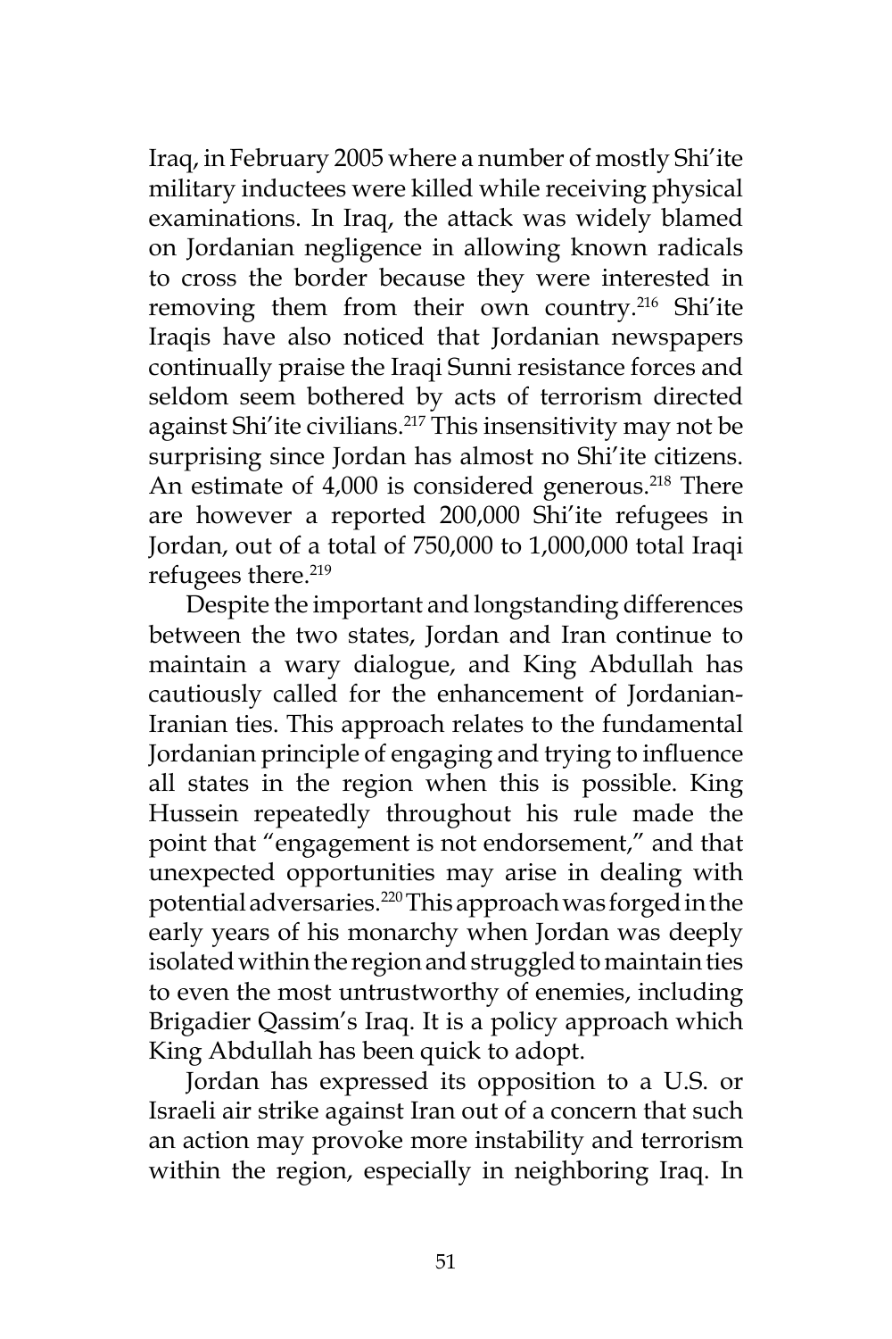Iraq, in February 2005 where a number of mostly Shi'ite military inductees were killed while receiving physical examinations. In Iraq, the attack was widely blamed on Jordanian negligence in allowing known radicals to cross the border because they were interested in removing them from their own country.[216] Shi'ite Iraqis have also noticed that Jordanian newspapers continually praise the Iraqi Sunni resistance forces and seldom seem bothered by acts of terrorism directed against Shi'ite civilians.[217] This insensitivity may not be surprising since Jordan has almost no Shi'ite citizens. An estimate of 4,000 is considered generous.[218] There are however a reported 200,000 Shi'ite refugees in Jordan, out of a total of 750,000 to 1,000,000 total Iraqi refugees there.[219]

Despite the important and longstanding differences between the two states, Jordan and Iran continue to maintain a wary dialogue, and King Abdullah has cautiously called for the enhancement of Jordanian-Iranian ties. This approach relates to the fundamental Jordanian principle of engaging and trying to influence all states in the region when this is possible. King Hussein repeatedly throughout his rule made the point that "engagement is not endorsement," and that unexpected opportunities may arise in dealing with potential adversaries.[220] This approach was forged in the early years of his monarchy when Jordan was deeply isolated within the region and struggled to maintain ties to even the most untrustworthy of enemies, including Brigadier Qassim's Iraq. It is a policy approach which King Abdullah has been quick to adopt.

Jordan has expressed its opposition to a U.S. or Israeli air strike against Iran out of a concern that such an action may provoke more instability and terrorism within the region, especially in neighboring Iraq. In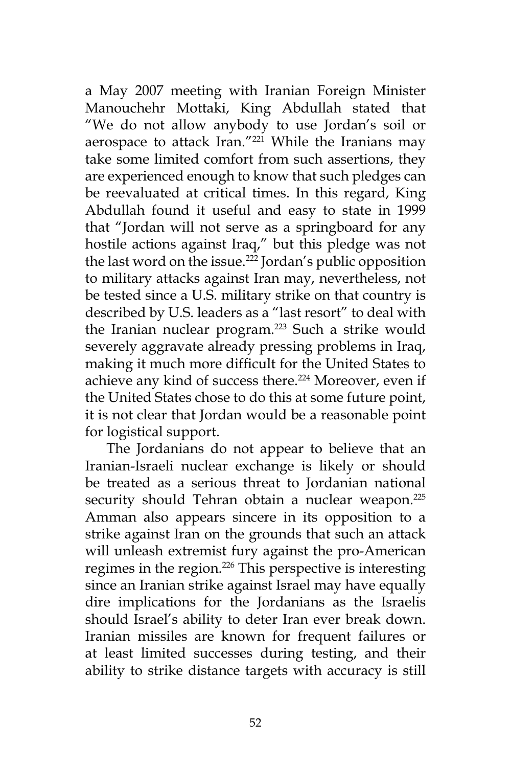a May 2007 meeting with Iranian Foreign Minister Manouchehr Mottaki, King Abdullah stated that "We do not allow anybody to use Jordan's soil or aerospace to attack Iran."[221] While the Iranians may take some limited comfort from such assertions, they are experienced enough to know that such pledges can be reevaluated at critical times. In this regard, King Abdullah found it useful and easy to state in 1999 that "Jordan will not serve as a springboard for any hostile actions against Iraq," but this pledge was not the last word on the issue.[222] Jordan's public opposition to military attacks against Iran may, nevertheless, not be tested since a U.S. military strike on that country is described by U.S. leaders as a "last resort" to deal with the Iranian nuclear program.[223] Such a strike would severely aggravate already pressing problems in Iraq, making it much more difficult for the United States to achieve any kind of success there.[224] Moreover, even if the United States chose to do this at some future point, it is not clear that Jordan would be a reasonable point for logistical support.

The Jordanians do not appear to believe that an Iranian-Israeli nuclear exchange is likely or should be treated as a serious threat to Jordanian national security should Tehran obtain a nuclear weapon.[225] Amman also appears sincere in its opposition to a strike against Iran on the grounds that such an attack will unleash extremist fury against the pro-American regimes in the region.[226] This perspective is interesting since an Iranian strike against Israel may have equally dire implications for the Jordanians as the Israelis should Israel's ability to deter Iran ever break down. Iranian missiles are known for frequent failures or at least limited successes during testing, and their ability to strike distance targets with accuracy is still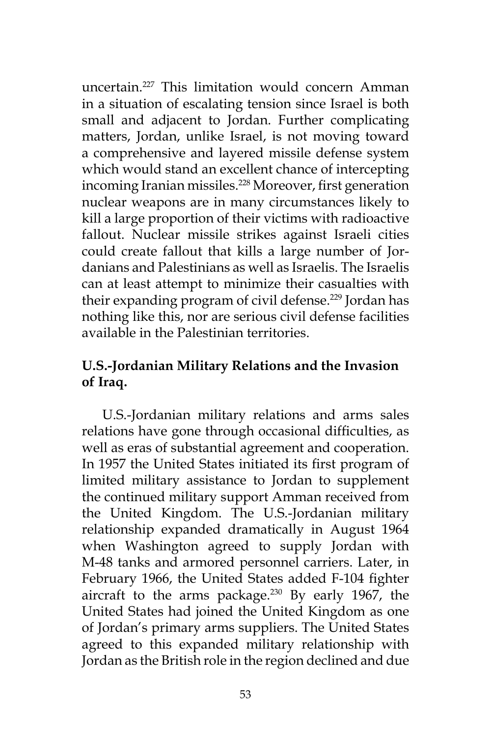uncertain.[227] This limitation would concern Amman in a situation of escalating tension since Israel is both small and adjacent to Jordan. Further complicating matters, Jordan, unlike Israel, is not moving toward a comprehensive and layered missile defense system which would stand an excellent chance of intercepting incoming Iranian missiles.[228] Moreover, first generation nuclear weapons are in many circumstances likely to kill a large proportion of their victims with radioactive fallout. Nuclear missile strikes against Israeli cities could create fallout that kills a large number of Jordanians and Palestinians as well as Israelis. The Israelis can at least attempt to minimize their casualties with their expanding program of civil defense.[229] Jordan has nothing like this, nor are serious civil defense facilities available in the Palestinian territories.

## U.S.-Jordanian Military Relations and the Invasion of Iraq.

U.S.-Jordanian military relations and arms sales relations have gone through occasional difficulties, as well as eras of substantial agreement and cooperation. In 1957 the United States initiated its first program of limited military assistance to Jordan to supplement the continued military support Amman received from the United Kingdom. The U.S.-Jordanian military relationship expanded dramatically in August 1964 when Washington agreed to supply Jordan with M-48 tanks and armored personnel carriers. Later, in February 1966, the United States added F-104 fighter aircraft to the arms package.[230] By early 1967, the United States had joined the United Kingdom as one of Jordan's primary arms suppliers. The United States agreed to this expanded military relationship with Jordan as the British role in the region declined and due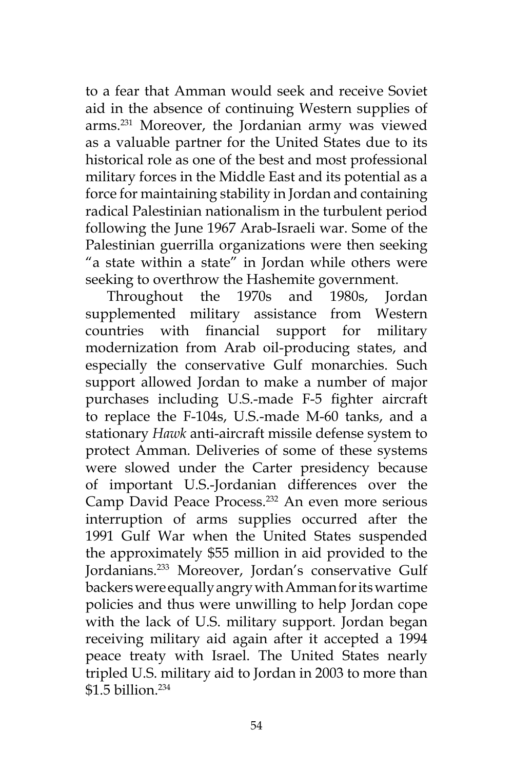to a fear that Amman would seek and receive Soviet aid in the absence of continuing Western supplies of arms.[231] Moreover, the Jordanian army was viewed as a valuable partner for the United States due to its historical role as one of the best and most professional military forces in the Middle East and its potential as a force for maintaining stability in Jordan and containing radical Palestinian nationalism in the turbulent period following the June 1967 Arab-Israeli war. Some of the Palestinian guerrilla organizations were then seeking "a state within a state" in Jordan while others were seeking to overthrow the Hashemite government.

Throughout the 1970s and 1980s, Jordan supplemented military assistance from Western countries with financial support for military modernization from Arab oil-producing states, and especially the conservative Gulf monarchies. Such support allowed Jordan to make a number of major purchases including U.S.-made F-5 fighter aircraft to replace the F-104s, U.S.-made M-60 tanks, and a stationary *Hawk* anti-aircraft missile defense system to protect Amman. Deliveries of some of these systems were slowed under the Carter presidency because of important U.S.-Jordanian differences over the Camp David Peace Process.[232] An even more serious interruption of arms supplies occurred after the 1991 Gulf War when the United States suspended the approximately $55 million in aid provided to the Jordanians.[233] Moreover, Jordan's conservative Gulf backers were equally angry with Amman for its wartime policies and thus were unwilling to help Jordan cope with the lack of U.S. military support. Jordan began receiving military aid again after it accepted a 1994 peace treaty with Israel. The United States nearly tripled U.S. military aid to Jordan in 2003 to more than $1.5 billion.[234]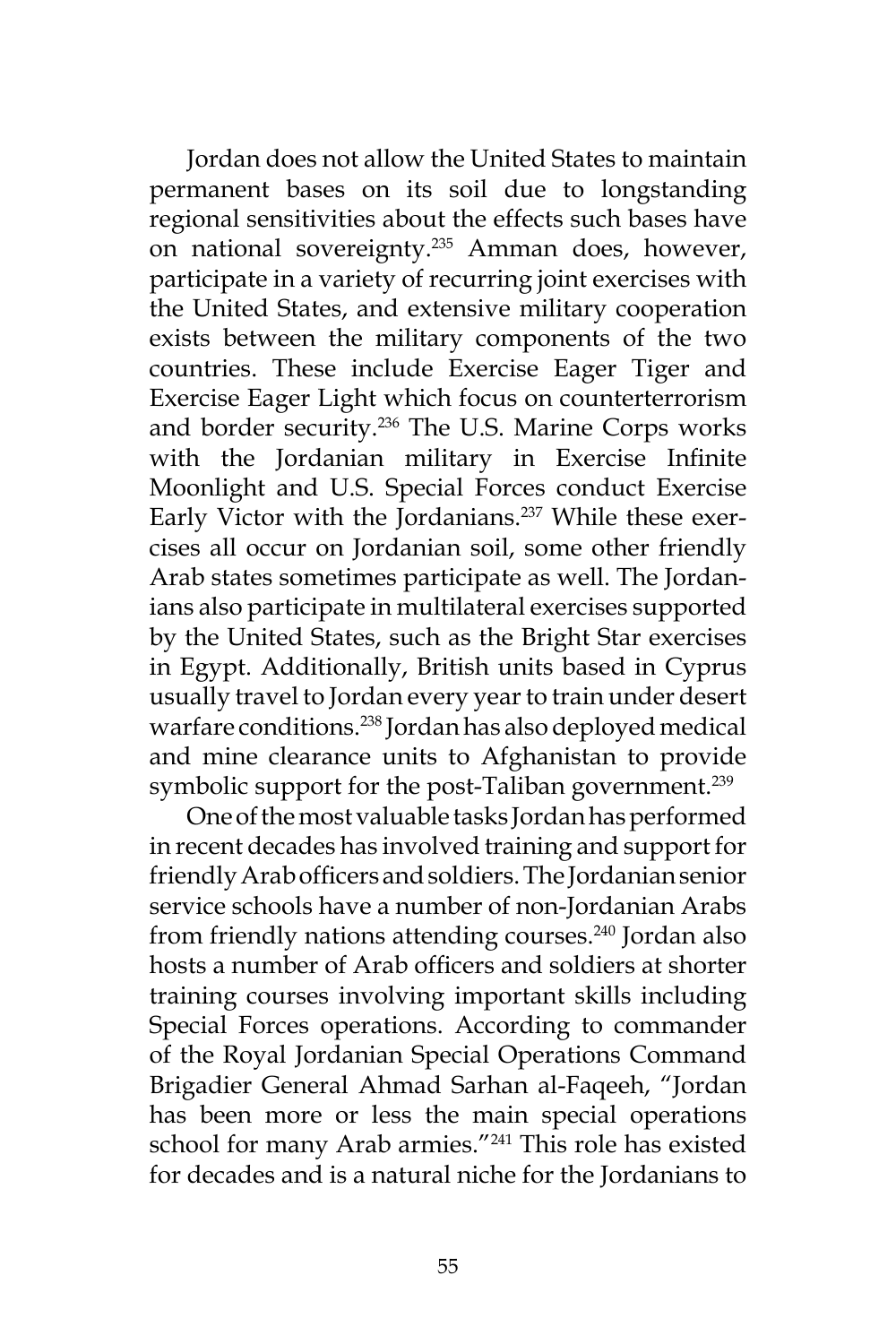Jordan does not allow the United States to maintain permanent bases on its soil due to longstanding regional sensitivities about the effects such bases have on national sovereignty.[235] Amman does, however, participate in a variety of recurring joint exercises with the United States, and extensive military cooperation exists between the military components of the two countries. These include Exercise Eager Tiger and Exercise Eager Light which focus on counterterrorism and border security.[236] The U.S. Marine Corps works with the Jordanian military in Exercise Infinite Moonlight and U.S. Special Forces conduct Exercise Early Victor with the Jordanians.[237] While these exercises all occur on Jordanian soil, some other friendly Arab states sometimes participate as well. The Jordanians also participate in multilateral exercises supported by the United States, such as the Bright Star exercises in Egypt. Additionally, British units based in Cyprus usually travel to Jordan every year to train under desert warfare conditions.[238] Jordan has also deployed medical and mine clearance units to Afghanistan to provide symbolic support for the post-Taliban government.[239]

One of the most valuable tasks Jordan has performed in recent decades has involved training and support for friendly Arab officers and soldiers. The Jordanian senior service schools have a number of non-Jordanian Arabs from friendly nations attending courses.[240] Jordan also hosts a number of Arab officers and soldiers at shorter training courses involving important skills including Special Forces operations. According to commander of the Royal Jordanian Special Operations Command Brigadier General Ahmad Sarhan al-Faqeeh, "Jordan has been more or less the main special operations school for many Arab armies."[241] This role has existed for decades and is a natural niche for the Jordanians to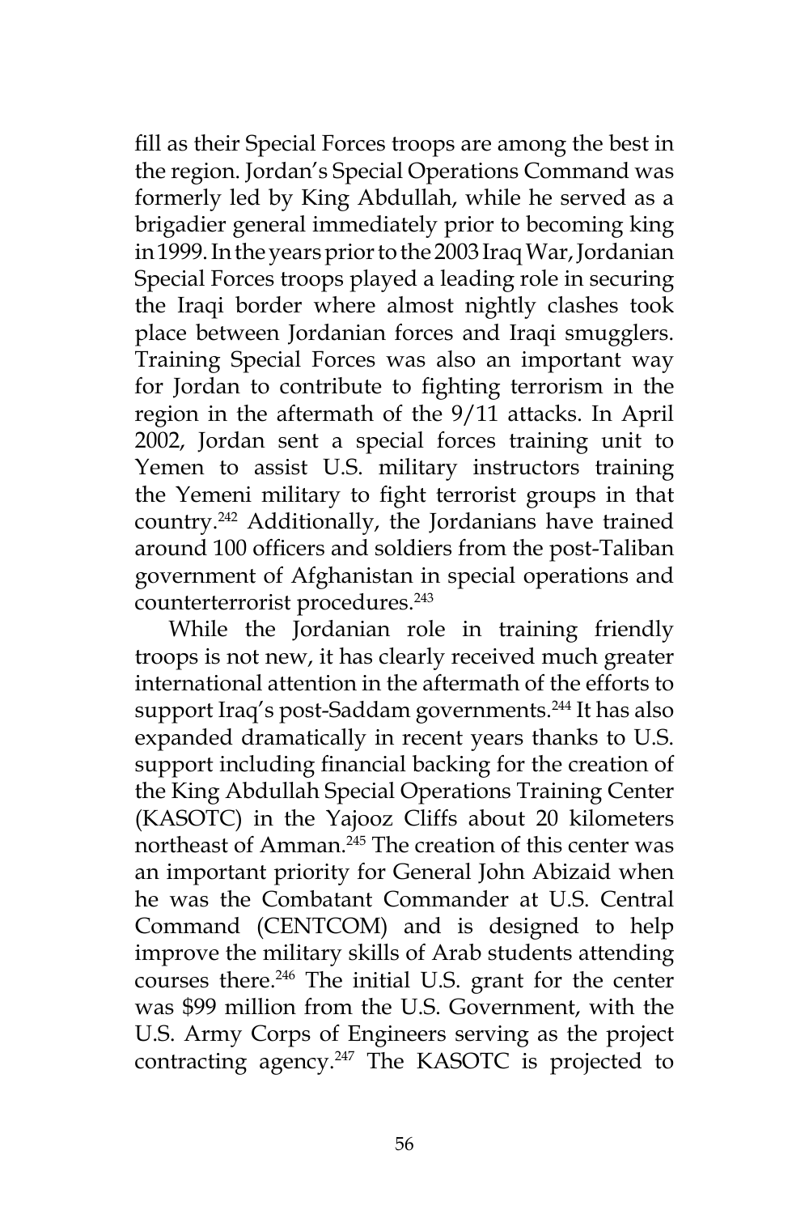fill as their Special Forces troops are among the best in the region. Jordan's Special Operations Command was formerly led by King Abdullah, while he served as a brigadier general immediately prior to becoming king in 1999. In the years prior to the 2003 Iraq War, Jordanian Special Forces troops played a leading role in securing the Iraqi border where almost nightly clashes took place between Jordanian forces and Iraqi smugglers. Training Special Forces was also an important way for Jordan to contribute to fighting terrorism in the region in the aftermath of the 9/11 attacks. In April 2002, Jordan sent a special forces training unit to Yemen to assist U.S. military instructors training the Yemeni military to fight terrorist groups in that country.[242] Additionally, the Jordanians have trained around 100 officers and soldiers from the post-Taliban government of Afghanistan in special operations and counterterrorist procedures.[243]

While the Jordanian role in training friendly troops is not new, it has clearly received much greater international attention in the aftermath of the efforts to support Iraq's post-Saddam governments.[244] It has also expanded dramatically in recent years thanks to U.S. support including financial backing for the creation of the King Abdullah Special Operations Training Center (KASOTC) in the Yajooz Cliffs about 20 kilometers northeast of Amman.[245] The creation of this center was an important priority for General John Abizaid when he was the Combatant Commander at U.S. Central Command (CENTCOM) and is designed to help improve the military skills of Arab students attending courses there.[246] The initial U.S. grant for the center was $99 million from the U.S. Government, with the U.S. Army Corps of Engineers serving as the project contracting agency.[247] The KASOTC is projected to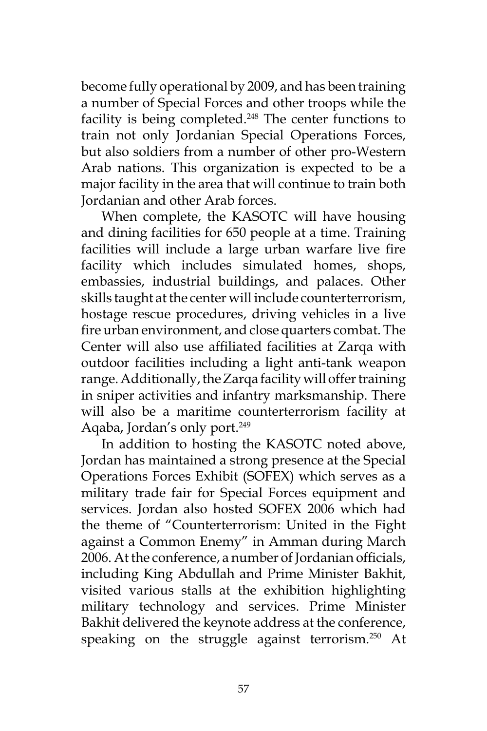become fully operational by 2009, and has been training a number of Special Forces and other troops while the facility is being completed.[248] The center functions to train not only Jordanian Special Operations Forces, but also soldiers from a number of other pro-Western Arab nations. This organization is expected to be a major facility in the area that will continue to train both Jordanian and other Arab forces.

When complete, the KASOTC will have housing and dining facilities for 650 people at a time. Training facilities will include a large urban warfare live fire facility which includes simulated homes, shops, embassies, industrial buildings, and palaces. Other skills taught at the center will include counterterrorism, hostage rescue procedures, driving vehicles in a live fire urban environment, and close quarters combat. The Center will also use affiliated facilities at Zarqa with outdoor facilities including a light anti-tank weapon range. Additionally, the Zarqa facility will offer training in sniper activities and infantry marksmanship. There will also be a maritime counterterrorism facility at Aqaba, Jordan's only port.[249]

In addition to hosting the KASOTC noted above, Jordan has maintained a strong presence at the Special Operations Forces Exhibit (SOFEX) which serves as a military trade fair for Special Forces equipment and services. Jordan also hosted SOFEX 2006 which had the theme of "Counterterrorism: United in the Fight against a Common Enemy" in Amman during March 2006. At the conference, a number of Jordanian officials, including King Abdullah and Prime Minister Bakhit, visited various stalls at the exhibition highlighting military technology and services. Prime Minister Bakhit delivered the keynote address at the conference, speaking on the struggle against terrorism.[250] At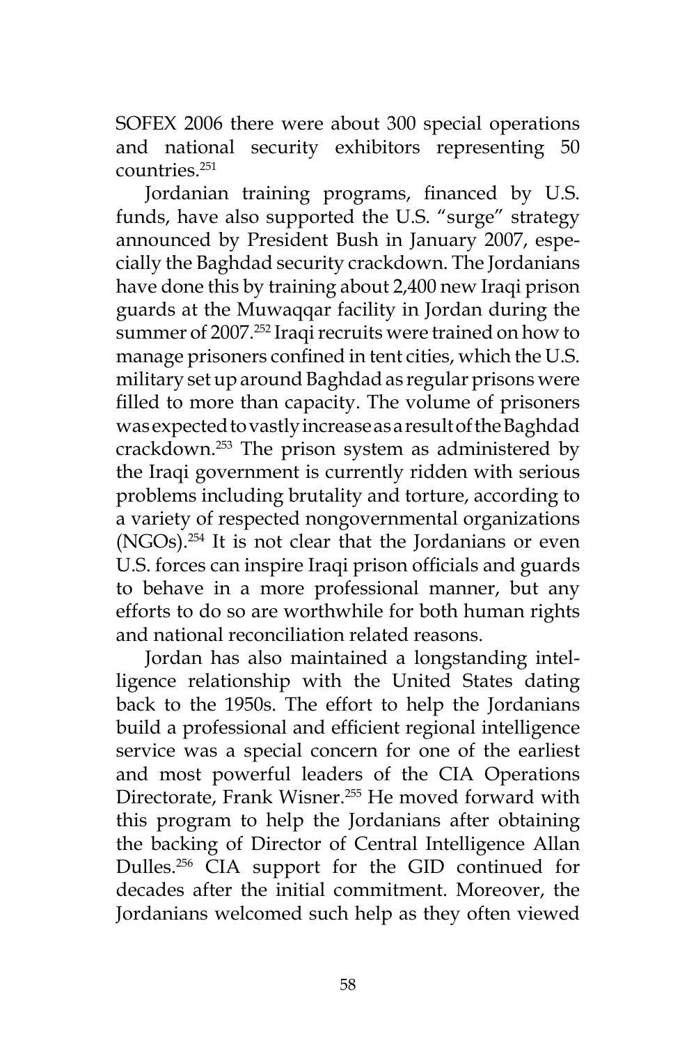SOFEX 2006 there were about 300 special operations and national security exhibitors representing 50 countries.[251]

Jordanian training programs, financed by U.S. funds, have also supported the U.S. "surge" strategy announced by President Bush in January 2007, especially the Baghdad security crackdown. The Jordanians have done this by training about 2,400 new Iraqi prison guards at the Muwaqqar facility in Jordan during the summer of 2007.[252] Iraqi recruits were trained on how to manage prisoners confined in tent cities, which the U.S. military set up around Baghdad as regular prisons were filled to more than capacity. The volume of prisoners was expected to vastly increase as a result of the Baghdad crackdown.[253] The prison system as administered by the Iraqi government is currently ridden with serious problems including brutality and torture, according to a variety of respected nongovernmental organizations (NGOs).[254] It is not clear that the Jordanians or even U.S. forces can inspire Iraqi prison officials and guards to behave in a more professional manner, but any efforts to do so are worthwhile for both human rights and national reconciliation related reasons.

Jordan has also maintained a longstanding intelligence relationship with the United States dating back to the 1950s. The effort to help the Jordanians build a professional and efficient regional intelligence service was a special concern for one of the earliest and most powerful leaders of the CIA Operations Directorate, Frank Wisner.[255] He moved forward with this program to help the Jordanians after obtaining the backing of Director of Central Intelligence Allan Dulles.[256] CIA support for the GID continued for decades after the initial commitment. Moreover, the Jordanians welcomed such help as they often viewed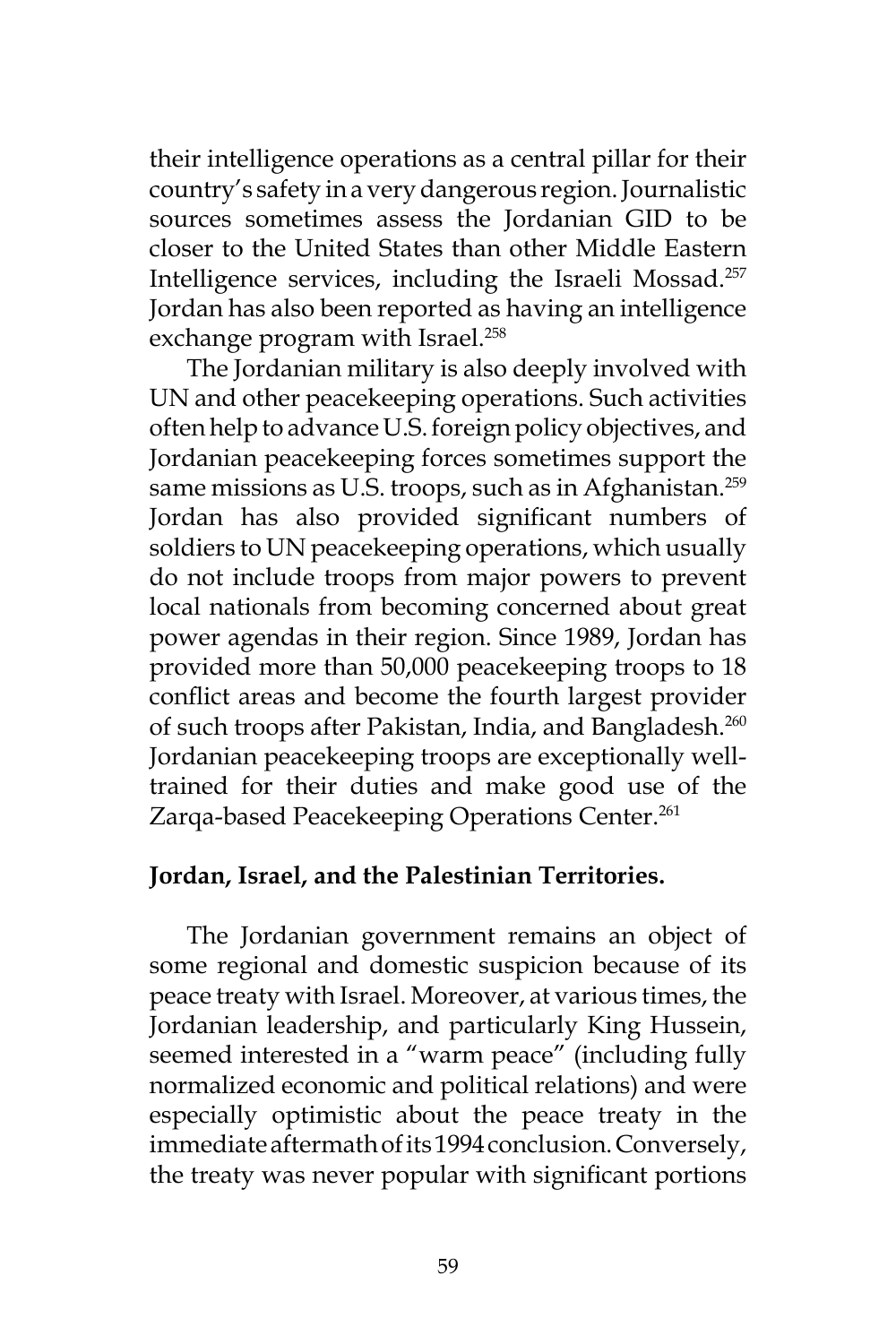their intelligence operations as a central pillar for their country's safety in a very dangerous region. Journalistic sources sometimes assess the Jordanian GID to be closer to the United States than other Middle Eastern Intelligence services, including the Israeli Mossad.[257] Jordan has also been reported as having an intelligence exchange program with Israel.[258]

The Jordanian military is also deeply involved with UN and other peacekeeping operations. Such activities often help to advance U.S. foreign policy objectives, and Jordanian peacekeeping forces sometimes support the same missions as U.S. troops, such as in Afghanistan.[259] Jordan has also provided significant numbers of soldiers to UN peacekeeping operations, which usually do not include troops from major powers to prevent local nationals from becoming concerned about great power agendas in their region. Since 1989, Jordan has provided more than 50,000 peacekeeping troops to 18 conflict areas and become the fourth largest provider of such troops after Pakistan, India, and Bangladesh.[260] Jordanian peacekeeping troops are exceptionally well-trained for their duties and make good use of the Zarqa-based Peacekeeping Operations Center.[261]

**Jordan, Israel, and the Palestinian Territories.**

The Jordanian government remains an object of some regional and domestic suspicion because of its peace treaty with Israel. Moreover, at various times, the Jordanian leadership, and particularly King Hussein, seemed interested in a "warm peace" (including fully normalized economic and political relations) and were especially optimistic about the peace treaty in the immediate aftermath of its 1994 conclusion. Conversely, the treaty was never popular with significant portions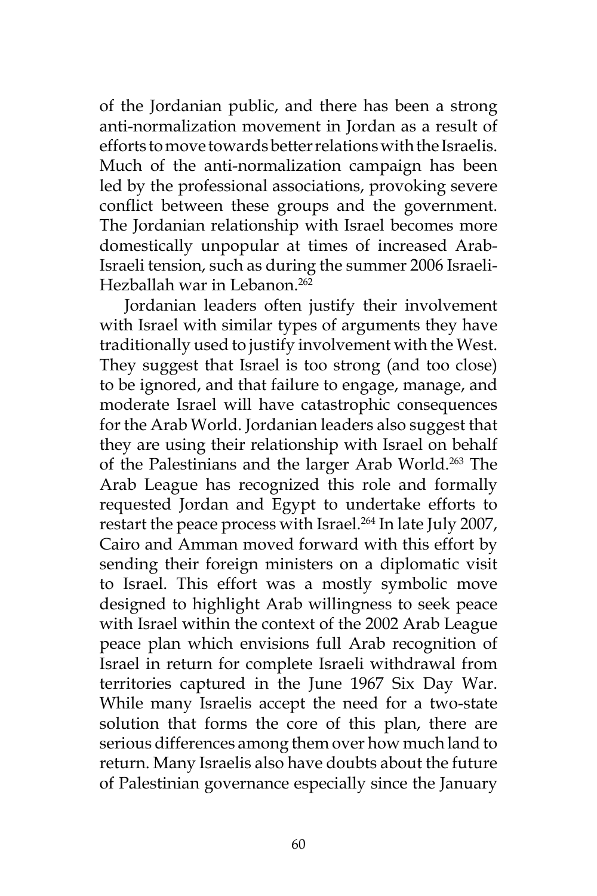of the Jordanian public, and there has been a strong anti-normalization movement in Jordan as a result of efforts to move towards better relations with the Israelis. Much of the anti-normalization campaign has been led by the professional associations, provoking severe conflict between these groups and the government. The Jordanian relationship with Israel becomes more domestically unpopular at times of increased Arab-Israeli tension, such as during the summer 2006 Israeli-Hezballah war in Lebanon.[262]

Jordanian leaders often justify their involvement with Israel with similar types of arguments they have traditionally used to justify involvement with the West. They suggest that Israel is too strong (and too close) to be ignored, and that failure to engage, manage, and moderate Israel will have catastrophic consequences for the Arab World. Jordanian leaders also suggest that they are using their relationship with Israel on behalf of the Palestinians and the larger Arab World.[263] The Arab League has recognized this role and formally requested Jordan and Egypt to undertake efforts to restart the peace process with Israel.[264] In late July 2007, Cairo and Amman moved forward with this effort by sending their foreign ministers on a diplomatic visit to Israel. This effort was a mostly symbolic move designed to highlight Arab willingness to seek peace with Israel within the context of the 2002 Arab League peace plan which envisions full Arab recognition of Israel in return for complete Israeli withdrawal from territories captured in the June 1967 Six Day War. While many Israelis accept the need for a two-state solution that forms the core of this plan, there are serious differences among them over how much land to return. Many Israelis also have doubts about the future of Palestinian governance especially since the January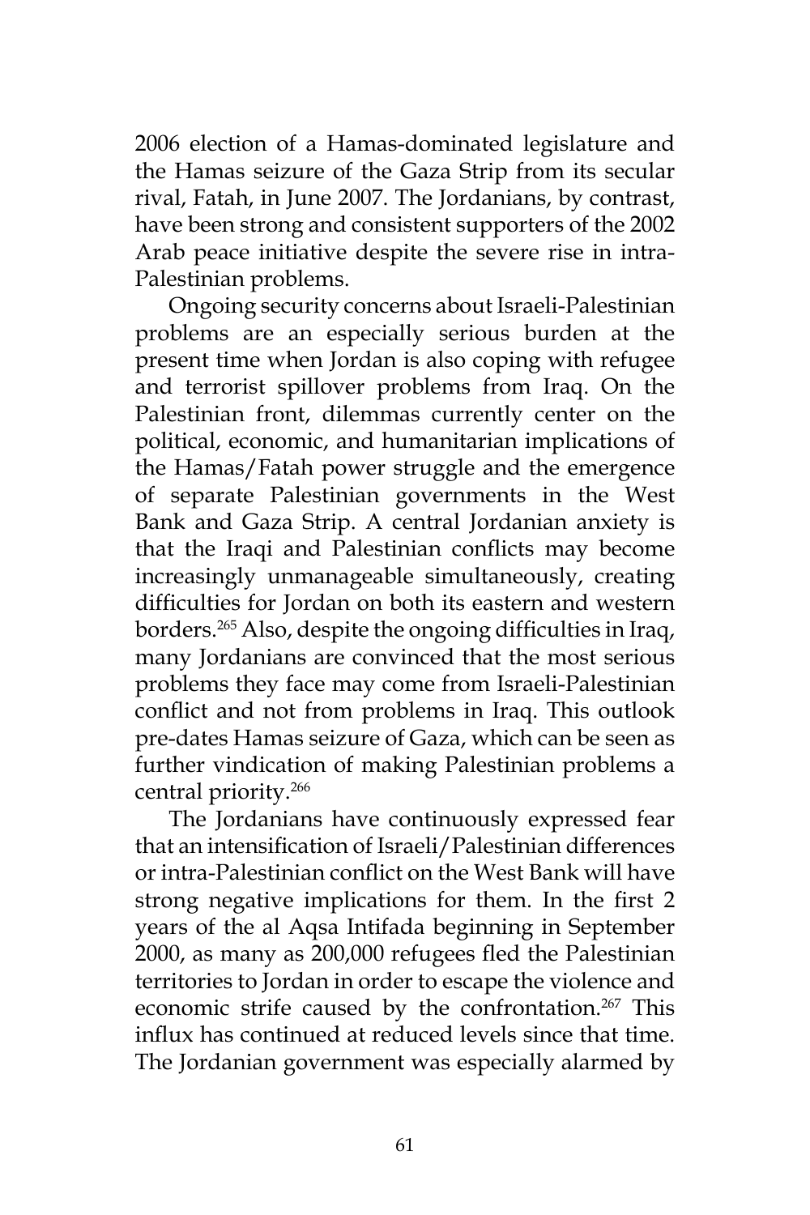2006 election of a Hamas-dominated legislature and the Hamas seizure of the Gaza Strip from its secular rival, Fatah, in June 2007. The Jordanians, by contrast, have been strong and consistent supporters of the 2002 Arab peace initiative despite the severe rise in intra-Palestinian problems.

Ongoing security concerns about Israeli-Palestinian problems are an especially serious burden at the present time when Jordan is also coping with refugee and terrorist spillover problems from Iraq. On the Palestinian front, dilemmas currently center on the political, economic, and humanitarian implications of the Hamas/Fatah power struggle and the emergence of separate Palestinian governments in the West Bank and Gaza Strip. A central Jordanian anxiety is that the Iraqi and Palestinian conflicts may become increasingly unmanageable simultaneously, creating difficulties for Jordan on both its eastern and western borders.[265] Also, despite the ongoing difficulties in Iraq, many Jordanians are convinced that the most serious problems they face may come from Israeli-Palestinian conflict and not from problems in Iraq. This outlook pre-dates Hamas seizure of Gaza, which can be seen as further vindication of making Palestinian problems a central priority.[266]

The Jordanians have continuously expressed fear that an intensification of Israeli/Palestinian differences or intra-Palestinian conflict on the West Bank will have strong negative implications for them. In the first 2 years of the al Aqsa Intifada beginning in September 2000, as many as 200,000 refugees fled the Palestinian territories to Jordan in order to escape the violence and economic strife caused by the confrontation.[267] This influx has continued at reduced levels since that time. The Jordanian government was especially alarmed by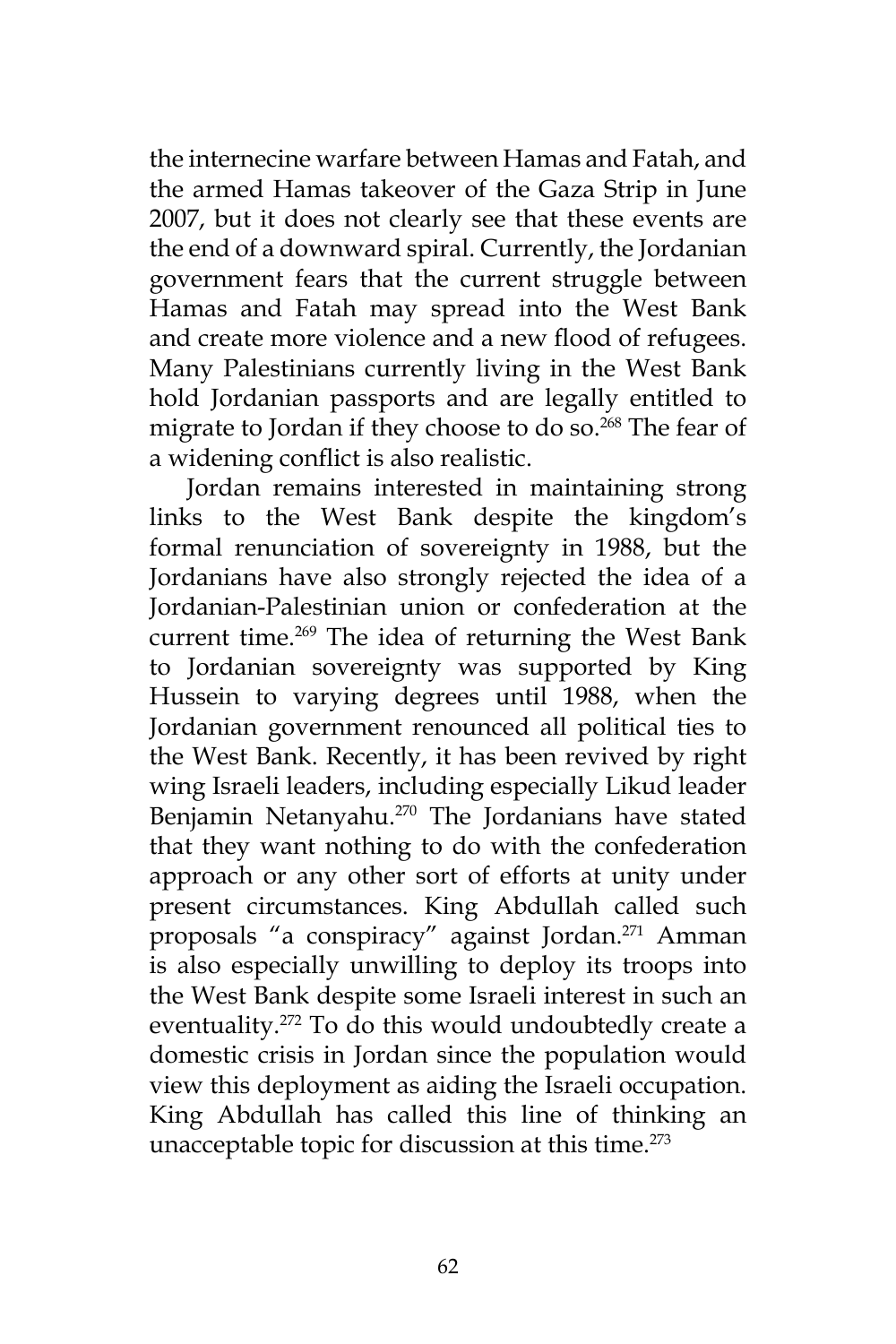the internecine warfare between Hamas and Fatah, and the armed Hamas takeover of the Gaza Strip in June 2007, but it does not clearly see that these events are the end of a downward spiral. Currently, the Jordanian government fears that the current struggle between Hamas and Fatah may spread into the West Bank and create more violence and a new flood of refugees. Many Palestinians currently living in the West Bank hold Jordanian passports and are legally entitled to migrate to Jordan if they choose to do so.[268] The fear of a widening conflict is also realistic.

Jordan remains interested in maintaining strong links to the West Bank despite the kingdom's formal renunciation of sovereignty in 1988, but the Jordanians have also strongly rejected the idea of a Jordanian-Palestinian union or confederation at the current time.[269] The idea of returning the West Bank to Jordanian sovereignty was supported by King Hussein to varying degrees until 1988, when the Jordanian government renounced all political ties to the West Bank. Recently, it has been revived by right wing Israeli leaders, including especially Likud leader Benjamin Netanyahu.[270] The Jordanians have stated that they want nothing to do with the confederation approach or any other sort of efforts at unity under present circumstances. King Abdullah called such proposals "a conspiracy" against Jordan.[271] Amman is also especially unwilling to deploy its troops into the West Bank despite some Israeli interest in such an eventuality.[272] To do this would undoubtedly create a domestic crisis in Jordan since the population would view this deployment as aiding the Israeli occupation. King Abdullah has called this line of thinking an unacceptable topic for discussion at this time.[273]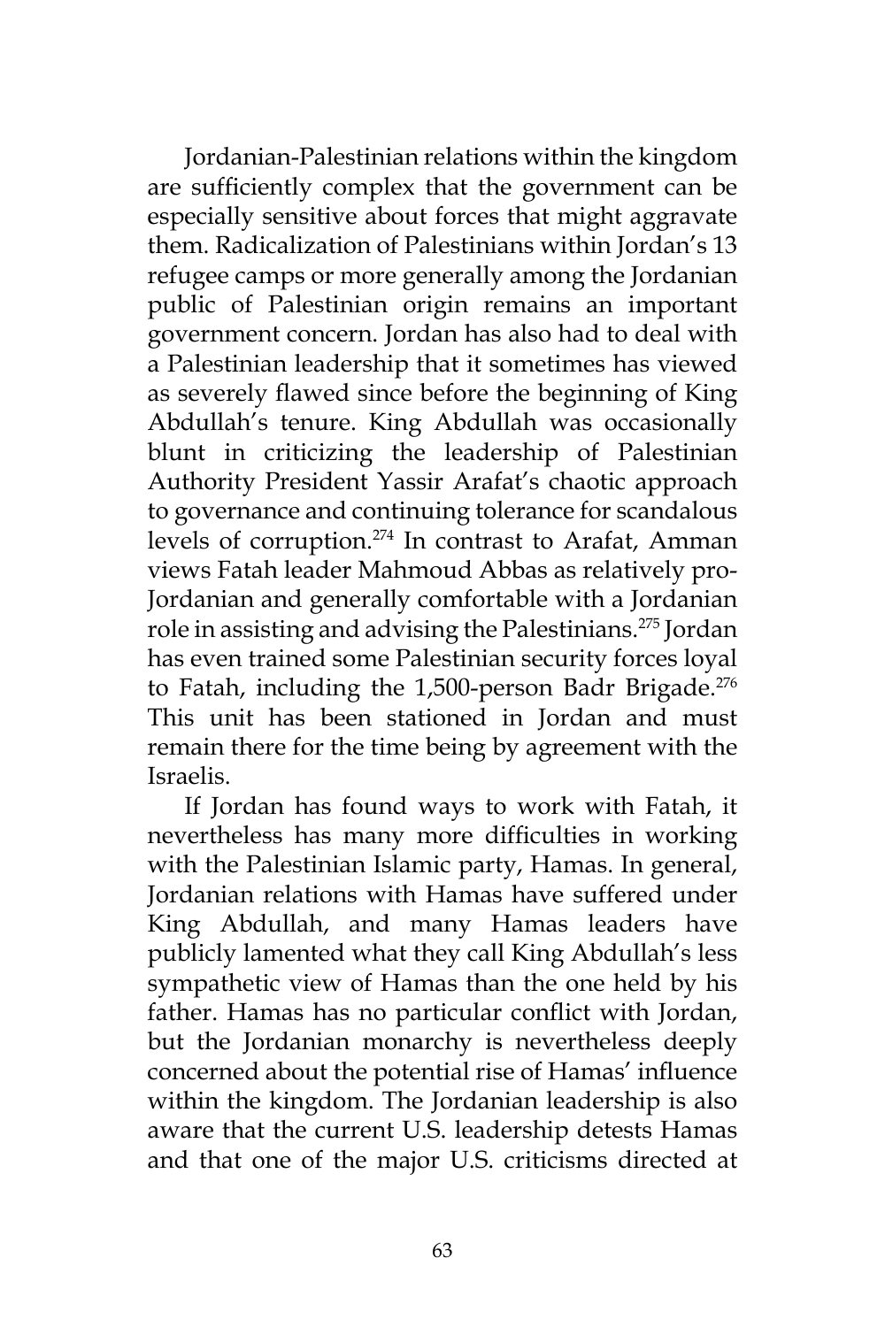Jordanian-Palestinian relations within the kingdom are sufficiently complex that the government can be especially sensitive about forces that might aggravate them. Radicalization of Palestinians within Jordan's 13 refugee camps or more generally among the Jordanian public of Palestinian origin remains an important government concern. Jordan has also had to deal with a Palestinian leadership that it sometimes has viewed as severely flawed since before the beginning of King Abdullah's tenure. King Abdullah was occasionally blunt in criticizing the leadership of Palestinian Authority President Yassir Arafat's chaotic approach to governance and continuing tolerance for scandalous levels of corruption.[274] In contrast to Arafat, Amman views Fatah leader Mahmoud Abbas as relatively pro-Jordanian and generally comfortable with a Jordanian role in assisting and advising the Palestinians.[275] Jordan has even trained some Palestinian security forces loyal to Fatah, including the 1,500-person Badr Brigade.[276] This unit has been stationed in Jordan and must remain there for the time being by agreement with the Israelis.

If Jordan has found ways to work with Fatah, it nevertheless has many more difficulties in working with the Palestinian Islamic party, Hamas. In general, Jordanian relations with Hamas have suffered under King Abdullah, and many Hamas leaders have publicly lamented what they call King Abdullah's less sympathetic view of Hamas than the one held by his father. Hamas has no particular conflict with Jordan, but the Jordanian monarchy is nevertheless deeply concerned about the potential rise of Hamas' influence within the kingdom. The Jordanian leadership is also aware that the current U.S. leadership detests Hamas and that one of the major U.S. criticisms directed at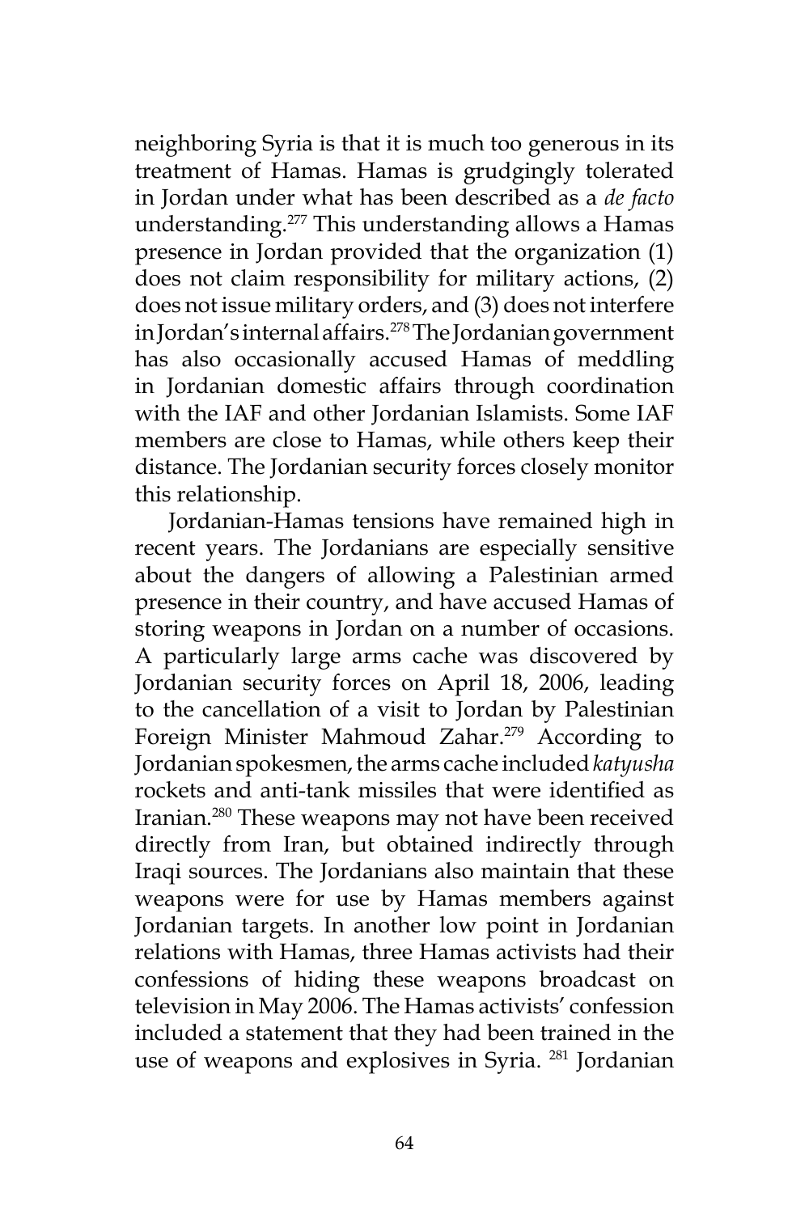neighboring Syria is that it is much too generous in its treatment of Hamas. Hamas is grudgingly tolerated in Jordan under what has been described as a *de facto* understanding.[277] This understanding allows a Hamas presence in Jordan provided that the organization (1) does not claim responsibility for military actions, (2) does not issue military orders, and (3) does not interfere in Jordan's internal affairs.[278] The Jordanian government has also occasionally accused Hamas of meddling in Jordanian domestic affairs through coordination with the IAF and other Jordanian Islamists. Some IAF members are close to Hamas, while others keep their distance. The Jordanian security forces closely monitor this relationship.

Jordanian-Hamas tensions have remained high in recent years. The Jordanians are especially sensitive about the dangers of allowing a Palestinian armed presence in their country, and have accused Hamas of storing weapons in Jordan on a number of occasions. A particularly large arms cache was discovered by Jordanian security forces on April 18, 2006, leading to the cancellation of a visit to Jordan by Palestinian Foreign Minister Mahmoud Zahar.[279] According to Jordanian spokesmen, the arms cache included *katyusha* rockets and anti-tank missiles that were identified as Iranian.[280] These weapons may not have been received directly from Iran, but obtained indirectly through Iraqi sources. The Jordanians also maintain that these weapons were for use by Hamas members against Jordanian targets. In another low point in Jordanian relations with Hamas, three Hamas activists had their confessions of hiding these weapons broadcast on television in May 2006. The Hamas activists' confession included a statement that they had been trained in the use of weapons and explosives in Syria.[281] Jordanian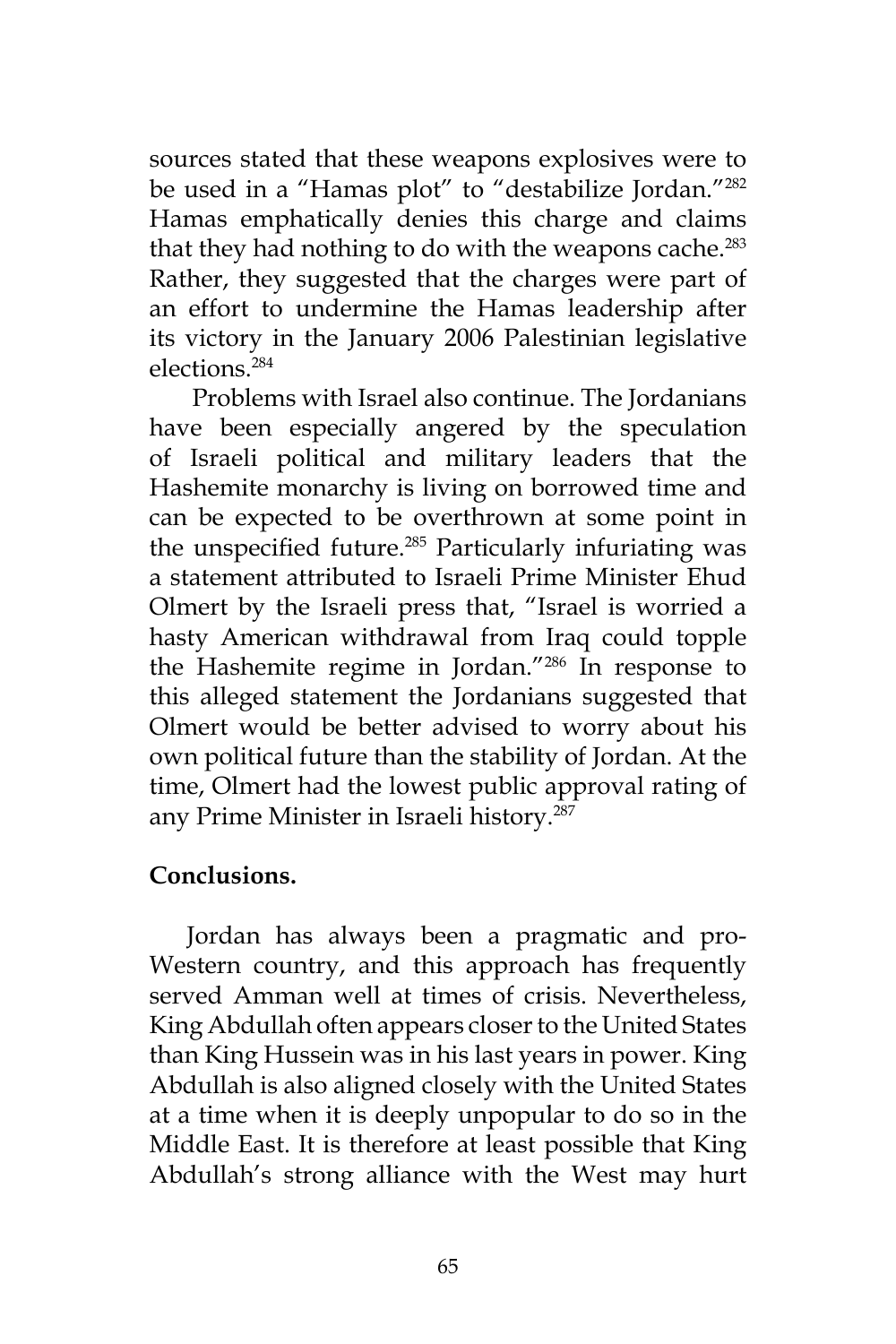sources stated that these weapons explosives were to be used in a "Hamas plot" to "destabilize Jordan."[282] Hamas emphatically denies this charge and claims that they had nothing to do with the weapons cache.[283] Rather, they suggested that the charges were part of an effort to undermine the Hamas leadership after its victory in the January 2006 Palestinian legislative elections.[284]

Problems with Israel also continue. The Jordanians have been especially angered by the speculation of Israeli political and military leaders that the Hashemite monarchy is living on borrowed time and can be expected to be overthrown at some point in the unspecified future.[285] Particularly infuriating was a statement attributed to Israeli Prime Minister Ehud Olmert by the Israeli press that, "Israel is worried a hasty American withdrawal from Iraq could topple the Hashemite regime in Jordan."[286] In response to this alleged statement the Jordanians suggested that Olmert would be better advised to worry about his own political future than the stability of Jordan. At the time, Olmert had the lowest public approval rating of any Prime Minister in Israeli history.[287]

## Conclusions.

Jordan has always been a pragmatic and pro-Western country, and this approach has frequently served Amman well at times of crisis. Nevertheless, King Abdullah often appears closer to the United States than King Hussein was in his last years in power. King Abdullah is also aligned closely with the United States at a time when it is deeply unpopular to do so in the Middle East. It is therefore at least possible that King Abdullah's strong alliance with the West may hurt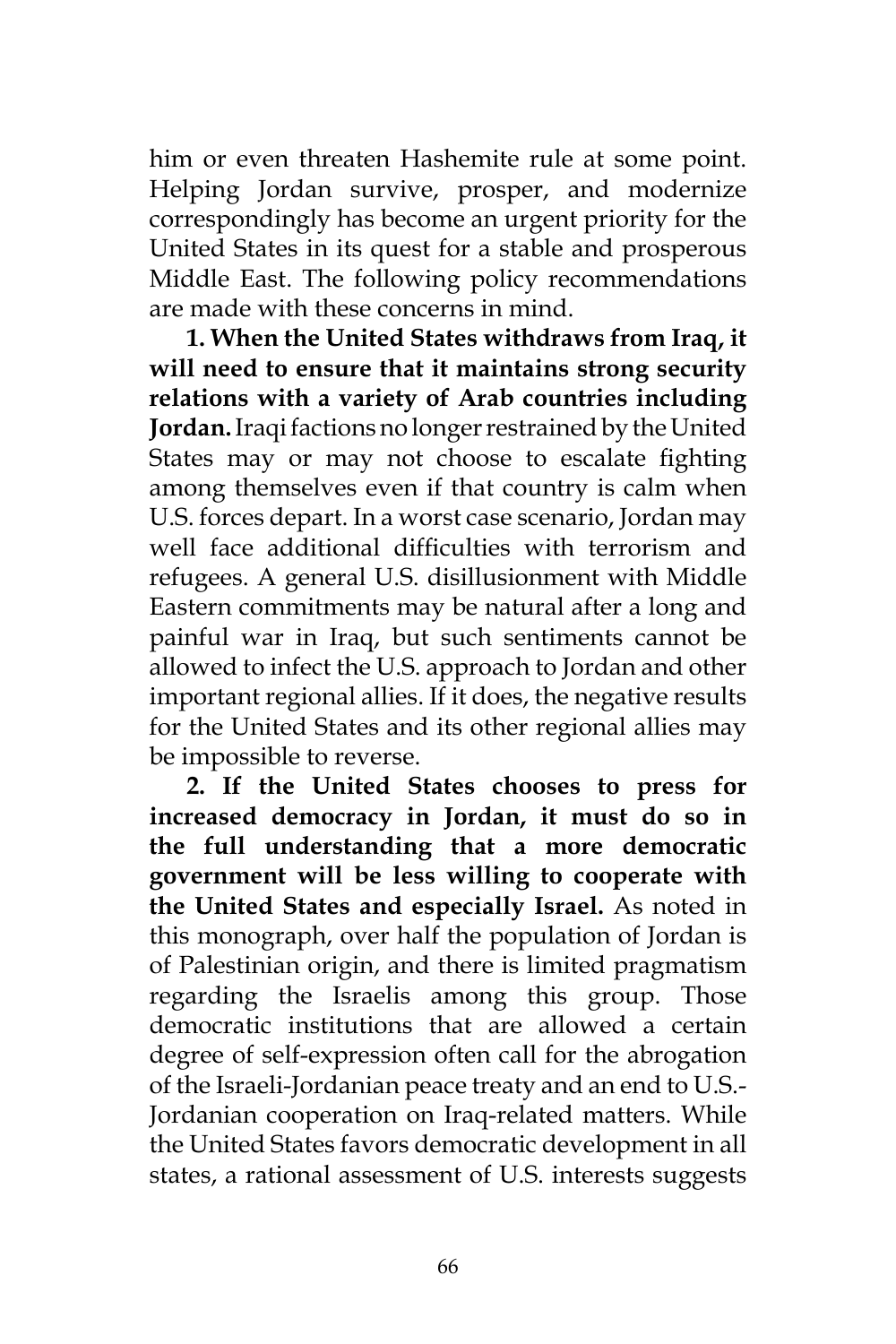him or even threaten Hashemite rule at some point. Helping Jordan survive, prosper, and modernize correspondingly has become an urgent priority for the United States in its quest for a stable and prosperous Middle East. The following policy recommendations are made with these concerns in mind.

**1. When the United States withdraws from Iraq, it will need to ensure that it maintains strong security relations with a variety of Arab countries including Jordan.** Iraqi factions no longer restrained by the United States may or may not choose to escalate fighting among themselves even if that country is calm when U.S. forces depart. In a worst case scenario, Jordan may well face additional difficulties with terrorism and refugees. A general U.S. disillusionment with Middle Eastern commitments may be natural after a long and painful war in Iraq, but such sentiments cannot be allowed to infect the U.S. approach to Jordan and other important regional allies. If it does, the negative results for the United States and its other regional allies may be impossible to reverse.

**2. If the United States chooses to press for increased democracy in Jordan, it must do so in the full understanding that a more democratic government will be less willing to cooperate with the United States and especially Israel.** As noted in this monograph, over half the population of Jordan is of Palestinian origin, and there is limited pragmatism regarding the Israelis among this group. Those democratic institutions that are allowed a certain degree of self-expression often call for the abrogation of the Israeli-Jordanian peace treaty and an end to U.S.-Jordanian cooperation on Iraq-related matters. While the United States favors democratic development in all states, a rational assessment of U.S. interests suggests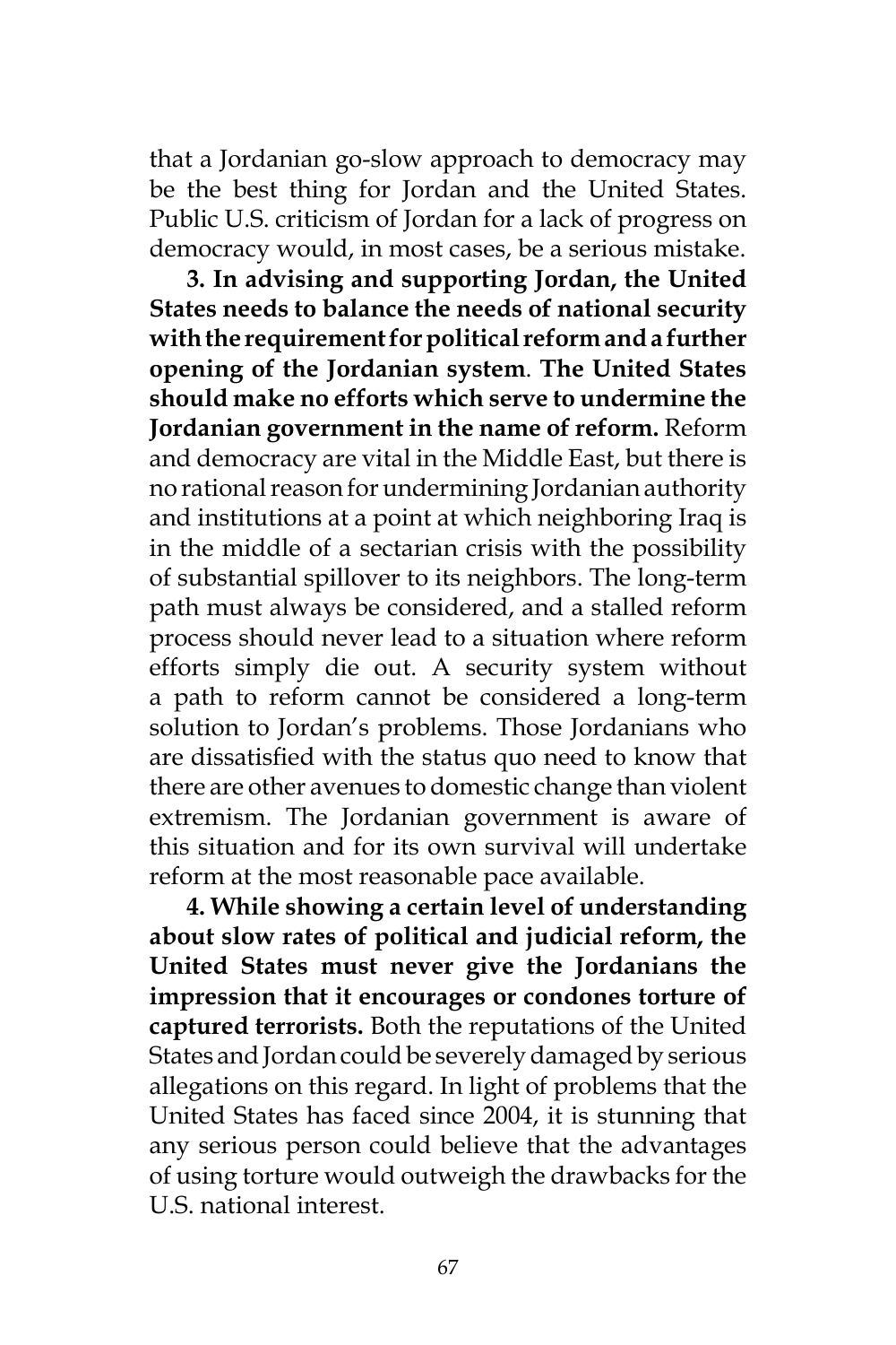that a Jordanian go-slow approach to democracy may be the best thing for Jordan and the United States. Public U.S. criticism of Jordan for a lack of progress on democracy would, in most cases, be a serious mistake.

**3. In advising and supporting Jordan, the United States needs to balance the needs of national security with the requirement for political reform and a further opening of the Jordanian system**. **The United States should make no efforts which serve to undermine the Jordanian government in the name of reform.** Reform and democracy are vital in the Middle East, but there is no rational reason for undermining Jordanian authority and institutions at a point at which neighboring Iraq is in the middle of a sectarian crisis with the possibility of substantial spillover to its neighbors. The long-term path must always be considered, and a stalled reform process should never lead to a situation where reform efforts simply die out. A security system without a path to reform cannot be considered a long-term solution to Jordan's problems. Those Jordanians who are dissatisfied with the status quo need to know that there are other avenues to domestic change than violent extremism. The Jordanian government is aware of this situation and for its own survival will undertake reform at the most reasonable pace available.

**4. While showing a certain level of understanding about slow rates of political and judicial reform, the United States must never give the Jordanians the impression that it encourages or condones torture of captured terrorists.** Both the reputations of the United States and Jordan could be severely damaged by serious allegations on this regard. In light of problems that the United States has faced since 2004, it is stunning that any serious person could believe that the advantages of using torture would outweigh the drawbacks for the U.S. national interest.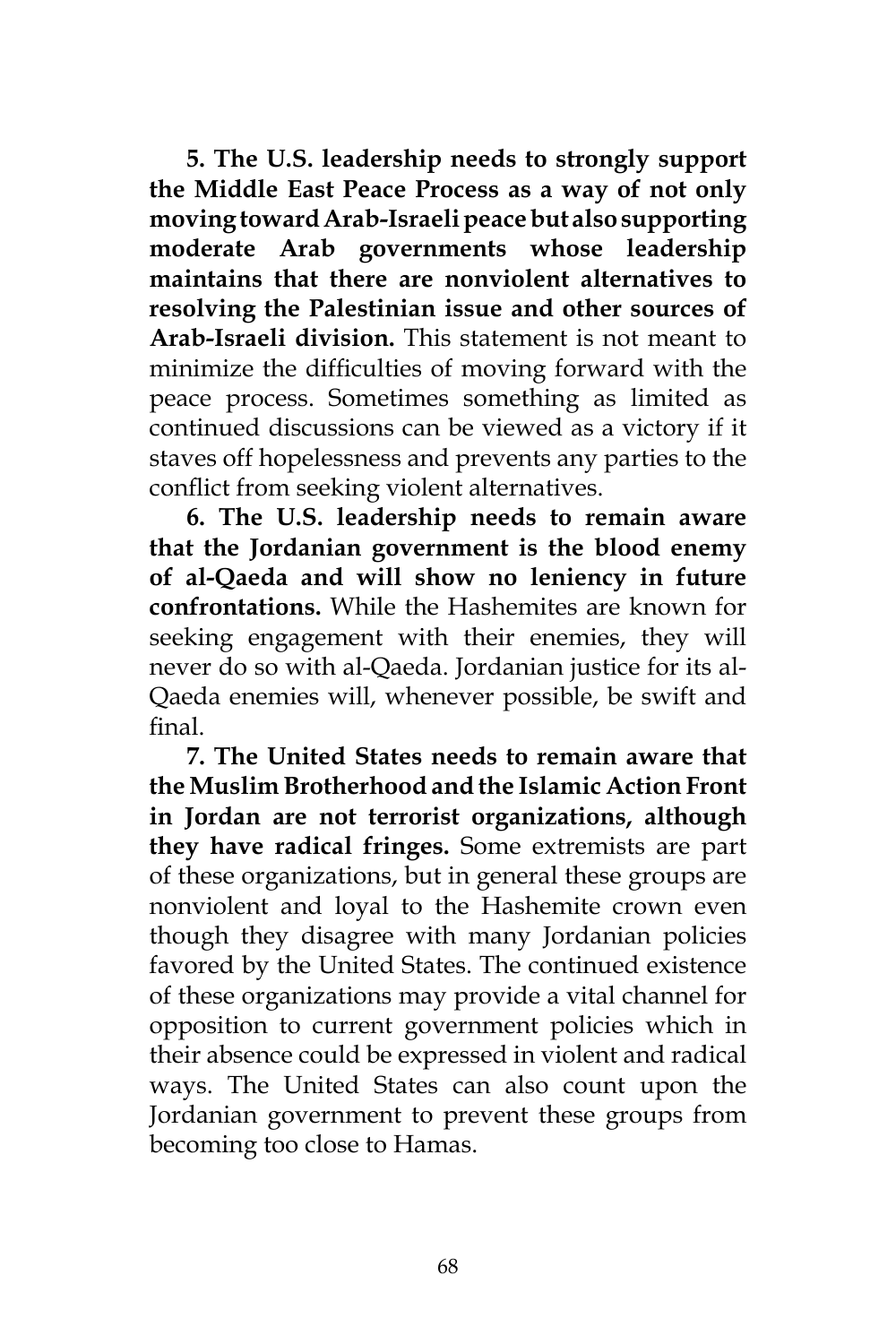**5. The U.S. leadership needs to strongly support the Middle East Peace Process as a way of not only moving toward Arab-Israeli peace but also supporting moderate Arab governments whose leadership maintains that there are nonviolent alternatives to resolving the Palestinian issue and other sources of Arab-Israeli division.** This statement is not meant to minimize the difficulties of moving forward with the peace process. Sometimes something as limited as continued discussions can be viewed as a victory if it staves off hopelessness and prevents any parties to the conflict from seeking violent alternatives.

**6. The U.S. leadership needs to remain aware that the Jordanian government is the blood enemy of al-Qaeda and will show no leniency in future confrontations.** While the Hashemites are known for seeking engagement with their enemies, they will never do so with al-Qaeda. Jordanian justice for its al-Qaeda enemies will, whenever possible, be swift and final.

**7. The United States needs to remain aware that the Muslim Brotherhood and the Islamic Action Front in Jordan are not terrorist organizations, although they have radical fringes.** Some extremists are part of these organizations, but in general these groups are nonviolent and loyal to the Hashemite crown even though they disagree with many Jordanian policies favored by the United States. The continued existence of these organizations may provide a vital channel for opposition to current government policies which in their absence could be expressed in violent and radical ways. The United States can also count upon the Jordanian government to prevent these groups from becoming too close to Hamas.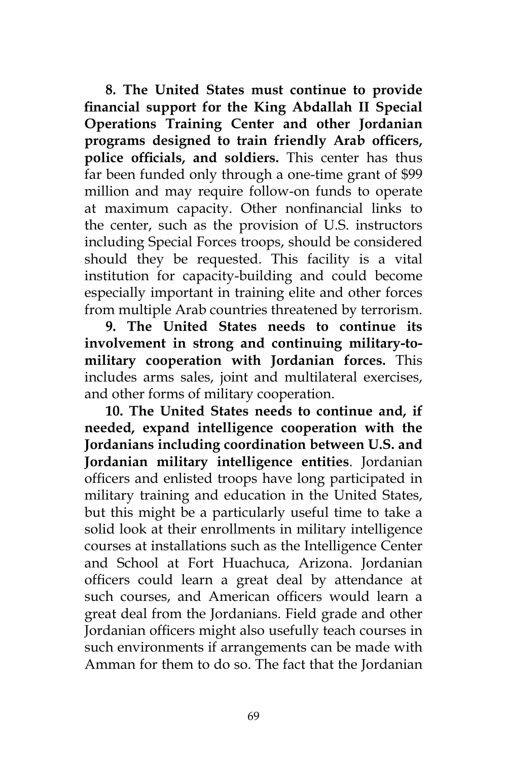**8. The United States must continue to provide financial support for the King Abdallah II Special Operations Training Center and other Jordanian programs designed to train friendly Arab officers, police officials, and soldiers.** This center has thus far been funded only through a one-time grant of $99 million and may require follow-on funds to operate at maximum capacity. Other nonfinancial links to the center, such as the provision of U.S. instructors including Special Forces troops, should be considered should they be requested. This facility is a vital institution for capacity-building and could become especially important in training elite and other forces from multiple Arab countries threatened by terrorism.

**9. The United States needs to continue its involvement in strong and continuing military-to-military cooperation with Jordanian forces.** This includes arms sales, joint and multilateral exercises, and other forms of military cooperation.

**10. The United States needs to continue and, if needed, expand intelligence cooperation with the Jordanians including coordination between U.S. and Jordanian military intelligence entities**. Jordanian officers and enlisted troops have long participated in military training and education in the United States, but this might be a particularly useful time to take a solid look at their enrollments in military intelligence courses at installations such as the Intelligence Center and School at Fort Huachuca, Arizona. Jordanian officers could learn a great deal by attendance at such courses, and American officers would learn a great deal from the Jordanians. Field grade and other Jordanian officers might also usefully teach courses in such environments if arrangements can be made with Amman for them to do so. The fact that the Jordanian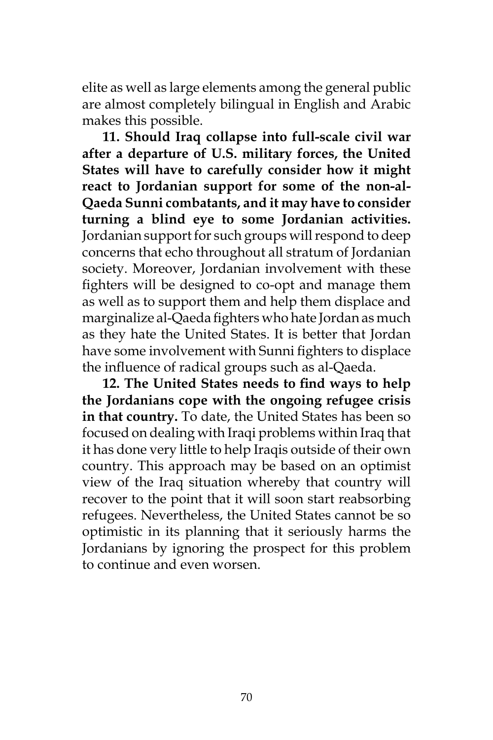elite as well as large elements among the general public are almost completely bilingual in English and Arabic makes this possible.

**11. Should Iraq collapse into full-scale civil war after a departure of U.S. military forces, the United States will have to carefully consider how it might react to Jordanian support for some of the non-al-Qaeda Sunni combatants, and it may have to consider turning a blind eye to some Jordanian activities.** Jordanian support for such groups will respond to deep concerns that echo throughout all stratum of Jordanian society. Moreover, Jordanian involvement with these fighters will be designed to co-opt and manage them as well as to support them and help them displace and marginalize al-Qaeda fighters who hate Jordan as much as they hate the United States. It is better that Jordan have some involvement with Sunni fighters to displace the influence of radical groups such as al-Qaeda.

**12. The United States needs to find ways to help the Jordanians cope with the ongoing refugee crisis in that country.** To date, the United States has been so focused on dealing with Iraqi problems within Iraq that it has done very little to help Iraqis outside of their own country. This approach may be based on an optimist view of the Iraq situation whereby that country will recover to the point that it will soon start reabsorbing refugees. Nevertheless, the United States cannot be so optimistic in its planning that it seriously harms the Jordanians by ignoring the prospect for this problem to continue and even worsen.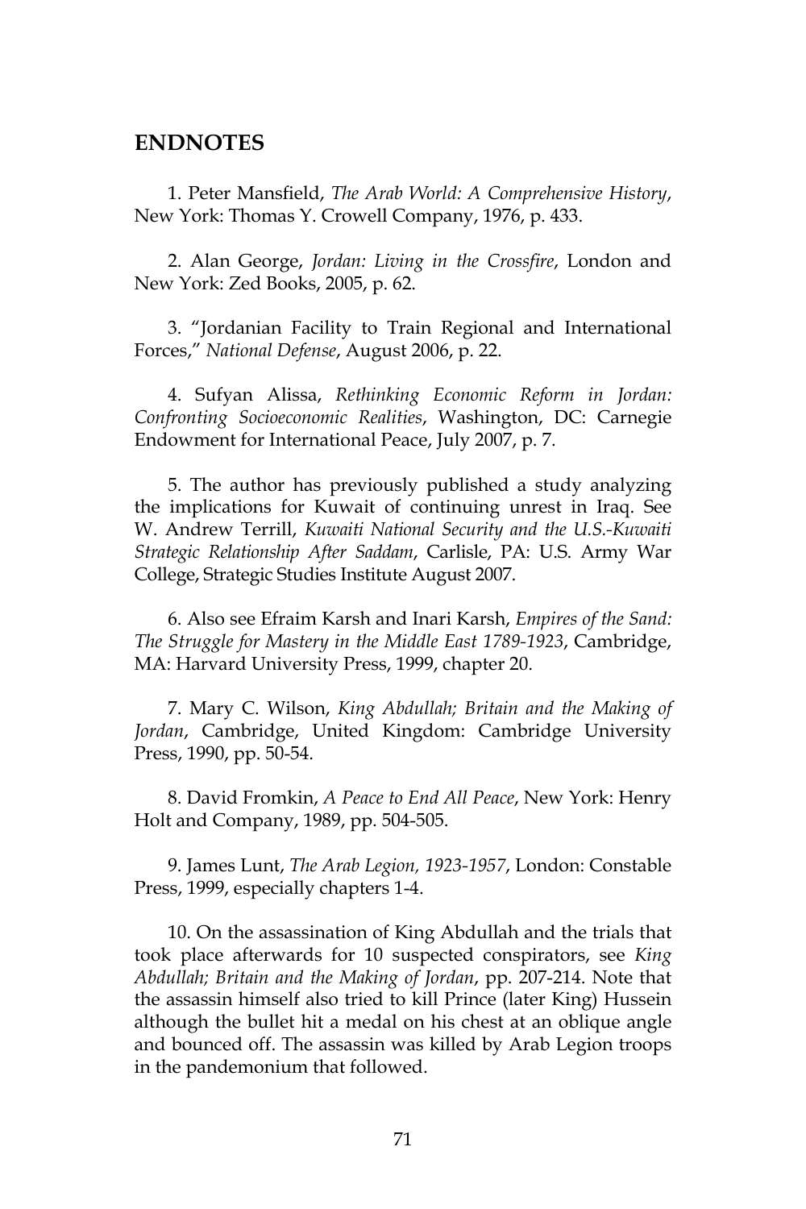## ENDNOTES

1. Peter Mansfield, *The Arab World: A Comprehensive History*, New York: Thomas Y. Crowell Company, 1976, p. 433.

2. Alan George, *Jordan: Living in the Crossfire*, London and New York: Zed Books, 2005, p. 62.

3. "Jordanian Facility to Train Regional and International Forces," *National Defense*, August 2006, p. 22.

4. Sufyan Alissa, *Rethinking Economic Reform in Jordan: Confronting Socioeconomic Realities*, Washington, DC: Carnegie Endowment for International Peace, July 2007, p. 7.

5. The author has previously published a study analyzing the implications for Kuwait of continuing unrest in Iraq. See W. Andrew Terrill, *Kuwaiti National Security and the U.S.-Kuwaiti Strategic Relationship After Saddam*, Carlisle, PA: U.S. Army War College, Strategic Studies Institute August 2007.

6. Also see Efraim Karsh and Inari Karsh, *Empires of the Sand: The Struggle for Mastery in the Middle East 1789-1923*, Cambridge, MA: Harvard University Press, 1999, chapter 20.

7. Mary C. Wilson, *King Abdullah; Britain and the Making of Jordan*, Cambridge, United Kingdom: Cambridge University Press, 1990, pp. 50-54.

8. David Fromkin, *A Peace to End All Peace*, New York: Henry Holt and Company, 1989, pp. 504-505.

9. James Lunt, *The Arab Legion, 1923-1957*, London: Constable Press, 1999, especially chapters 1-4.

10. On the assassination of King Abdullah and the trials that took place afterwards for 10 suspected conspirators, see *King Abdullah; Britain and the Making of Jordan*, pp. 207-214. Note that the assassin himself also tried to kill Prince (later King) Hussein although the bullet hit a medal on his chest at an oblique angle and bounced off. The assassin was killed by Arab Legion troops in the pandemonium that followed.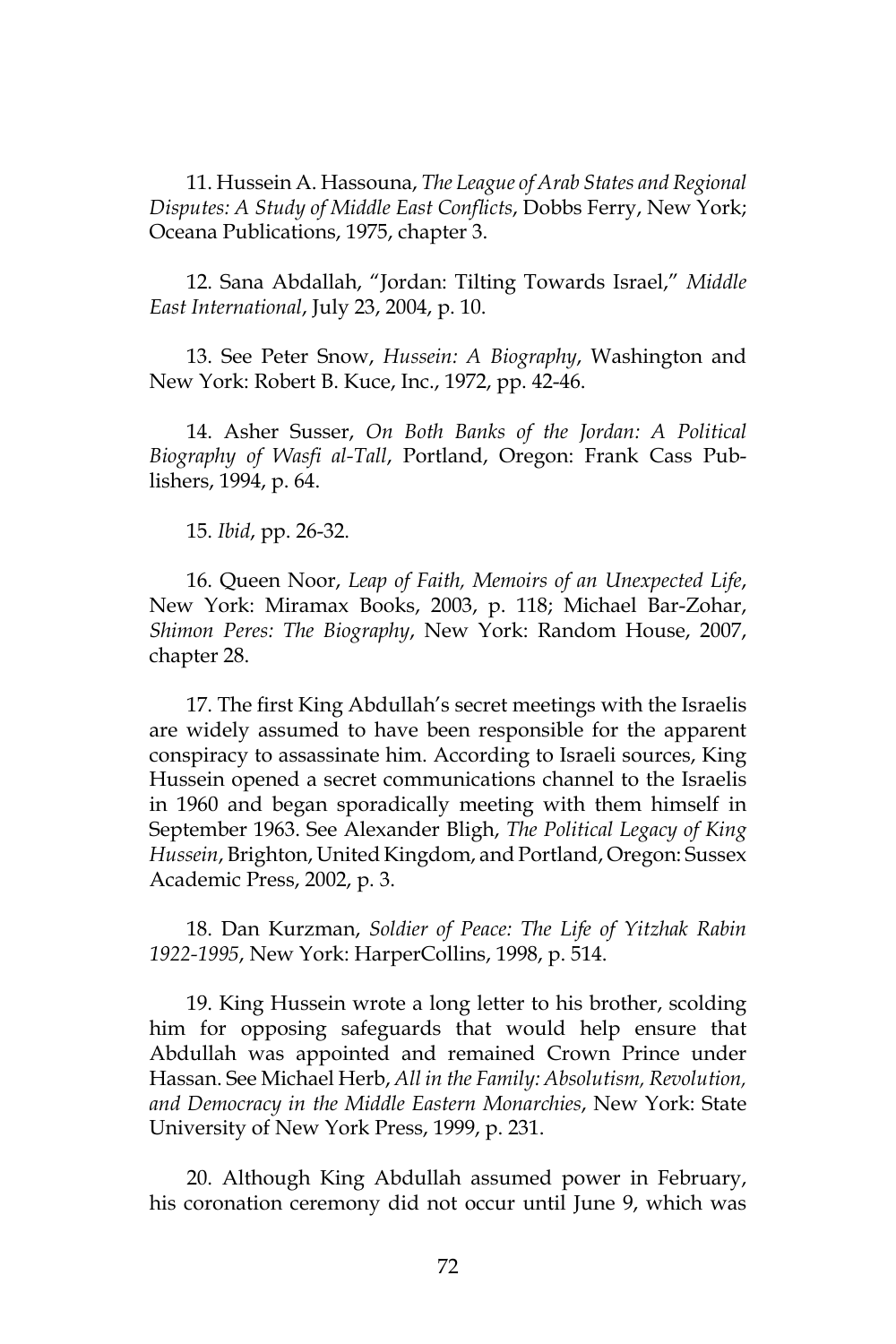11. Hussein A. Hassouna, *The League of Arab States and Regional Disputes: A Study of Middle East Conflicts*, Dobbs Ferry, New York; Oceana Publications, 1975, chapter 3.

12. Sana Abdallah, "Jordan: Tilting Towards Israel," *Middle East International*, July 23, 2004, p. 10.

13. See Peter Snow, *Hussein: A Biography*, Washington and New York: Robert B. Kuce, Inc., 1972, pp. 42-46.

14. Asher Susser, *On Both Banks of the Jordan: A Political Biography of Wasfi al-Tall*, Portland, Oregon: Frank Cass Publishers, 1994, p. 64.

15. *Ibid*, pp. 26-32.

16. Queen Noor, *Leap of Faith, Memoirs of an Unexpected Life*, New York: Miramax Books, 2003, p. 118; Michael Bar-Zohar, *Shimon Peres: The Biography*, New York: Random House, 2007, chapter 28.

17. The first King Abdullah's secret meetings with the Israelis are widely assumed to have been responsible for the apparent conspiracy to assassinate him. According to Israeli sources, King Hussein opened a secret communications channel to the Israelis in 1960 and began sporadically meeting with them himself in September 1963. See Alexander Bligh, *The Political Legacy of King Hussein*, Brighton, United Kingdom, and Portland, Oregon: Sussex Academic Press, 2002, p. 3.

18. Dan Kurzman, *Soldier of Peace: The Life of Yitzhak Rabin 1922-1995*, New York: HarperCollins, 1998, p. 514.

19. King Hussein wrote a long letter to his brother, scolding him for opposing safeguards that would help ensure that Abdullah was appointed and remained Crown Prince under Hassan. See Michael Herb, *All in the Family: Absolutism, Revolution, and Democracy in the Middle Eastern Monarchies*, New York: State University of New York Press, 1999, p. 231.

20. Although King Abdullah assumed power in February, his coronation ceremony did not occur until June 9, which was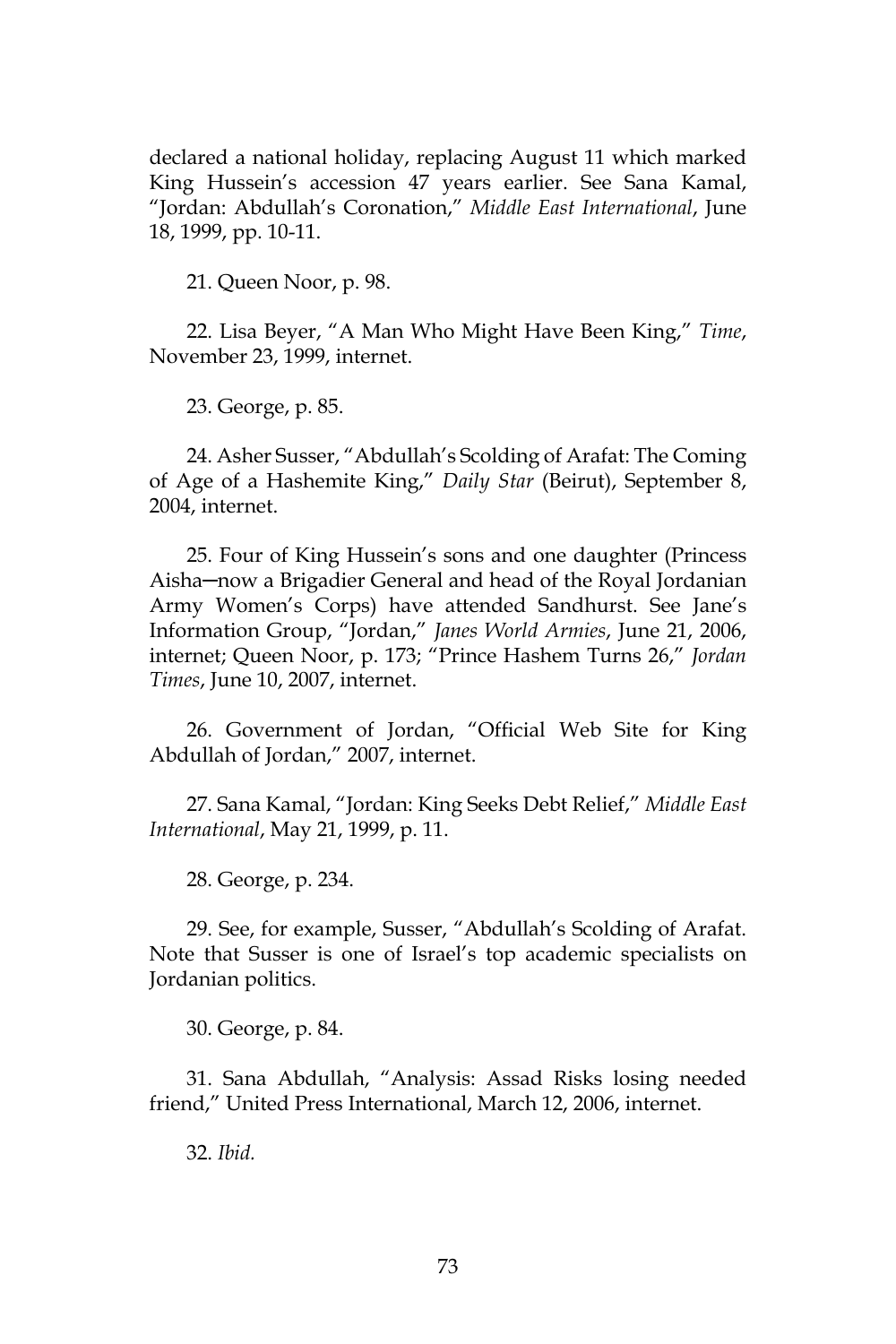declared a national holiday, replacing August 11 which marked King Hussein's accession 47 years earlier. See Sana Kamal, "Jordan: Abdullah's Coronation," *Middle East International*, June 18, 1999, pp. 10-11.

21. Queen Noor, p. 98.

22. Lisa Beyer, "A Man Who Might Have Been King," *Time*, November 23, 1999, internet.

23. George, p. 85.

24. Asher Susser, "Abdullah's Scolding of Arafat: The Coming of Age of a Hashemite King," *Daily Star* (Beirut), September 8, 2004, internet.

25. Four of King Hussein's sons and one daughter (Princess Aisha—now a Brigadier General and head of the Royal Jordanian Army Women's Corps) have attended Sandhurst. See Jane's Information Group, "Jordan," *Janes World Armies*, June 21, 2006, internet; Queen Noor, p. 173; "Prince Hashem Turns 26," *Jordan Times*, June 10, 2007, internet.

26. Government of Jordan, "Official Web Site for King Abdullah of Jordan," 2007, internet.

27. Sana Kamal, "Jordan: King Seeks Debt Relief," *Middle East International*, May 21, 1999, p. 11.

28. George, p. 234.

29. See, for example, Susser, "Abdullah's Scolding of Arafat. Note that Susser is one of Israel's top academic specialists on Jordanian politics.

30. George, p. 84.

31. Sana Abdullah, "Analysis: Assad Risks losing needed friend," United Press International, March 12, 2006, internet.

32. *Ibid.*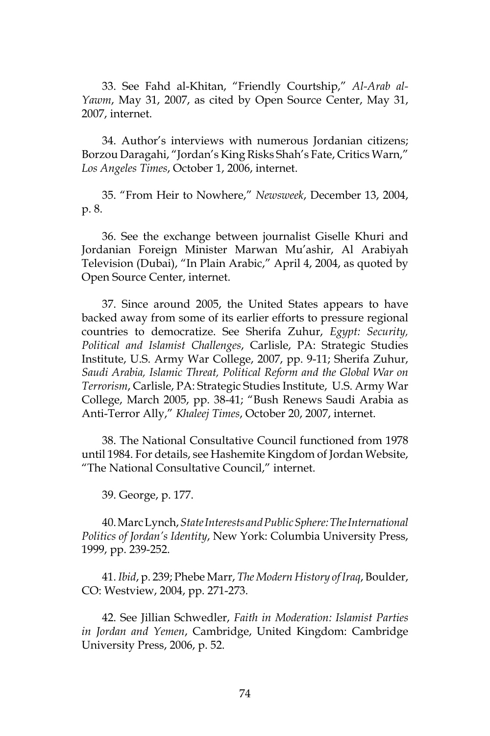33. See Fahd al-Khitan, "Friendly Courtship," *Al-Arab al-Yawm*, May 31, 2007, as cited by Open Source Center, May 31, 2007, internet.

34. Author's interviews with numerous Jordanian citizens; Borzou Daragahi, "Jordan's King Risks Shah's Fate, Critics Warn," *Los Angeles Times*, October 1, 2006, internet.

35. "From Heir to Nowhere," *Newsweek*, December 13, 2004, p. 8.

36. See the exchange between journalist Giselle Khuri and Jordanian Foreign Minister Marwan Mu'ashir, Al Arabiyah Television (Dubai), "In Plain Arabic," April 4, 2004, as quoted by Open Source Center, internet.

37. Since around 2005, the United States appears to have backed away from some of its earlier efforts to pressure regional countries to democratize. See Sherifa Zuhur, *Egypt: Security, Political and Islamist Challenges*, Carlisle, PA: Strategic Studies Institute, U.S. Army War College, 2007, pp. 9-11; Sherifa Zuhur, *Saudi Arabia, Islamic Threat, Political Reform and the Global War on Terrorism*, Carlisle, PA: Strategic Studies Institute, U.S. Army War College, March 2005, pp. 38-41; "Bush Renews Saudi Arabia as Anti-Terror Ally," *Khaleej Times*, October 20, 2007, internet.

38. The National Consultative Council functioned from 1978 until 1984. For details, see Hashemite Kingdom of Jordan Website, "The National Consultative Council," internet.

39. George, p. 177.

40. Marc Lynch, *State Interests and Public Sphere: The International Politics of Jordan's Identity*, New York: Columbia University Press, 1999, pp. 239-252.

41. *Ibid*, p. 239; Phebe Marr, *The Modern History of Iraq*, Boulder, CO: Westview, 2004, pp. 271-273.

42. See Jillian Schwedler, *Faith in Moderation: Islamist Parties in Jordan and Yemen*, Cambridge, United Kingdom: Cambridge University Press, 2006, p. 52.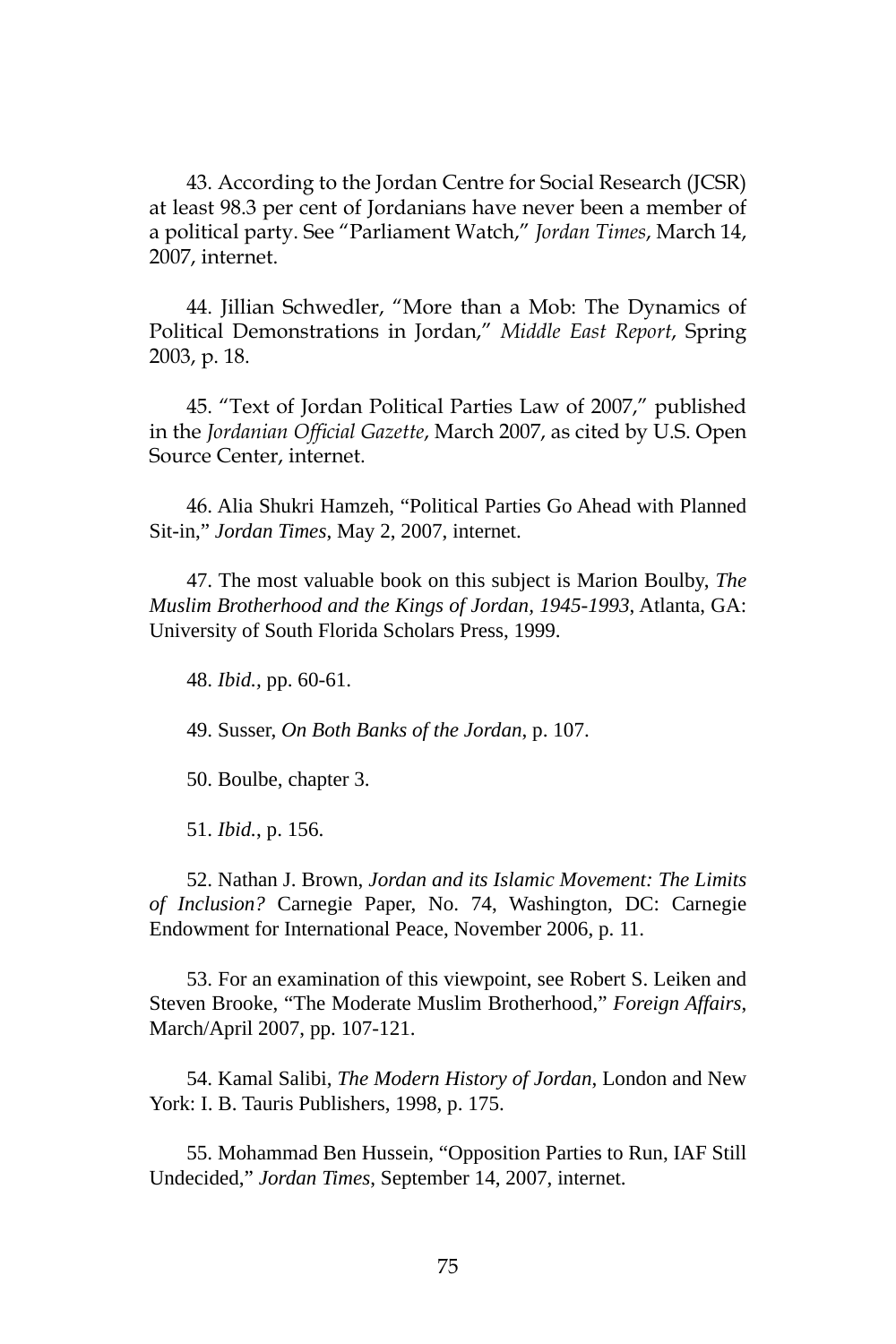43. According to the Jordan Centre for Social Research (JCSR) at least 98.3 per cent of Jordanians have never been a member of a political party. See "Parliament Watch," *Jordan Times*, March 14, 2007, internet.

44. Jillian Schwedler, "More than a Mob: The Dynamics of Political Demonstrations in Jordan," *Middle East Report*, Spring 2003, p. 18.

45. "Text of Jordan Political Parties Law of 2007," published in the *Jordanian Official Gazette*, March 2007, as cited by U.S. Open Source Center, internet.

46. Alia Shukri Hamzeh, "Political Parties Go Ahead with Planned Sit-in," *Jordan Times*, May 2, 2007, internet.

47. The most valuable book on this subject is Marion Boulby, *The Muslim Brotherhood and the Kings of Jordan, 1945-1993*, Atlanta, GA: University of South Florida Scholars Press, 1999.

48. *Ibid.*, pp. 60-61.

49. Susser, *On Both Banks of the Jordan*, p. 107.

50. Boulbe, chapter 3.

51. *Ibid.*, p. 156.

52. Nathan J. Brown, *Jordan and its Islamic Movement: The Limits of Inclusion?* Carnegie Paper, No. 74, Washington, DC: Carnegie Endowment for International Peace, November 2006, p. 11.

53. For an examination of this viewpoint, see Robert S. Leiken and Steven Brooke, "The Moderate Muslim Brotherhood," *Foreign Affairs*, March/April 2007, pp. 107-121.

54. Kamal Salibi, *The Modern History of Jordan*, London and New York: I. B. Tauris Publishers, 1998, p. 175.

55. Mohammad Ben Hussein, "Opposition Parties to Run, IAF Still Undecided," *Jordan Times*, September 14, 2007, internet.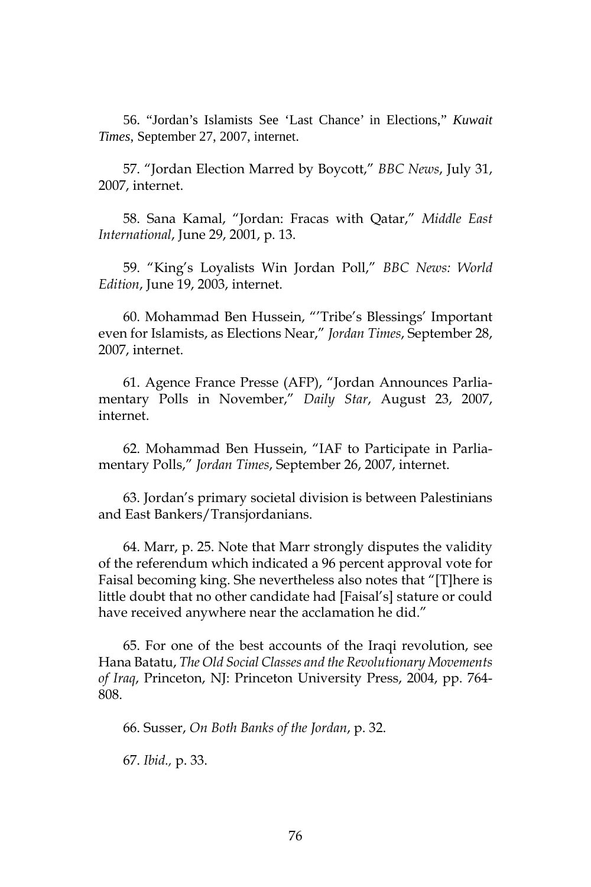56. "Jordan's Islamists See 'Last Chance' in Elections," *Kuwait Times*, September 27, 2007, internet.

57. "Jordan Election Marred by Boycott," *BBC News*, July 31, 2007, internet.

58. Sana Kamal, "Jordan: Fracas with Qatar," *Middle East International*, June 29, 2001, p. 13.

59. "King's Loyalists Win Jordan Poll," *BBC News: World Edition*, June 19, 2003, internet.

60. Mohammad Ben Hussein, "'Tribe's Blessings' Important even for Islamists, as Elections Near," *Jordan Times*, September 28, 2007, internet.

61. Agence France Presse (AFP), "Jordan Announces Parliamentary Polls in November," *Daily Star*, August 23, 2007, internet.

62. Mohammad Ben Hussein, "IAF to Participate in Parliamentary Polls," *Jordan Times*, September 26, 2007, internet.

63. Jordan's primary societal division is between Palestinians and East Bankers/Transjordanians.

64. Marr, p. 25. Note that Marr strongly disputes the validity of the referendum which indicated a 96 percent approval vote for Faisal becoming king. She nevertheless also notes that "[T]here is little doubt that no other candidate had [Faisal's] stature or could have received anywhere near the acclamation he did."

65. For one of the best accounts of the Iraqi revolution, see Hana Batatu, *The Old Social Classes and the Revolutionary Movements of Iraq*, Princeton, NJ: Princeton University Press, 2004, pp. 764-808.

66. Susser, *On Both Banks of the Jordan*, p. 32.

67. *Ibid.,* p. 33.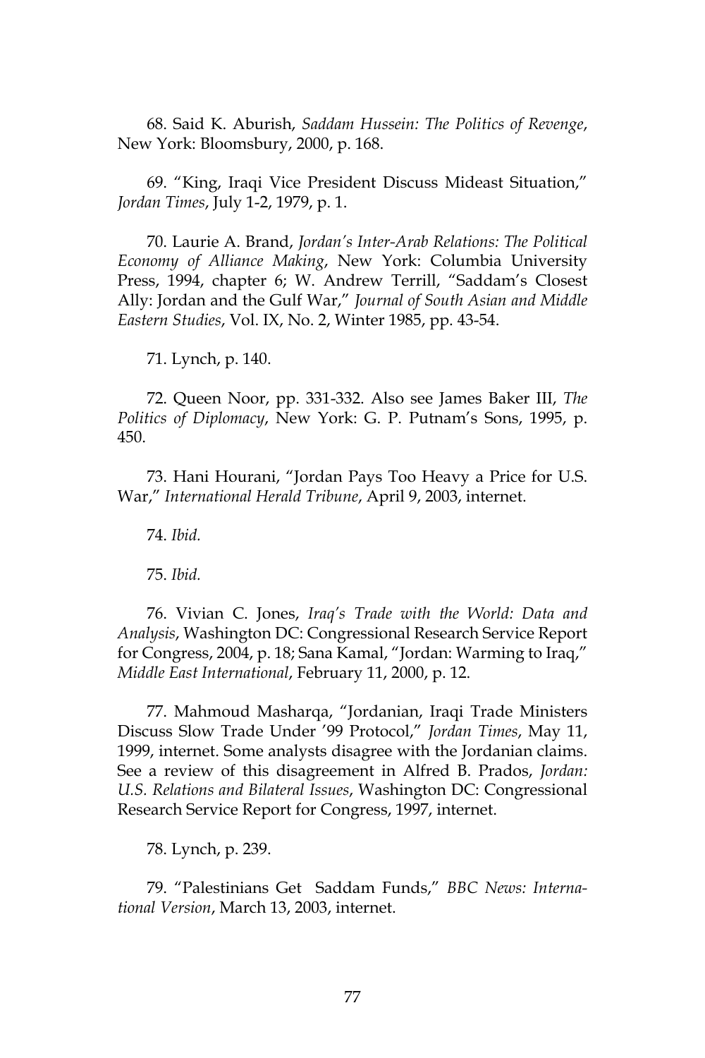68. Said K. Aburish, *Saddam Hussein: The Politics of Revenge*, New York: Bloomsbury, 2000, p. 168.

69. "King, Iraqi Vice President Discuss Mideast Situation," *Jordan Times*, July 1-2, 1979, p. 1.

70. Laurie A. Brand, *Jordan's Inter-Arab Relations: The Political Economy of Alliance Making*, New York: Columbia University Press, 1994, chapter 6; W. Andrew Terrill, "Saddam's Closest Ally: Jordan and the Gulf War," *Journal of South Asian and Middle Eastern Studies*, Vol. IX, No. 2, Winter 1985, pp. 43-54.

71. Lynch, p. 140.

72. Queen Noor, pp. 331-332. Also see James Baker III, *The Politics of Diplomacy*, New York: G. P. Putnam's Sons, 1995, p. 450.

73. Hani Hourani, "Jordan Pays Too Heavy a Price for U.S. War," *International Herald Tribune*, April 9, 2003, internet.

74. *Ibid.*

75. *Ibid.*

76. Vivian C. Jones, *Iraq's Trade with the World: Data and Analysis*, Washington DC: Congressional Research Service Report for Congress, 2004, p. 18; Sana Kamal, "Jordan: Warming to Iraq," *Middle East International*, February 11, 2000, p. 12.

77. Mahmoud Masharqa, "Jordanian, Iraqi Trade Ministers Discuss Slow Trade Under '99 Protocol," *Jordan Times*, May 11, 1999, internet. Some analysts disagree with the Jordanian claims. See a review of this disagreement in Alfred B. Prados, *Jordan: U.S. Relations and Bilateral Issues*, Washington DC: Congressional Research Service Report for Congress, 1997, internet.

78. Lynch, p. 239.

79. "Palestinians Get Saddam Funds," *BBC News: International Version*, March 13, 2003, internet.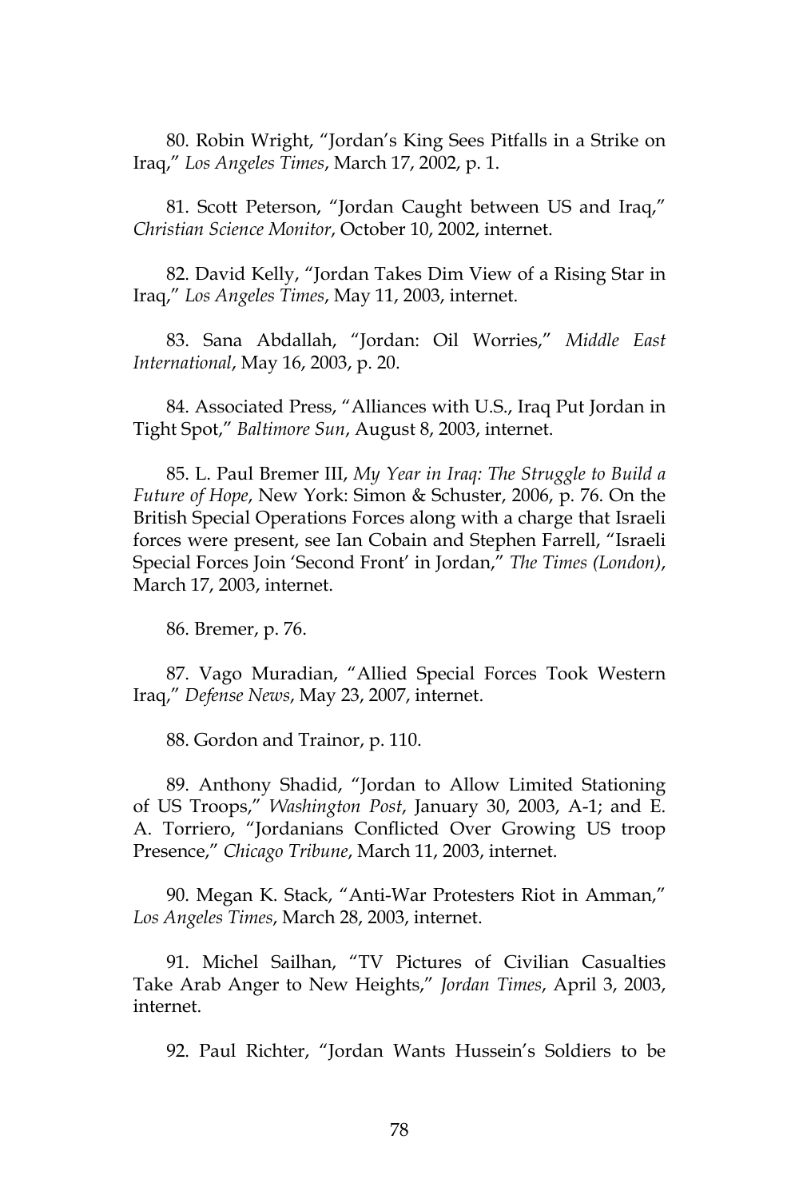80. Robin Wright, "Jordan's King Sees Pitfalls in a Strike on Iraq," *Los Angeles Times*, March 17, 2002, p. 1.

81. Scott Peterson, "Jordan Caught between US and Iraq," *Christian Science Monitor*, October 10, 2002, internet.

82. David Kelly, "Jordan Takes Dim View of a Rising Star in Iraq," *Los Angeles Times*, May 11, 2003, internet.

83. Sana Abdallah, "Jordan: Oil Worries," *Middle East International*, May 16, 2003, p. 20.

84. Associated Press, "Alliances with U.S., Iraq Put Jordan in Tight Spot," *Baltimore Sun*, August 8, 2003, internet.

85. L. Paul Bremer III, *My Year in Iraq: The Struggle to Build a Future of Hope*, New York: Simon & Schuster, 2006, p. 76. On the British Special Operations Forces along with a charge that Israeli forces were present, see Ian Cobain and Stephen Farrell, "Israeli Special Forces Join 'Second Front' in Jordan," *The Times (London)*, March 17, 2003, internet.

86. Bremer, p. 76.

87. Vago Muradian, "Allied Special Forces Took Western Iraq," *Defense News*, May 23, 2007, internet.

88. Gordon and Trainor, p. 110.

89. Anthony Shadid, "Jordan to Allow Limited Stationing of US Troops," *Washington Post*, January 30, 2003, A-1; and E. A. Torriero, "Jordanians Conflicted Over Growing US troop Presence," *Chicago Tribune*, March 11, 2003, internet.

90. Megan K. Stack, "Anti-War Protesters Riot in Amman," *Los Angeles Times*, March 28, 2003, internet.

91. Michel Sailhan, "TV Pictures of Civilian Casualties Take Arab Anger to New Heights," *Jordan Times*, April 3, 2003, internet.

92. Paul Richter, "Jordan Wants Hussein's Soldiers to be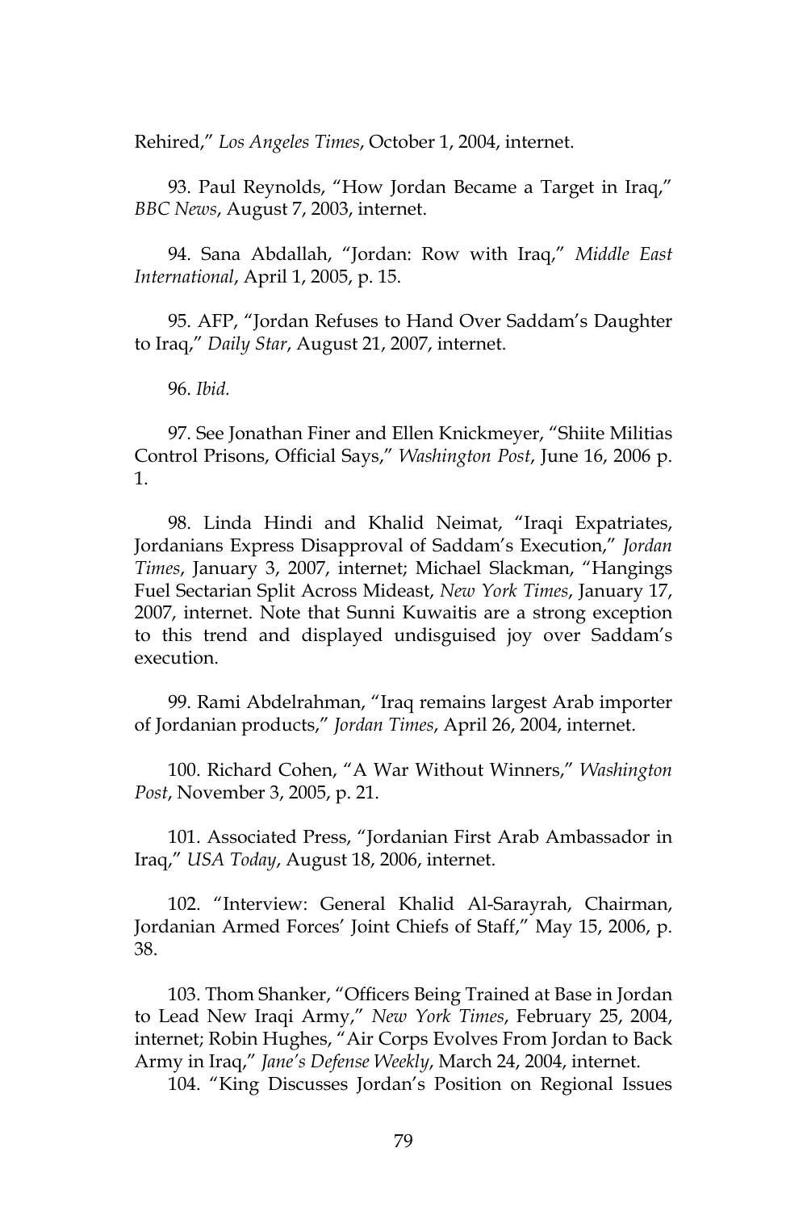Rehired," *Los Angeles Times*, October 1, 2004, internet.

93. Paul Reynolds, "How Jordan Became a Target in Iraq," *BBC News*, August 7, 2003, internet.

94. Sana Abdallah, "Jordan: Row with Iraq," *Middle East International*, April 1, 2005, p. 15.

95. AFP, "Jordan Refuses to Hand Over Saddam's Daughter to Iraq," *Daily Star*, August 21, 2007, internet.

96. *Ibid.*

97. See Jonathan Finer and Ellen Knickmeyer, "Shiite Militias Control Prisons, Official Says," *Washington Post*, June 16, 2006 p. 1.

98. Linda Hindi and Khalid Neimat, "Iraqi Expatriates, Jordanians Express Disapproval of Saddam's Execution," *Jordan Times*, January 3, 2007, internet; Michael Slackman, "Hangings Fuel Sectarian Split Across Mideast, *New York Times*, January 17, 2007, internet. Note that Sunni Kuwaitis are a strong exception to this trend and displayed undisguised joy over Saddam's execution.

99. Rami Abdelrahman, "Iraq remains largest Arab importer of Jordanian products," *Jordan Times*, April 26, 2004, internet.

100. Richard Cohen, "A War Without Winners," *Washington Post*, November 3, 2005, p. 21.

101. Associated Press, "Jordanian First Arab Ambassador in Iraq," *USA Today*, August 18, 2006, internet.

102. "Interview: General Khalid Al-Sarayrah, Chairman, Jordanian Armed Forces' Joint Chiefs of Staff," May 15, 2006, p. 38.

103. Thom Shanker, "Officers Being Trained at Base in Jordan to Lead New Iraqi Army," *New York Times*, February 25, 2004, internet; Robin Hughes, "Air Corps Evolves From Jordan to Back Army in Iraq," *Jane's Defense Weekly*, March 24, 2004, internet.

104. "King Discusses Jordan's Position on Regional Issues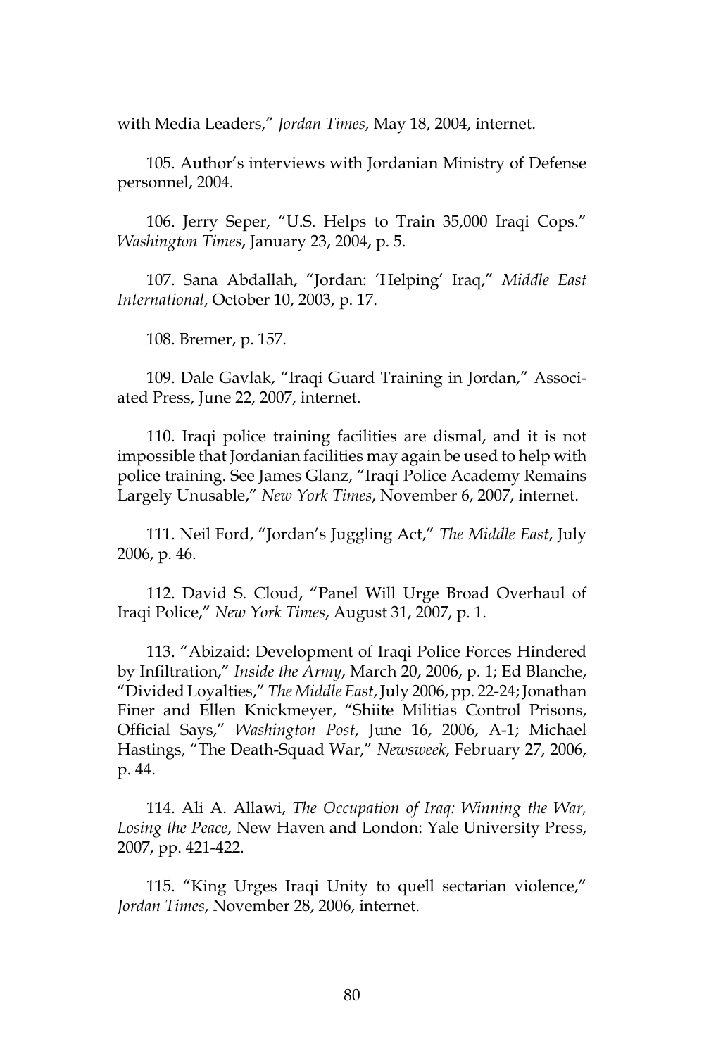with Media Leaders," *Jordan Times*, May 18, 2004, internet.

105. Author's interviews with Jordanian Ministry of Defense personnel, 2004.

106. Jerry Seper, "U.S. Helps to Train 35,000 Iraqi Cops." *Washington Times*, January 23, 2004, p. 5.

107. Sana Abdallah, "Jordan: 'Helping' Iraq," *Middle East International*, October 10, 2003, p. 17.

108. Bremer, p. 157.

109. Dale Gavlak, "Iraqi Guard Training in Jordan," Associated Press, June 22, 2007, internet.

110. Iraqi police training facilities are dismal, and it is not impossible that Jordanian facilities may again be used to help with police training. See James Glanz, "Iraqi Police Academy Remains Largely Unusable," *New York Times*, November 6, 2007, internet.

111. Neil Ford, "Jordan's Juggling Act," *The Middle East*, July 2006, p. 46.

112. David S. Cloud, "Panel Will Urge Broad Overhaul of Iraqi Police," *New York Times*, August 31, 2007, p. 1.

113. "Abizaid: Development of Iraqi Police Forces Hindered by Infiltration," *Inside the Army*, March 20, 2006, p. 1; Ed Blanche, "Divided Loyalties," *The Middle East*, July 2006, pp. 22-24; Jonathan Finer and Ellen Knickmeyer, "Shiite Militias Control Prisons, Official Says," *Washington Post*, June 16, 2006, A-1; Michael Hastings, "The Death-Squad War," *Newsweek*, February 27, 2006, p. 44.

114. Ali A. Allawi, *The Occupation of Iraq: Winning the War, Losing the Peace*, New Haven and London: Yale University Press, 2007, pp. 421-422.

115. "King Urges Iraqi Unity to quell sectarian violence," *Jordan Times*, November 28, 2006, internet.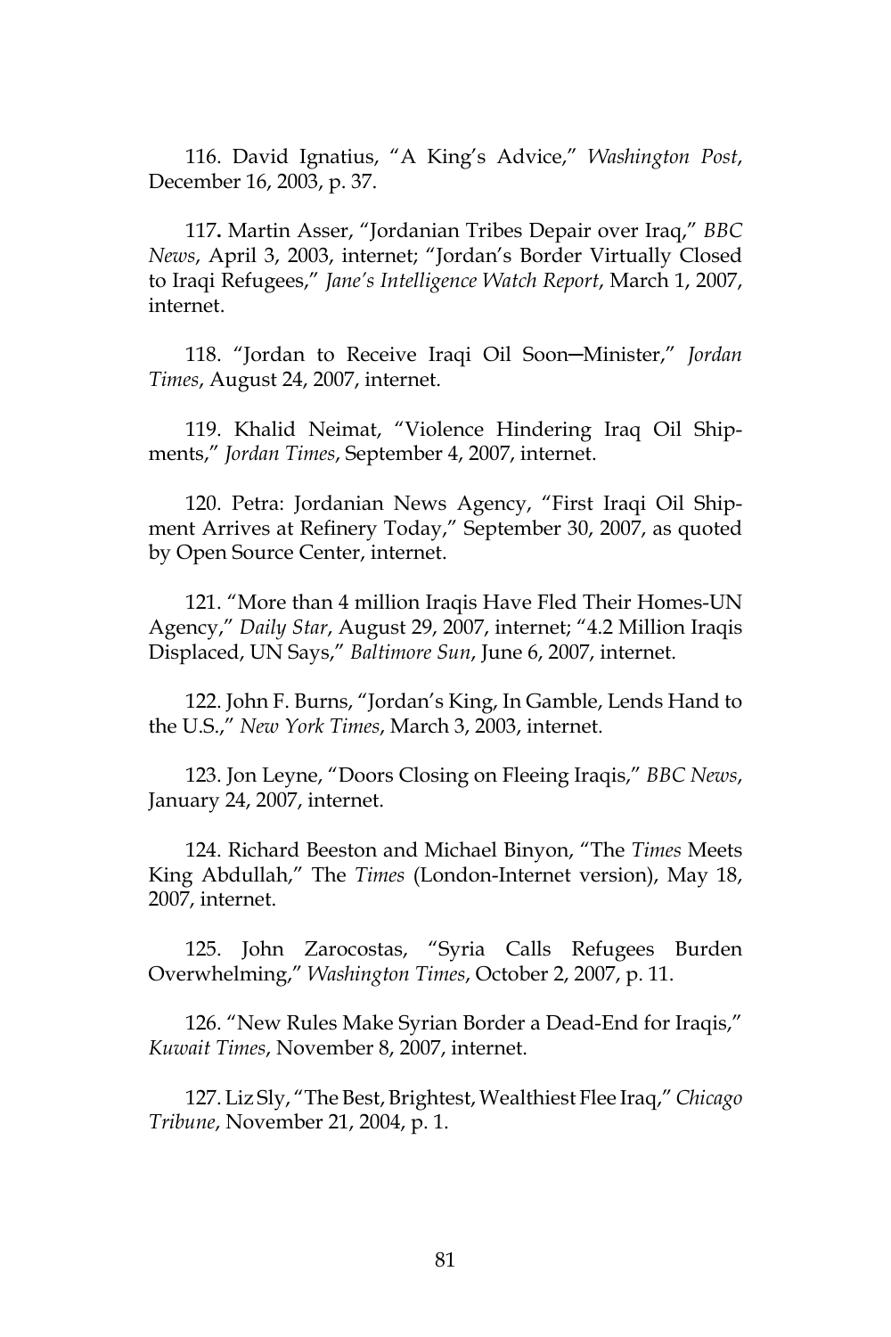116. David Ignatius, "A King's Advice," *Washington Post*, December 16, 2003, p. 37.

117**.** Martin Asser, "Jordanian Tribes Depair over Iraq," *BBC News*, April 3, 2003, internet; "Jordan's Border Virtually Closed to Iraqi Refugees," *Jane's Intelligence Watch Report*, March 1, 2007, internet.

118. "Jordan to Receive Iraqi Oil Soon—Minister," *Jordan Times*, August 24, 2007, internet.

119. Khalid Neimat, "Violence Hindering Iraq Oil Shipments," *Jordan Times*, September 4, 2007, internet.

120. Petra: Jordanian News Agency, "First Iraqi Oil Shipment Arrives at Refinery Today," September 30, 2007, as quoted by Open Source Center, internet.

121. "More than 4 million Iraqis Have Fled Their Homes-UN Agency," *Daily Star*, August 29, 2007, internet; "4.2 Million Iraqis Displaced, UN Says," *Baltimore Sun*, June 6, 2007, internet.

122. John F. Burns, "Jordan's King, In Gamble, Lends Hand to the U.S.," *New York Times*, March 3, 2003, internet.

123. Jon Leyne, "Doors Closing on Fleeing Iraqis," *BBC News*, January 24, 2007, internet.

124. Richard Beeston and Michael Binyon, "The *Times* Meets King Abdullah," The *Times* (London-Internet version), May 18, 2007, internet.

125. John Zarocostas, "Syria Calls Refugees Burden Overwhelming," *Washington Times*, October 2, 2007, p. 11.

126. "New Rules Make Syrian Border a Dead-End for Iraqis," *Kuwait Times*, November 8, 2007, internet.

127. Liz Sly, "The Best, Brightest, Wealthiest Flee Iraq," *Chicago Tribune*, November 21, 2004, p. 1.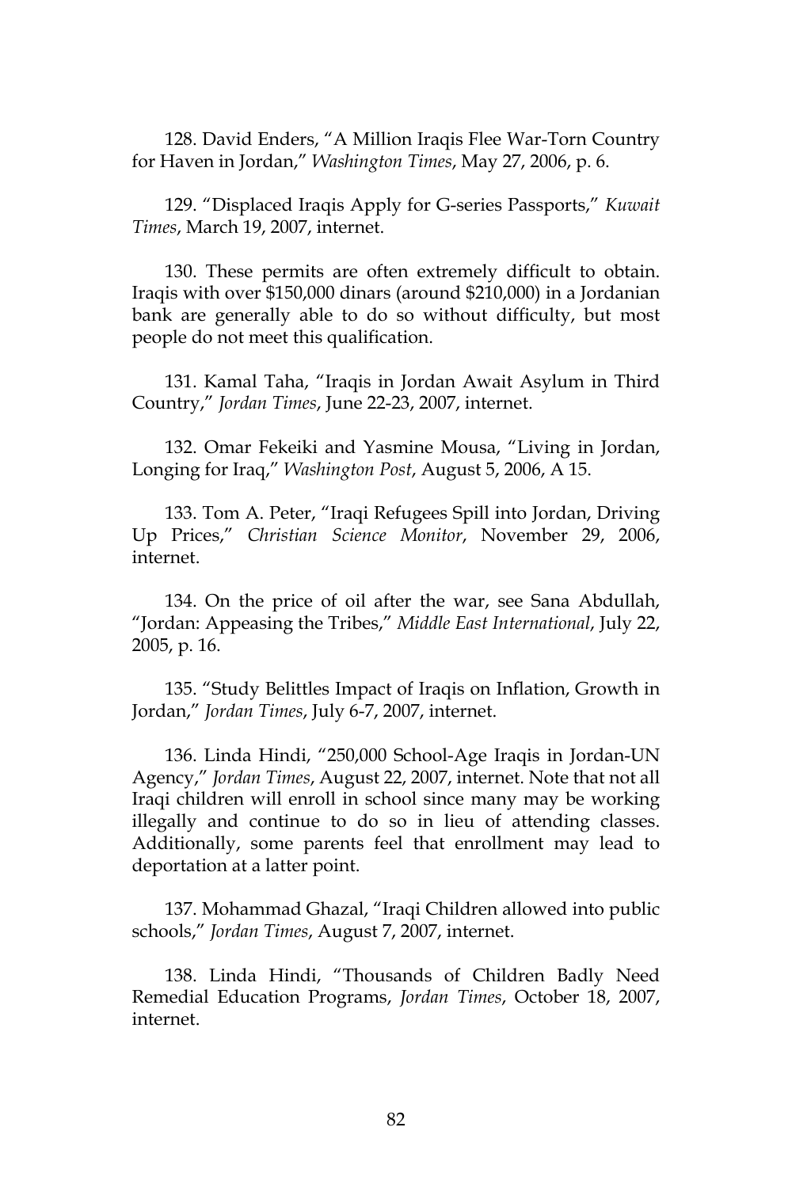128. David Enders, "A Million Iraqis Flee War-Torn Country for Haven in Jordan," *Washington Times*, May 27, 2006, p. 6.

129. "Displaced Iraqis Apply for G-series Passports," *Kuwait Times*, March 19, 2007, internet.

130. These permits are often extremely difficult to obtain. Iraqis with over $150,000 dinars (around $210,000) in a Jordanian bank are generally able to do so without difficulty, but most people do not meet this qualification.

131. Kamal Taha, "Iraqis in Jordan Await Asylum in Third Country," *Jordan Times*, June 22-23, 2007, internet.

132. Omar Fekeiki and Yasmine Mousa, "Living in Jordan, Longing for Iraq," *Washington Post*, August 5, 2006, A 15.

133. Tom A. Peter, "Iraqi Refugees Spill into Jordan, Driving Up Prices," *Christian Science Monitor*, November 29, 2006, internet.

134. On the price of oil after the war, see Sana Abdullah, "Jordan: Appeasing the Tribes," *Middle East International*, July 22, 2005, p. 16.

135. "Study Belittles Impact of Iraqis on Inflation, Growth in Jordan," *Jordan Times*, July 6-7, 2007, internet.

136. Linda Hindi, "250,000 School-Age Iraqis in Jordan-UN Agency," *Jordan Times*, August 22, 2007, internet. Note that not all Iraqi children will enroll in school since many may be working illegally and continue to do so in lieu of attending classes. Additionally, some parents feel that enrollment may lead to deportation at a latter point.

137. Mohammad Ghazal, "Iraqi Children allowed into public schools," *Jordan Times*, August 7, 2007, internet.

138. Linda Hindi, "Thousands of Children Badly Need Remedial Education Programs, *Jordan Times*, October 18, 2007, internet.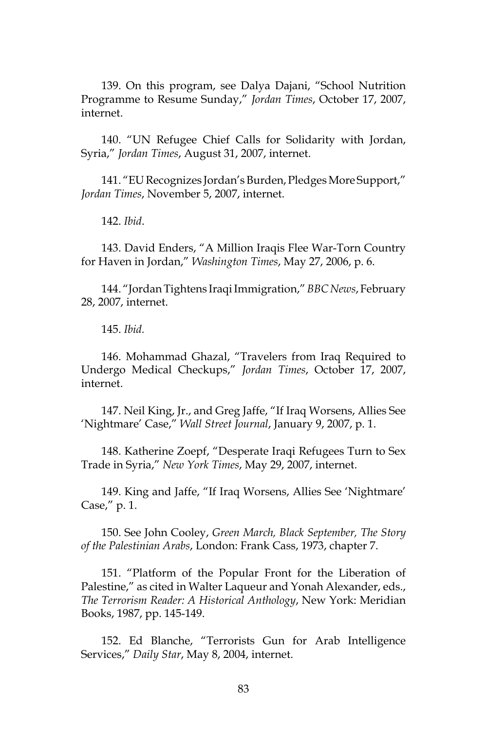139. On this program, see Dalya Dajani, "School Nutrition Programme to Resume Sunday," *Jordan Times*, October 17, 2007, internet.

140. "UN Refugee Chief Calls for Solidarity with Jordan, Syria," *Jordan Times*, August 31, 2007, internet.

141. "EU Recognizes Jordan's Burden, Pledges More Support," *Jordan Times*, November 5, 2007, internet.

142. *Ibid*.

143. David Enders, "A Million Iraqis Flee War-Torn Country for Haven in Jordan," *Washington Times*, May 27, 2006, p. 6.

144. "Jordan Tightens Iraqi Immigration," *BBC News*, February 28, 2007, internet.

145. *Ibid.*

146. Mohammad Ghazal, "Travelers from Iraq Required to Undergo Medical Checkups," *Jordan Times*, October 17, 2007, internet.

147. Neil King, Jr., and Greg Jaffe, "If Iraq Worsens, Allies See 'Nightmare' Case," *Wall Street Journal*, January 9, 2007, p. 1.

148. Katherine Zoepf, "Desperate Iraqi Refugees Turn to Sex Trade in Syria," *New York Times*, May 29, 2007, internet.

149. King and Jaffe, "If Iraq Worsens, Allies See 'Nightmare' Case," p. 1.

150. See John Cooley, *Green March, Black September, The Story of the Palestinian Arabs*, London: Frank Cass, 1973, chapter 7.

151. "Platform of the Popular Front for the Liberation of Palestine," as cited in Walter Laqueur and Yonah Alexander, eds., *The Terrorism Reader: A Historical Anthology*, New York: Meridian Books, 1987, pp. 145-149.

152. Ed Blanche, "Terrorists Gun for Arab Intelligence Services," *Daily Star*, May 8, 2004, internet.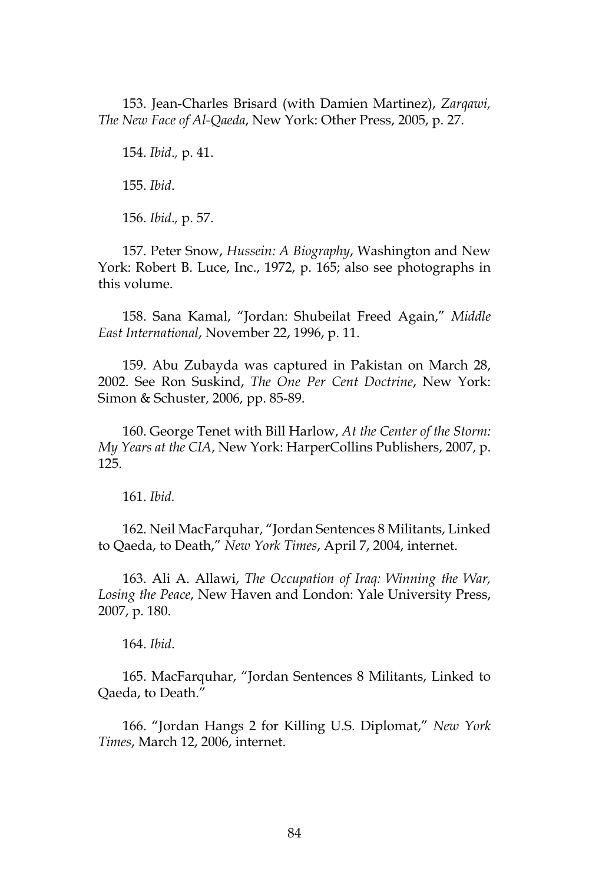153. Jean-Charles Brisard (with Damien Martinez), *Zarqawi, The New Face of Al-Qaeda*, New York: Other Press, 2005, p. 27.

154. *Ibid.,* p. 41.

155. *Ibid.*

156. *Ibid.,* p. 57.

157. Peter Snow, *Hussein: A Biography*, Washington and New York: Robert B. Luce, Inc., 1972, p. 165; also see photographs in this volume.

158. Sana Kamal, "Jordan: Shubeilat Freed Again," *Middle East International*, November 22, 1996, p. 11.

159. Abu Zubayda was captured in Pakistan on March 28, 2002. See Ron Suskind, *The One Per Cent Doctrine*, New York: Simon & Schuster, 2006, pp. 85-89.

160. George Tenet with Bill Harlow, *At the Center of the Storm: My Years at the CIA*, New York: HarperCollins Publishers, 2007, p. 125.

161. *Ibid.*

162. Neil MacFarquhar, "Jordan Sentences 8 Militants, Linked to Qaeda, to Death," *New York Times*, April 7, 2004, internet.

163. Ali A. Allawi, *The Occupation of Iraq: Winning the War, Losing the Peace*, New Haven and London: Yale University Press, 2007, p. 180.

164. *Ibid.*

165. MacFarquhar, "Jordan Sentences 8 Militants, Linked to Qaeda, to Death."

166. "Jordan Hangs 2 for Killing U.S. Diplomat," *New York Times*, March 12, 2006, internet.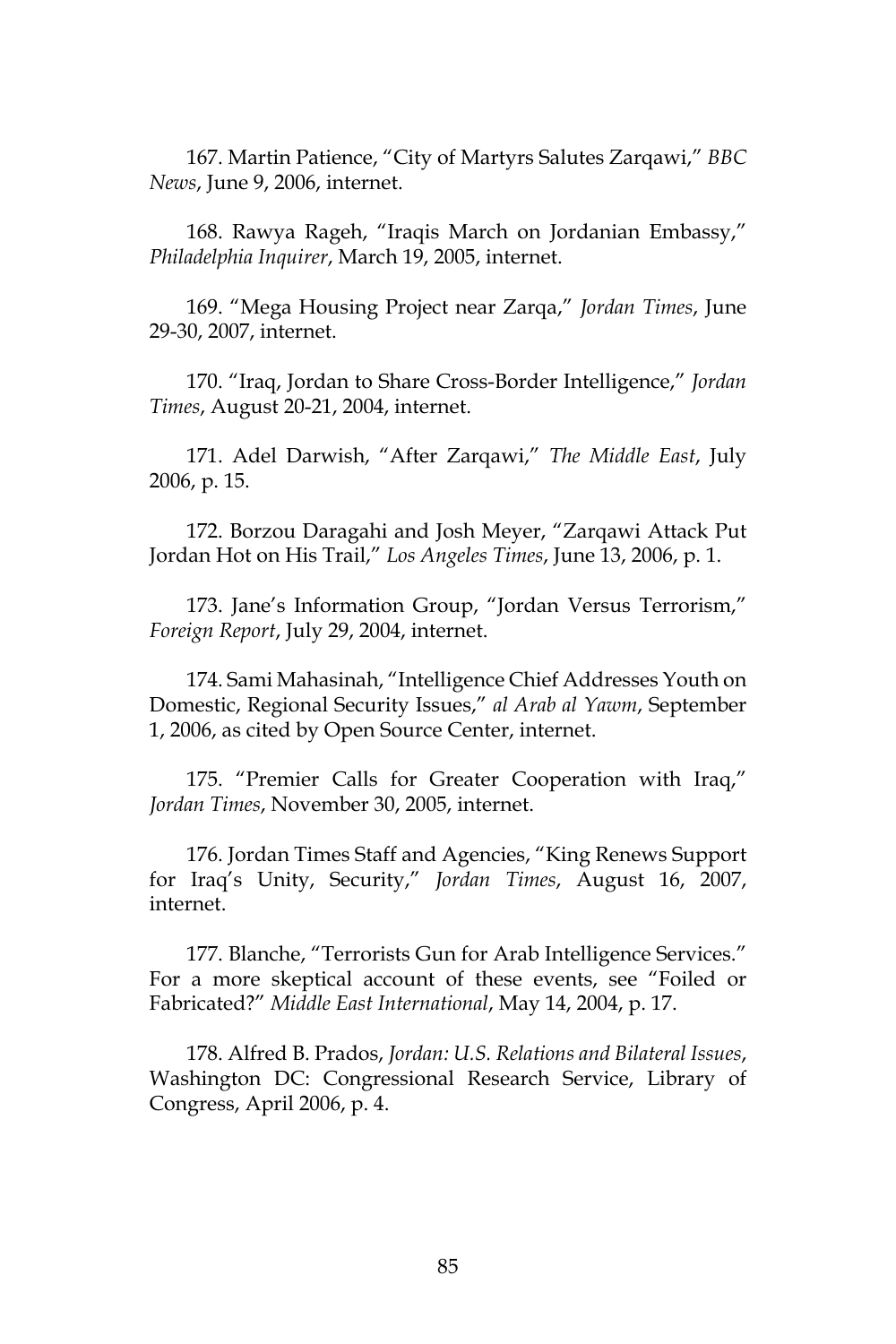167. Martin Patience, "City of Martyrs Salutes Zarqawi," *BBC News*, June 9, 2006, internet.

168. Rawya Rageh, "Iraqis March on Jordanian Embassy," *Philadelphia Inquirer*, March 19, 2005, internet.

169. "Mega Housing Project near Zarqa," *Jordan Times*, June 29-30, 2007, internet.

170. "Iraq, Jordan to Share Cross-Border Intelligence," *Jordan Times*, August 20-21, 2004, internet.

171. Adel Darwish, "After Zarqawi," *The Middle East*, July 2006, p. 15.

172. Borzou Daragahi and Josh Meyer, "Zarqawi Attack Put Jordan Hot on His Trail," *Los Angeles Times*, June 13, 2006, p. 1.

173. Jane's Information Group, "Jordan Versus Terrorism," *Foreign Report*, July 29, 2004, internet.

174. Sami Mahasinah, "Intelligence Chief Addresses Youth on Domestic, Regional Security Issues," *al Arab al Yawm*, September 1, 2006, as cited by Open Source Center, internet.

175. "Premier Calls for Greater Cooperation with Iraq," *Jordan Times*, November 30, 2005, internet.

176. Jordan Times Staff and Agencies, "King Renews Support for Iraq's Unity, Security," *Jordan Times*, August 16, 2007, internet.

177. Blanche, "Terrorists Gun for Arab Intelligence Services." For a more skeptical account of these events, see "Foiled or Fabricated?" *Middle East International*, May 14, 2004, p. 17.

178. Alfred B. Prados, *Jordan: U.S. Relations and Bilateral Issues*, Washington DC: Congressional Research Service, Library of Congress, April 2006, p. 4.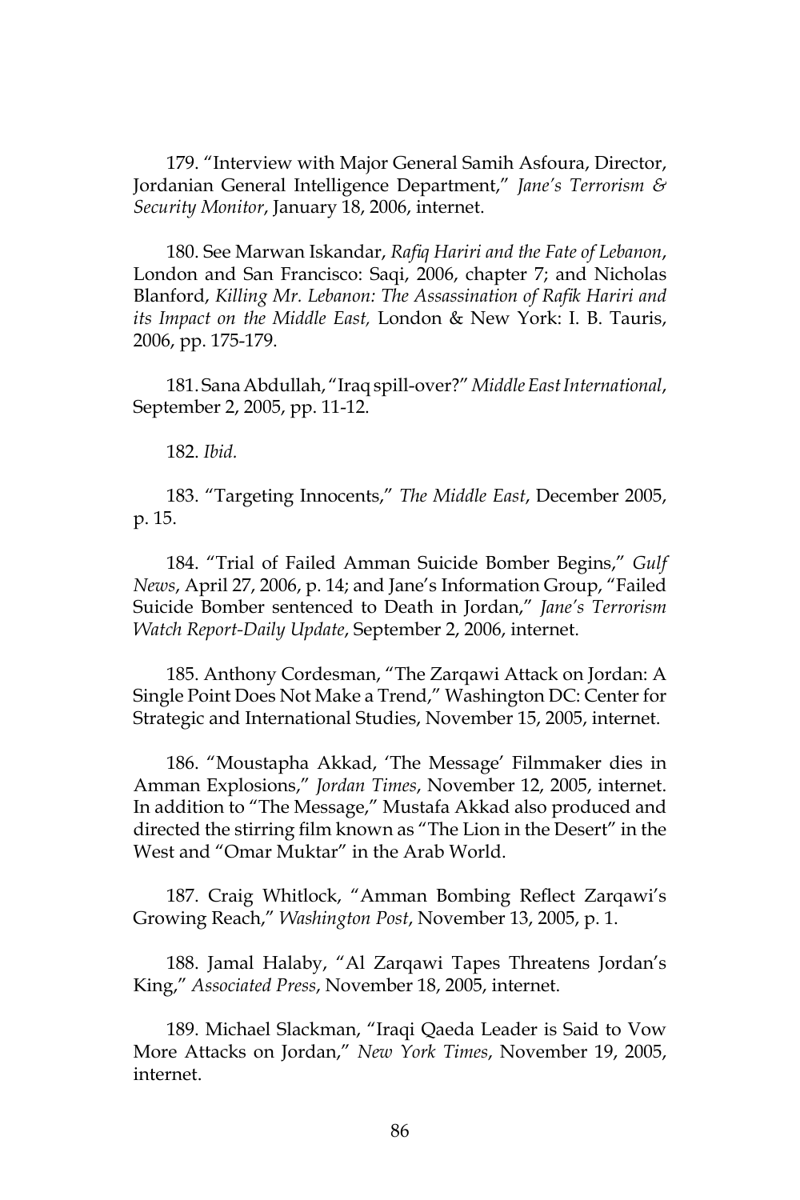179. "Interview with Major General Samih Asfoura, Director, Jordanian General Intelligence Department," *Jane's Terrorism & Security Monitor*, January 18, 2006, internet.

180. See Marwan Iskandar, *Rafiq Hariri and the Fate of Lebanon*, London and San Francisco: Saqi, 2006, chapter 7; and Nicholas Blanford, *Killing Mr. Lebanon: The Assassination of Rafik Hariri and its Impact on the Middle East,* London & New York: I. B. Tauris, 2006, pp. 175-179.

181. Sana Abdullah, "Iraq spill-over?" *Middle East International*, September 2, 2005, pp. 11-12.

182. *Ibid.*

183. "Targeting Innocents," *The Middle East*, December 2005, p. 15.

184. "Trial of Failed Amman Suicide Bomber Begins," *Gulf News*, April 27, 2006, p. 14; and Jane's Information Group, "Failed Suicide Bomber sentenced to Death in Jordan," *Jane's Terrorism Watch Report-Daily Update*, September 2, 2006, internet.

185. Anthony Cordesman, "The Zarqawi Attack on Jordan: A Single Point Does Not Make a Trend," Washington DC: Center for Strategic and International Studies, November 15, 2005, internet.

186. "Moustapha Akkad, 'The Message' Filmmaker dies in Amman Explosions," *Jordan Times*, November 12, 2005, internet. In addition to "The Message," Mustafa Akkad also produced and directed the stirring film known as "The Lion in the Desert" in the West and "Omar Muktar" in the Arab World.

187. Craig Whitlock, "Amman Bombing Reflect Zarqawi's Growing Reach," *Washington Post*, November 13, 2005, p. 1.

188. Jamal Halaby, "Al Zarqawi Tapes Threatens Jordan's King," *Associated Press*, November 18, 2005, internet.

189. Michael Slackman, "Iraqi Qaeda Leader is Said to Vow More Attacks on Jordan," *New York Times*, November 19, 2005, internet.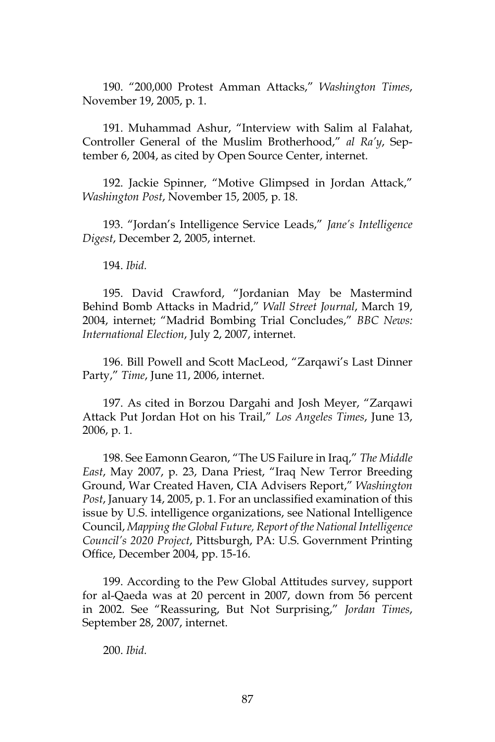190. "200,000 Protest Amman Attacks," *Washington Times*, November 19, 2005, p. 1.

191. Muhammad Ashur, "Interview with Salim al Falahat, Controller General of the Muslim Brotherhood," *al Ra'y*, September 6, 2004, as cited by Open Source Center, internet.

192. Jackie Spinner, "Motive Glimpsed in Jordan Attack," *Washington Post*, November 15, 2005, p. 18.

193. "Jordan's Intelligence Service Leads," *Jane's Intelligence Digest*, December 2, 2005, internet.

194. *Ibid.*

195. David Crawford, "Jordanian May be Mastermind Behind Bomb Attacks in Madrid," *Wall Street Journal*, March 19, 2004, internet; "Madrid Bombing Trial Concludes," *BBC News: International Election*, July 2, 2007, internet.

196. Bill Powell and Scott MacLeod, "Zarqawi's Last Dinner Party," *Time*, June 11, 2006, internet.

197. As cited in Borzou Dargahi and Josh Meyer, "Zarqawi Attack Put Jordan Hot on his Trail," *Los Angeles Times*, June 13, 2006, p. 1.

198. See Eamonn Gearon, "The US Failure in Iraq," *The Middle East*, May 2007, p. 23, Dana Priest, "Iraq New Terror Breeding Ground, War Created Haven, CIA Advisers Report," *Washington Post*, January 14, 2005, p. 1. For an unclassified examination of this issue by U.S. intelligence organizations, see National Intelligence Council, *Mapping the Global Future, Report of the National Intelligence Council's 2020 Project*, Pittsburgh, PA: U.S. Government Printing Office, December 2004, pp. 15-16.

199. According to the Pew Global Attitudes survey, support for al-Qaeda was at 20 percent in 2007, down from 56 percent in 2002. See "Reassuring, But Not Surprising," *Jordan Times*, September 28, 2007, internet.

200. *Ibid.*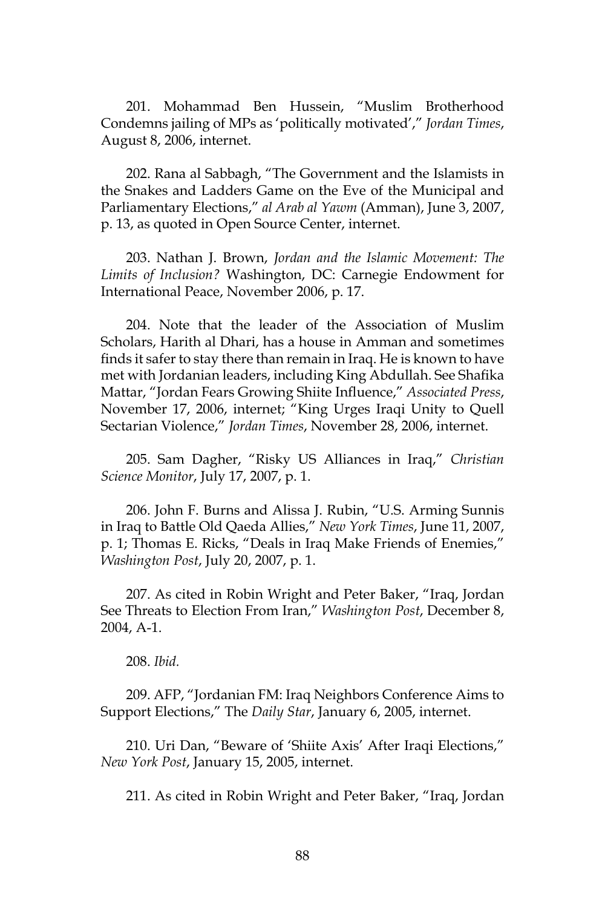201. Mohammad Ben Hussein, "Muslim Brotherhood Condemns jailing of MPs as 'politically motivated'," *Jordan Times*, August 8, 2006, internet.

202. Rana al Sabbagh, "The Government and the Islamists in the Snakes and Ladders Game on the Eve of the Municipal and Parliamentary Elections," *al Arab al Yawm* (Amman), June 3, 2007, p. 13, as quoted in Open Source Center, internet.

203. Nathan J. Brown, *Jordan and the Islamic Movement: The Limits of Inclusion?* Washington, DC: Carnegie Endowment for International Peace, November 2006, p. 17.

204. Note that the leader of the Association of Muslim Scholars, Harith al Dhari, has a house in Amman and sometimes finds it safer to stay there than remain in Iraq. He is known to have met with Jordanian leaders, including King Abdullah. See Shafika Mattar, "Jordan Fears Growing Shiite Influence," *Associated Press*, November 17, 2006, internet; "King Urges Iraqi Unity to Quell Sectarian Violence," *Jordan Times*, November 28, 2006, internet.

205. Sam Dagher, "Risky US Alliances in Iraq," *Christian Science Monitor*, July 17, 2007, p. 1.

206. John F. Burns and Alissa J. Rubin, "U.S. Arming Sunnis in Iraq to Battle Old Qaeda Allies," *New York Times*, June 11, 2007, p. 1; Thomas E. Ricks, "Deals in Iraq Make Friends of Enemies," *Washington Post*, July 20, 2007, p. 1.

207. As cited in Robin Wright and Peter Baker, "Iraq, Jordan See Threats to Election From Iran," *Washington Post*, December 8, 2004, A-1.

208. *Ibid.*

209. AFP, "Jordanian FM: Iraq Neighbors Conference Aims to Support Elections," The *Daily Star*, January 6, 2005, internet.

210. Uri Dan, "Beware of 'Shiite Axis' After Iraqi Elections," *New York Post*, January 15, 2005, internet.

211. As cited in Robin Wright and Peter Baker, "Iraq, Jordan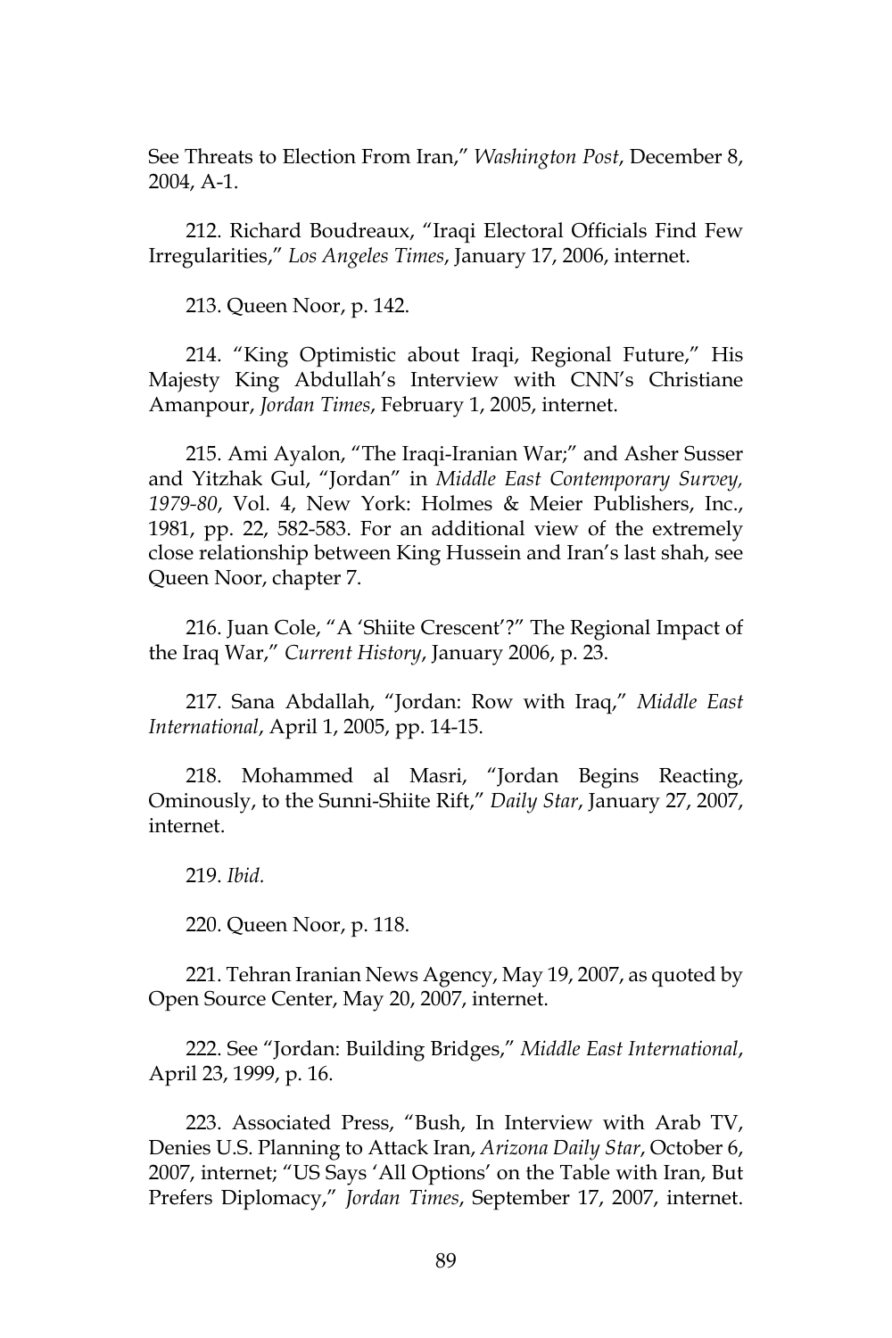See Threats to Election From Iran," *Washington Post*, December 8, 2004, A-1.

212. Richard Boudreaux, "Iraqi Electoral Officials Find Few Irregularities," *Los Angeles Times*, January 17, 2006, internet.

213. Queen Noor, p. 142.

214. "King Optimistic about Iraqi, Regional Future," His Majesty King Abdullah's Interview with CNN's Christiane Amanpour, *Jordan Times*, February 1, 2005, internet.

215. Ami Ayalon, "The Iraqi-Iranian War;" and Asher Susser and Yitzhak Gul, "Jordan" in *Middle East Contemporary Survey, 1979-80*, Vol. 4, New York: Holmes & Meier Publishers, Inc., 1981, pp. 22, 582-583. For an additional view of the extremely close relationship between King Hussein and Iran's last shah, see Queen Noor, chapter 7.

216. Juan Cole, "A 'Shiite Crescent'?" The Regional Impact of the Iraq War," *Current History*, January 2006, p. 23.

217. Sana Abdallah, "Jordan: Row with Iraq," *Middle East International*, April 1, 2005, pp. 14-15.

218. Mohammed al Masri, "Jordan Begins Reacting, Ominously, to the Sunni-Shiite Rift," *Daily Star*, January 27, 2007, internet.

219. *Ibid.*

220. Queen Noor, p. 118.

221. Tehran Iranian News Agency, May 19, 2007, as quoted by Open Source Center, May 20, 2007, internet.

222. See "Jordan: Building Bridges," *Middle East International*, April 23, 1999, p. 16.

223. Associated Press, "Bush, In Interview with Arab TV, Denies U.S. Planning to Attack Iran, *Arizona Daily Star*, October 6, 2007, internet; "US Says 'All Options' on the Table with Iran, But Prefers Diplomacy," *Jordan Times*, September 17, 2007, internet.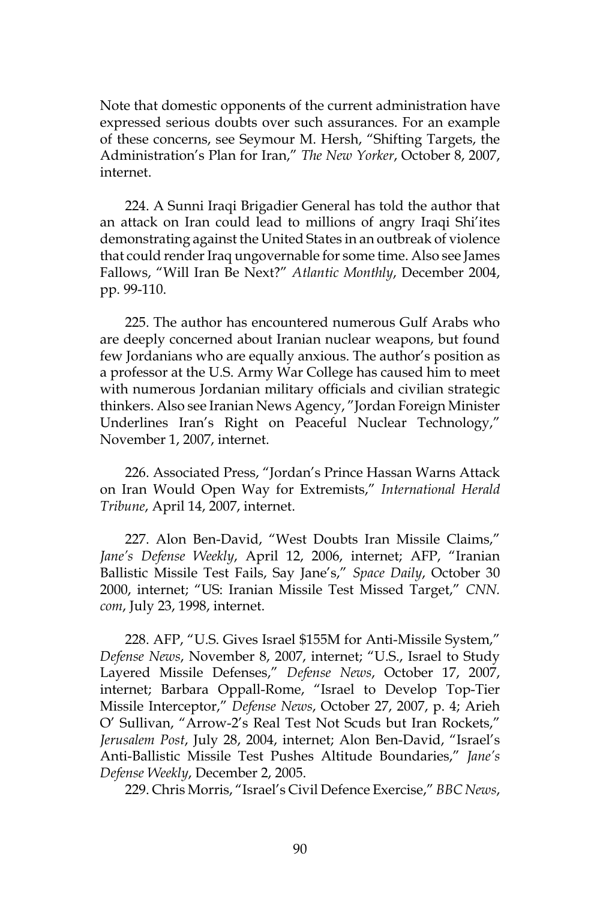Note that domestic opponents of the current administration have expressed serious doubts over such assurances. For an example of these concerns, see Seymour M. Hersh, "Shifting Targets, the Administration's Plan for Iran," *The New Yorker*, October 8, 2007, internet.

224. A Sunni Iraqi Brigadier General has told the author that an attack on Iran could lead to millions of angry Iraqi Shi'ites demonstrating against the United States in an outbreak of violence that could render Iraq ungovernable for some time. Also see James Fallows, "Will Iran Be Next?" *Atlantic Monthly*, December 2004, pp. 99-110.

225. The author has encountered numerous Gulf Arabs who are deeply concerned about Iranian nuclear weapons, but found few Jordanians who are equally anxious. The author's position as a professor at the U.S. Army War College has caused him to meet with numerous Jordanian military officials and civilian strategic thinkers. Also see Iranian News Agency, "Jordan Foreign Minister Underlines Iran's Right on Peaceful Nuclear Technology," November 1, 2007, internet.

226. Associated Press, "Jordan's Prince Hassan Warns Attack on Iran Would Open Way for Extremists," *International Herald Tribune*, April 14, 2007, internet.

227. Alon Ben-David, "West Doubts Iran Missile Claims," *Jane's Defense Weekly*, April 12, 2006, internet; AFP, "Iranian Ballistic Missile Test Fails, Say Jane's," *Space Daily*, October 30 2000, internet; "US: Iranian Missile Test Missed Target," *CNN.com*, July 23, 1998, internet.

228. AFP, "U.S. Gives Israel $155M for Anti-Missile System," *Defense News*, November 8, 2007, internet; "U.S., Israel to Study Layered Missile Defenses," *Defense News*, October 17, 2007, internet; Barbara Oppall-Rome, "Israel to Develop Top-Tier Missile Interceptor," *Defense News*, October 27, 2007, p. 4; Arieh O' Sullivan, "Arrow-2's Real Test Not Scuds but Iran Rockets," *Jerusalem Post*, July 28, 2004, internet; Alon Ben-David, "Israel's Anti-Ballistic Missile Test Pushes Altitude Boundaries," *Jane's Defense Weekly*, December 2, 2005.

229. Chris Morris, "Israel's Civil Defence Exercise," *BBC News*,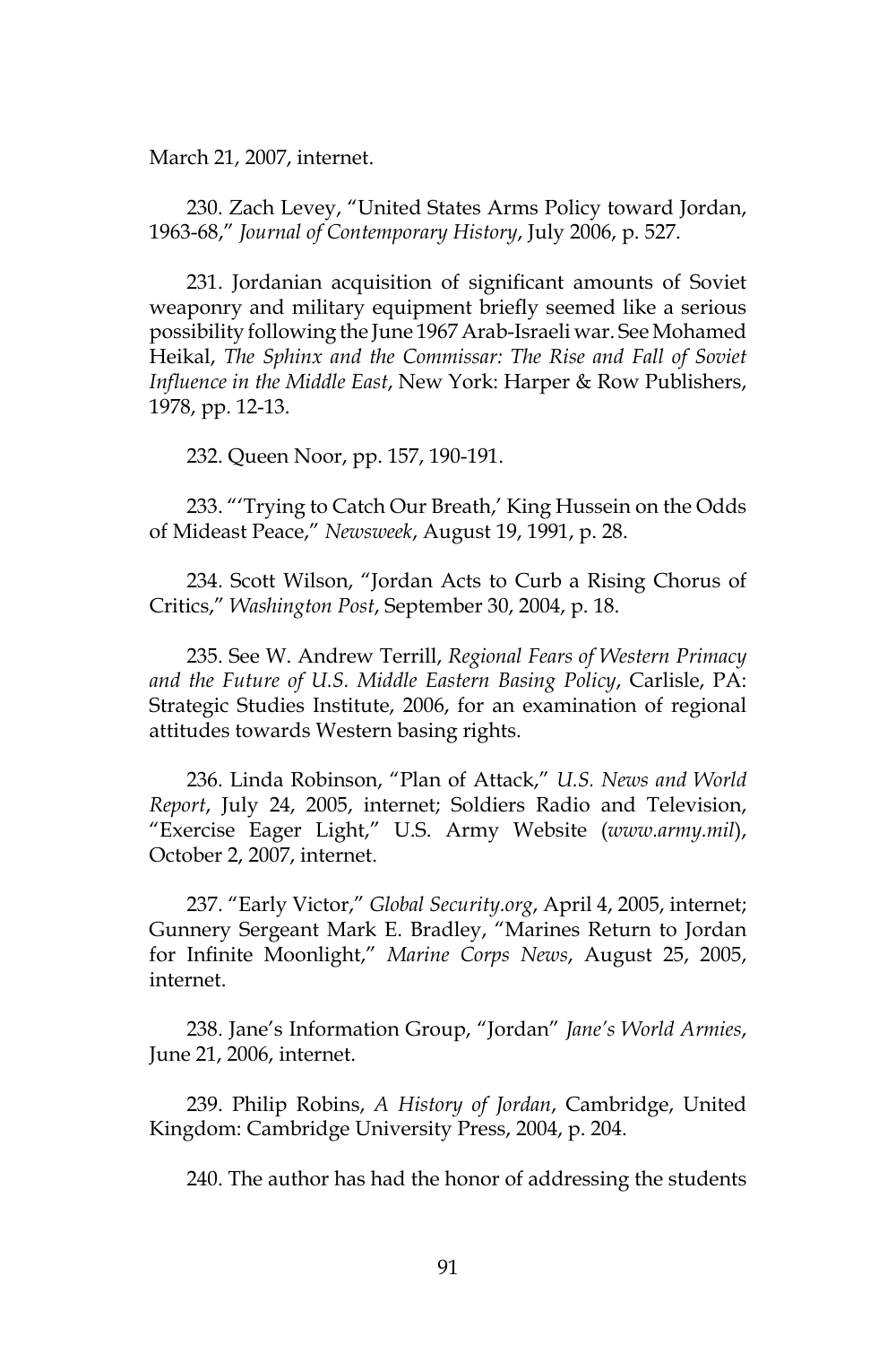March 21, 2007, internet.

230. Zach Levey, "United States Arms Policy toward Jordan, 1963-68," *Journal of Contemporary History*, July 2006, p. 527.

231. Jordanian acquisition of significant amounts of Soviet weaponry and military equipment briefly seemed like a serious possibility following the June 1967 Arab-Israeli war. See Mohamed Heikal, *The Sphinx and the Commissar: The Rise and Fall of Soviet Influence in the Middle East*, New York: Harper & Row Publishers, 1978, pp. 12-13.

232. Queen Noor, pp. 157, 190-191.

233. "'Trying to Catch Our Breath,' King Hussein on the Odds of Mideast Peace," *Newsweek*, August 19, 1991, p. 28.

234. Scott Wilson, "Jordan Acts to Curb a Rising Chorus of Critics," *Washington Post*, September 30, 2004, p. 18.

235. See W. Andrew Terrill, *Regional Fears of Western Primacy and the Future of U.S. Middle Eastern Basing Policy*, Carlisle, PA: Strategic Studies Institute, 2006, for an examination of regional attitudes towards Western basing rights.

236. Linda Robinson, "Plan of Attack," *U.S. News and World Report*, July 24, 2005, internet; Soldiers Radio and Television, "Exercise Eager Light," U.S. Army Website (*www.army.mil*), October 2, 2007, internet.

237. "Early Victor," *Global Security.org*, April 4, 2005, internet; Gunnery Sergeant Mark E. Bradley, "Marines Return to Jordan for Infinite Moonlight," *Marine Corps News*, August 25, 2005, internet.

238. Jane's Information Group, "Jordan" *Jane's World Armies*, June 21, 2006, internet.

239. Philip Robins, *A History of Jordan*, Cambridge, United Kingdom: Cambridge University Press, 2004, p. 204.

240. The author has had the honor of addressing the students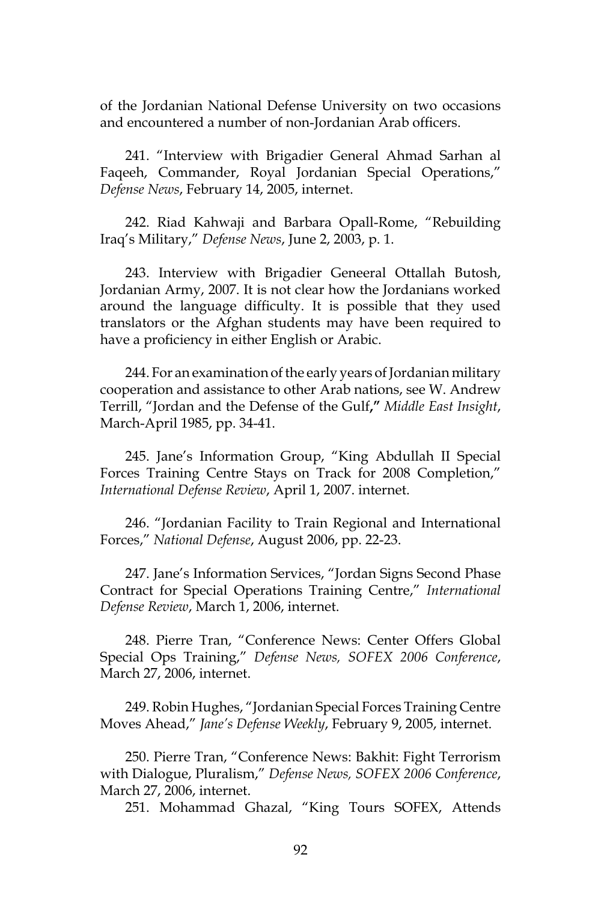of the Jordanian National Defense University on two occasions and encountered a number of non-Jordanian Arab officers.

241. "Interview with Brigadier General Ahmad Sarhan al Faqeeh, Commander, Royal Jordanian Special Operations," *Defense News*, February 14, 2005, internet.

242. Riad Kahwaji and Barbara Opall-Rome, "Rebuilding Iraq's Military," *Defense News*, June 2, 2003, p. 1.

243. Interview with Brigadier Geneeral Ottallah Butosh, Jordanian Army, 2007. It is not clear how the Jordanians worked around the language difficulty. It is possible that they used translators or the Afghan students may have been required to have a proficiency in either English or Arabic.

244. For an examination of the early years of Jordanian military cooperation and assistance to other Arab nations, see W. Andrew Terrill, "Jordan and the Defense of the Gulf**,"** *Middle East Insight*, March-April 1985, pp. 34-41.

245. Jane's Information Group, "King Abdullah II Special Forces Training Centre Stays on Track for 2008 Completion," *International Defense Review*, April 1, 2007. internet.

246. "Jordanian Facility to Train Regional and International Forces," *National Defense*, August 2006, pp. 22-23.

247. Jane's Information Services, "Jordan Signs Second Phase Contract for Special Operations Training Centre," *International Defense Review*, March 1, 2006, internet.

248. Pierre Tran, "Conference News: Center Offers Global Special Ops Training," *Defense News, SOFEX 2006 Conference*, March 27, 2006, internet.

249. Robin Hughes, "Jordanian Special Forces Training Centre Moves Ahead," *Jane's Defense Weekly*, February 9, 2005, internet.

250. Pierre Tran, "Conference News: Bakhit: Fight Terrorism with Dialogue, Pluralism," *Defense News, SOFEX 2006 Conference*, March 27, 2006, internet.

251. Mohammad Ghazal, "King Tours SOFEX, Attends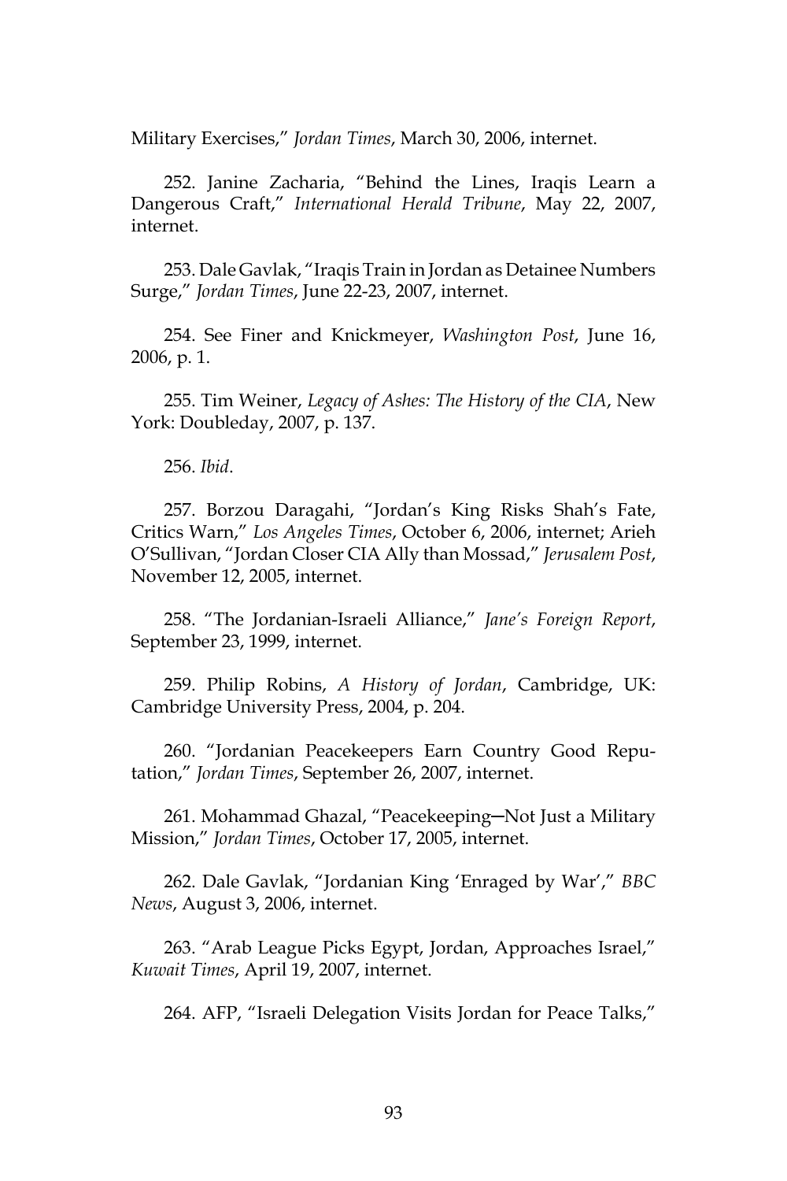Military Exercises," *Jordan Times*, March 30, 2006, internet.

252. Janine Zacharia, "Behind the Lines, Iraqis Learn a Dangerous Craft," *International Herald Tribune*, May 22, 2007, internet.

253. Dale Gavlak, "Iraqis Train in Jordan as Detainee Numbers Surge," *Jordan Times*, June 22-23, 2007, internet.

254. See Finer and Knickmeyer, *Washington Post*, June 16, 2006, p. 1.

255. Tim Weiner, *Legacy of Ashes: The History of the CIA*, New York: Doubleday, 2007, p. 137.

256. *Ibid*.

257. Borzou Daragahi, "Jordan's King Risks Shah's Fate, Critics Warn," *Los Angeles Times*, October 6, 2006, internet; Arieh O'Sullivan, "Jordan Closer CIA Ally than Mossad," *Jerusalem Post*, November 12, 2005, internet.

258. "The Jordanian-Israeli Alliance," *Jane's Foreign Report*, September 23, 1999, internet.

259. Philip Robins, *A History of Jordan*, Cambridge, UK: Cambridge University Press, 2004, p. 204.

260. "Jordanian Peacekeepers Earn Country Good Reputation," *Jordan Times*, September 26, 2007, internet.

261. Mohammad Ghazal, "Peacekeeping—Not Just a Military Mission," *Jordan Times*, October 17, 2005, internet.

262. Dale Gavlak, "Jordanian King 'Enraged by War'," *BBC News*, August 3, 2006, internet.

263. "Arab League Picks Egypt, Jordan, Approaches Israel," *Kuwait Times*, April 19, 2007, internet.

264. AFP, "Israeli Delegation Visits Jordan for Peace Talks,"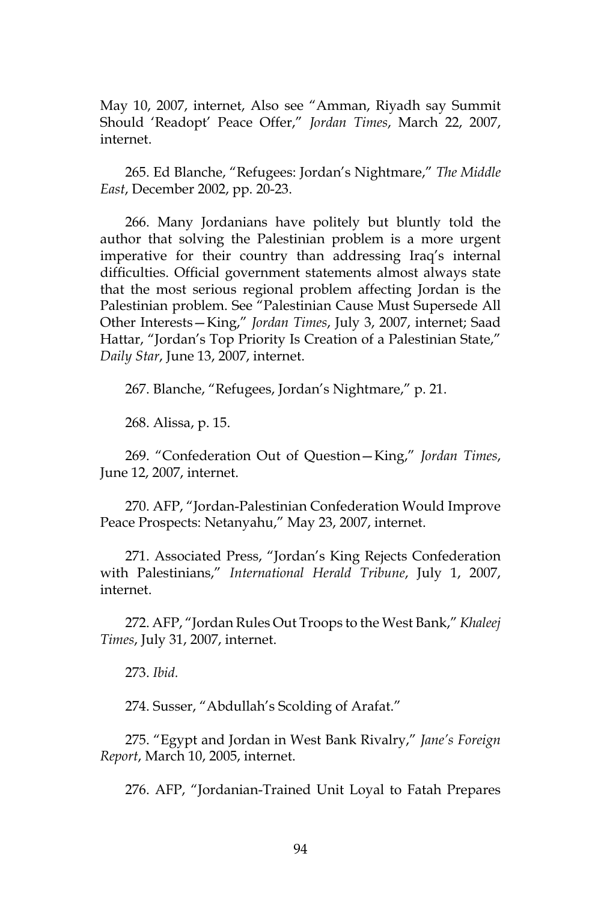May 10, 2007, internet, Also see "Amman, Riyadh say Summit Should 'Readopt' Peace Offer," *Jordan Times*, March 22, 2007, internet.

265. Ed Blanche, "Refugees: Jordan's Nightmare," *The Middle East*, December 2002, pp. 20-23.

266. Many Jordanians have politely but bluntly told the author that solving the Palestinian problem is a more urgent imperative for their country than addressing Iraq's internal difficulties. Official government statements almost always state that the most serious regional problem affecting Jordan is the Palestinian problem. See "Palestinian Cause Must Supersede All Other Interests—King," *Jordan Times*, July 3, 2007, internet; Saad Hattar, "Jordan's Top Priority Is Creation of a Palestinian State," *Daily Star*, June 13, 2007, internet.

267. Blanche, "Refugees, Jordan's Nightmare," p. 21.

268. Alissa, p. 15.

269. "Confederation Out of Question—King," *Jordan Times*, June 12, 2007, internet.

270. AFP, "Jordan-Palestinian Confederation Would Improve Peace Prospects: Netanyahu," May 23, 2007, internet.

271. Associated Press, "Jordan's King Rejects Confederation with Palestinians," *International Herald Tribune*, July 1, 2007, internet.

272. AFP, "Jordan Rules Out Troops to the West Bank," *Khaleej Times*, July 31, 2007, internet.

273. *Ibid.*

274. Susser, "Abdullah's Scolding of Arafat."

275. "Egypt and Jordan in West Bank Rivalry," *Jane's Foreign Report*, March 10, 2005, internet.

276. AFP, "Jordanian-Trained Unit Loyal to Fatah Prepares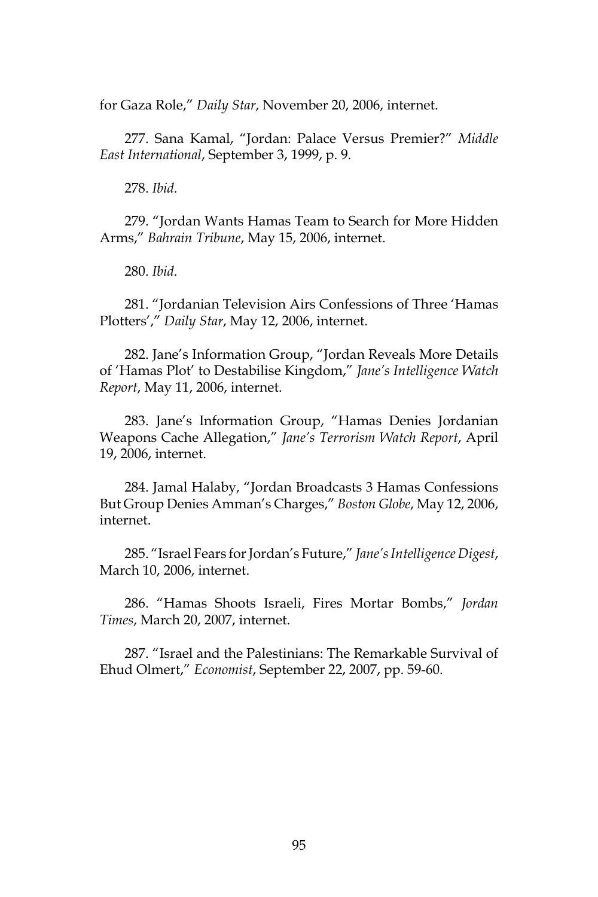for Gaza Role," *Daily Star*, November 20, 2006, internet.

277. Sana Kamal, "Jordan: Palace Versus Premier?" *Middle East International*, September 3, 1999, p. 9.

278. *Ibid.*

279. "Jordan Wants Hamas Team to Search for More Hidden Arms," *Bahrain Tribune*, May 15, 2006, internet.

280. *Ibid.*

281. "Jordanian Television Airs Confessions of Three 'Hamas Plotters'," *Daily Star*, May 12, 2006, internet.

282. Jane's Information Group, "Jordan Reveals More Details of 'Hamas Plot' to Destabilise Kingdom," *Jane's Intelligence Watch Report*, May 11, 2006, internet.

283. Jane's Information Group, "Hamas Denies Jordanian Weapons Cache Allegation," *Jane's Terrorism Watch Report*, April 19, 2006, internet.

284. Jamal Halaby, "Jordan Broadcasts 3 Hamas Confessions But Group Denies Amman's Charges," *Boston Globe*, May 12, 2006, internet.

285. "Israel Fears for Jordan's Future," *Jane's Intelligence Digest*, March 10, 2006, internet.

286. "Hamas Shoots Israeli, Fires Mortar Bombs," *Jordan Times*, March 20, 2007, internet.

287. "Israel and the Palestinians: The Remarkable Survival of Ehud Olmert," *Economist*, September 22, 2007, pp. 59-60.